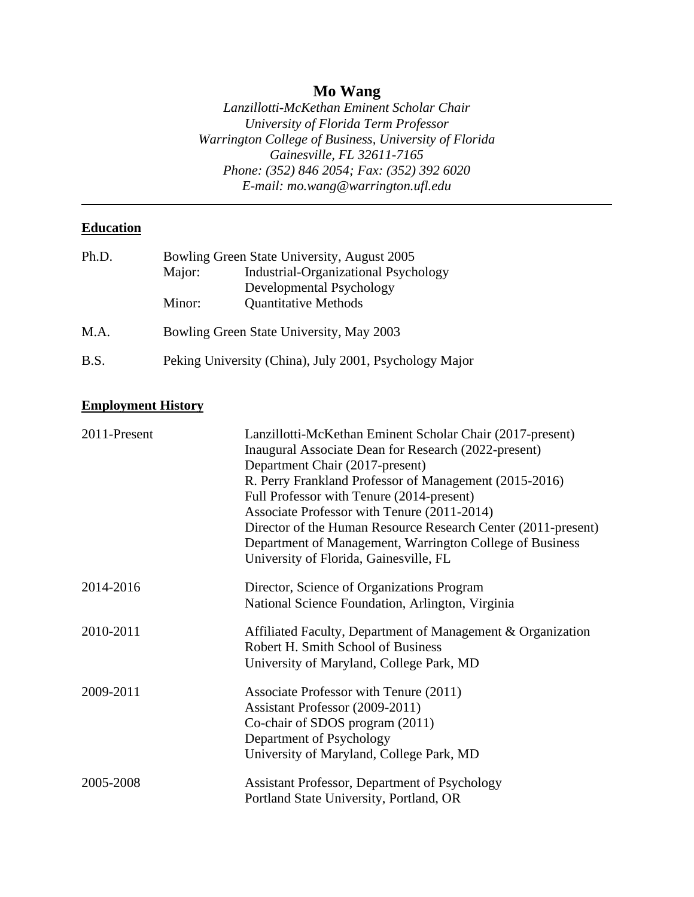# Mo Wang

*Lanzillotti-McKethan Eminent Scholar Chair*
*University of Florida Term Professor*
*Warrington College of Business, University of Florida*
*Gainesville, FL 32611-7165*
*Phone: (352) 846 2054; Fax: (352) 392 6020*
*E-mail: mo.wang@warrington.ufl.edu*

---

## Education

**Ph.D.** Bowling Green State University, August 2005
- Major: Industrial-Organizational Psychology
  Developmental Psychology
- Minor: Quantitative Methods

**M.A.** Bowling Green State University, May 2003

**B.S.** Peking University (China), July 2001, Psychology Major

## Employment History

**2011-Present**
Lanzillotti-McKethan Eminent Scholar Chair (2017-present)
Inaugural Associate Dean for Research (2022-present)
Department Chair (2017-present)
R. Perry Frankland Professor of Management (2015-2016)
Full Professor with Tenure (2014-present)
Associate Professor with Tenure (2011-2014)
Director of the Human Resource Research Center (2011-present)
Department of Management, Warrington College of Business
University of Florida, Gainesville, FL

**2014-2016**
Director, Science of Organizations Program
National Science Foundation, Arlington, Virginia

**2010-2011**
Affiliated Faculty, Department of Management & Organization
Robert H. Smith School of Business
University of Maryland, College Park, MD

**2009-2011**
Associate Professor with Tenure (2011)
Assistant Professor (2009-2011)
Co-chair of SDOS program (2011)
Department of Psychology
University of Maryland, College Park, MD

**2005-2008**
Assistant Professor, Department of Psychology
Portland State University, Portland, OR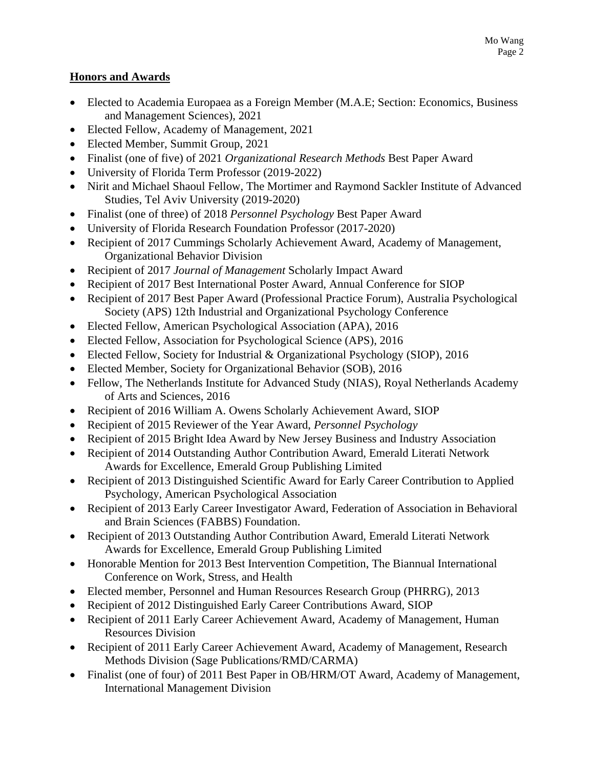## Honors and Awards

- Elected to Academia Europaea as a Foreign Member (M.A.E; Section: Economics, Business and Management Sciences), 2021
- Elected Fellow, Academy of Management, 2021
- Elected Member, Summit Group, 2021
- Finalist (one of five) of 2021 *Organizational Research Methods* Best Paper Award
- University of Florida Term Professor (2019-2022)
- Nirit and Michael Shaoul Fellow, The Mortimer and Raymond Sackler Institute of Advanced Studies, Tel Aviv University (2019-2020)
- Finalist (one of three) of 2018 *Personnel Psychology* Best Paper Award
- University of Florida Research Foundation Professor (2017-2020)
- Recipient of 2017 Cummings Scholarly Achievement Award, Academy of Management, Organizational Behavior Division
- Recipient of 2017 *Journal of Management* Scholarly Impact Award
- Recipient of 2017 Best International Poster Award, Annual Conference for SIOP
- Recipient of 2017 Best Paper Award (Professional Practice Forum), Australia Psychological Society (APS) 12th Industrial and Organizational Psychology Conference
- Elected Fellow, American Psychological Association (APA), 2016
- Elected Fellow, Association for Psychological Science (APS), 2016
- Elected Fellow, Society for Industrial & Organizational Psychology (SIOP), 2016
- Elected Member, Society for Organizational Behavior (SOB), 2016
- Fellow, The Netherlands Institute for Advanced Study (NIAS), Royal Netherlands Academy of Arts and Sciences, 2016
- Recipient of 2016 William A. Owens Scholarly Achievement Award, SIOP
- Recipient of 2015 Reviewer of the Year Award, *Personnel Psychology*
- Recipient of 2015 Bright Idea Award by New Jersey Business and Industry Association
- Recipient of 2014 Outstanding Author Contribution Award, Emerald Literati Network Awards for Excellence, Emerald Group Publishing Limited
- Recipient of 2013 Distinguished Scientific Award for Early Career Contribution to Applied Psychology, American Psychological Association
- Recipient of 2013 Early Career Investigator Award, Federation of Association in Behavioral and Brain Sciences (FABBS) Foundation.
- Recipient of 2013 Outstanding Author Contribution Award, Emerald Literati Network Awards for Excellence, Emerald Group Publishing Limited
- Honorable Mention for 2013 Best Intervention Competition, The Biannual International Conference on Work, Stress, and Health
- Elected member, Personnel and Human Resources Research Group (PHRRG), 2013
- Recipient of 2012 Distinguished Early Career Contributions Award, SIOP
- Recipient of 2011 Early Career Achievement Award, Academy of Management, Human Resources Division
- Recipient of 2011 Early Career Achievement Award, Academy of Management, Research Methods Division (Sage Publications/RMD/CARMA)
- Finalist (one of four) of 2011 Best Paper in OB/HRM/OT Award, Academy of Management, International Management Division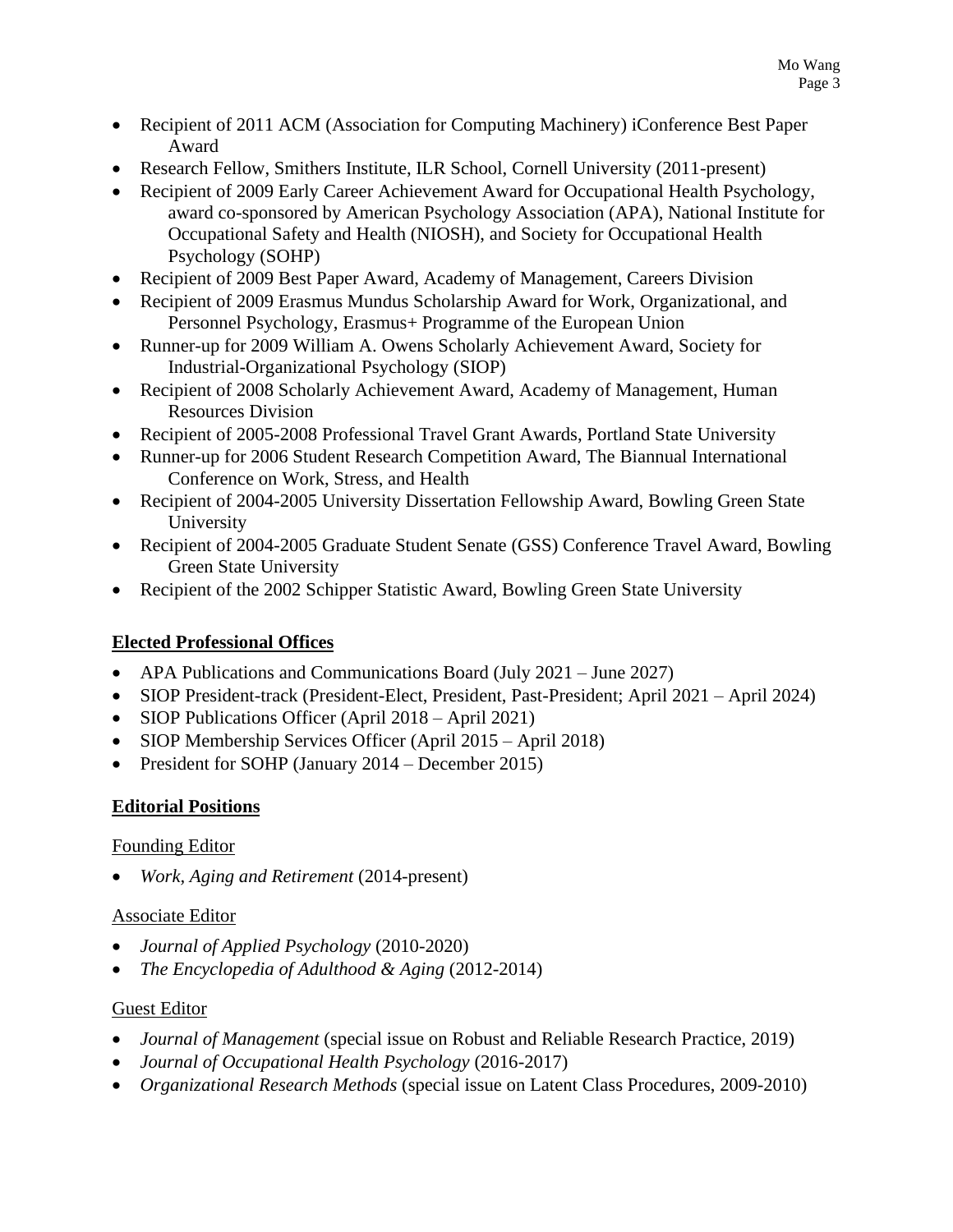- Recipient of 2011 ACM (Association for Computing Machinery) iConference Best Paper Award
- Research Fellow, Smithers Institute, ILR School, Cornell University (2011-present)
- Recipient of 2009 Early Career Achievement Award for Occupational Health Psychology, award co-sponsored by American Psychology Association (APA), National Institute for Occupational Safety and Health (NIOSH), and Society for Occupational Health Psychology (SOHP)
- Recipient of 2009 Best Paper Award, Academy of Management, Careers Division
- Recipient of 2009 Erasmus Mundus Scholarship Award for Work, Organizational, and Personnel Psychology, Erasmus+ Programme of the European Union
- Runner-up for 2009 William A. Owens Scholarly Achievement Award, Society for Industrial-Organizational Psychology (SIOP)
- Recipient of 2008 Scholarly Achievement Award, Academy of Management, Human Resources Division
- Recipient of 2005-2008 Professional Travel Grant Awards, Portland State University
- Runner-up for 2006 Student Research Competition Award, The Biannual International Conference on Work, Stress, and Health
- Recipient of 2004-2005 University Dissertation Fellowship Award, Bowling Green State University
- Recipient of 2004-2005 Graduate Student Senate (GSS) Conference Travel Award, Bowling Green State University
- Recipient of the 2002 Schipper Statistic Award, Bowling Green State University

## Elected Professional Offices

- APA Publications and Communications Board (July 2021 – June 2027)
- SIOP President-track (President-Elect, President, Past-President; April 2021 – April 2024)
- SIOP Publications Officer (April 2018 – April 2021)
- SIOP Membership Services Officer (April 2015 – April 2018)
- President for SOHP (January 2014 – December 2015)

## Editorial Positions

### Founding Editor

- *Work, Aging and Retirement* (2014-present)

### Associate Editor

- *Journal of Applied Psychology* (2010-2020)
- *The Encyclopedia of Adulthood & Aging* (2012-2014)

### Guest Editor

- *Journal of Management* (special issue on Robust and Reliable Research Practice, 2019)
- *Journal of Occupational Health Psychology* (2016-2017)
- *Organizational Research Methods* (special issue on Latent Class Procedures, 2009-2010)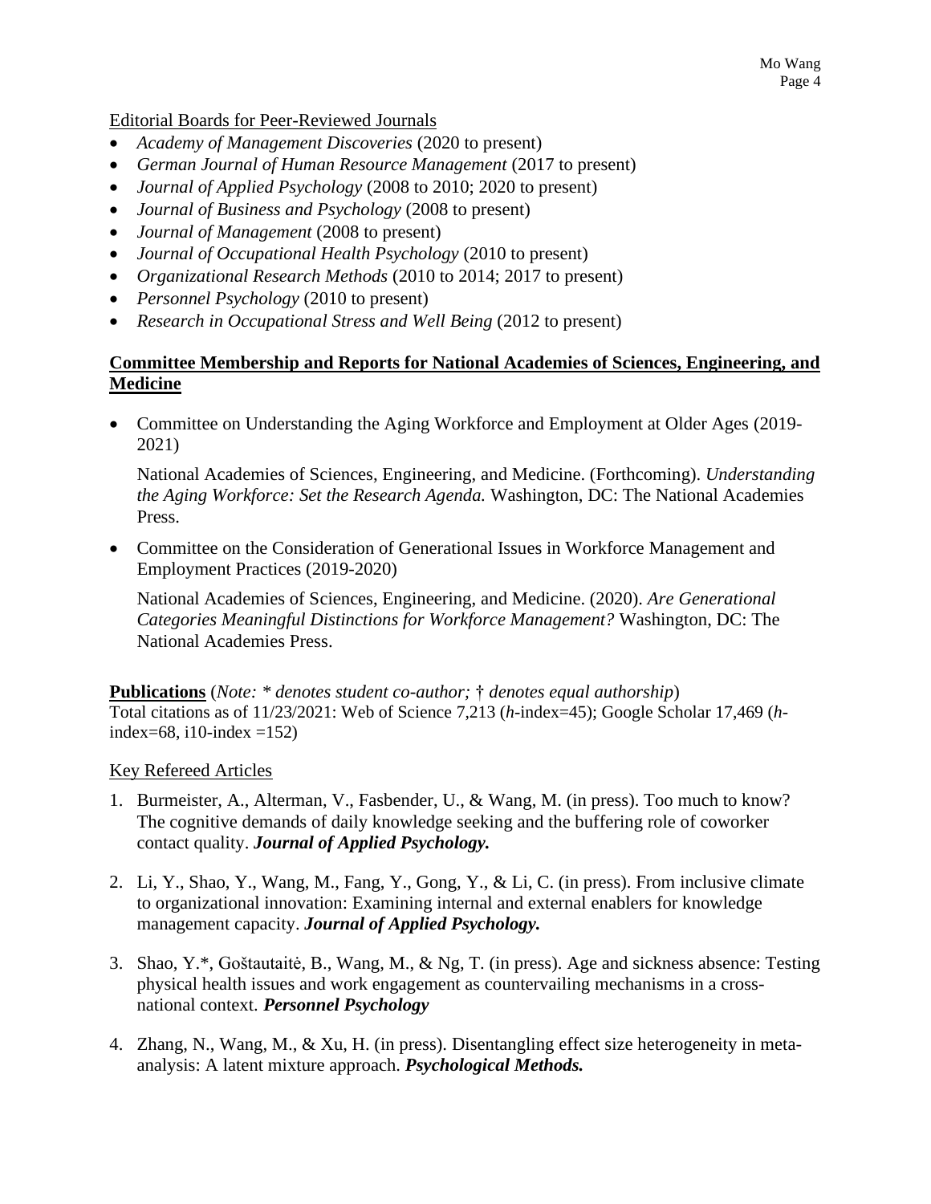<u>Editorial Boards for Peer-Reviewed Journals</u>

- *Academy of Management Discoveries* (2020 to present)
- *German Journal of Human Resource Management* (2017 to present)
- *Journal of Applied Psychology* (2008 to 2010; 2020 to present)
- *Journal of Business and Psychology* (2008 to present)
- *Journal of Management* (2008 to present)
- *Journal of Occupational Health Psychology* (2010 to present)
- *Organizational Research Methods* (2010 to 2014; 2017 to present)
- *Personnel Psychology* (2010 to present)
- *Research in Occupational Stress and Well Being* (2012 to present)

## Committee Membership and Reports for National Academies of Sciences, Engineering, and Medicine

- Committee on Understanding the Aging Workforce and Employment at Older Ages (2019-2021)

  National Academies of Sciences, Engineering, and Medicine. (Forthcoming). *Understanding the Aging Workforce: Set the Research Agenda.* Washington, DC: The National Academies Press.

- Committee on the Consideration of Generational Issues in Workforce Management and Employment Practices (2019-2020)

  National Academies of Sciences, Engineering, and Medicine. (2020). *Are Generational Categories Meaningful Distinctions for Workforce Management?* Washington, DC: The National Academies Press.

**Publications** (*Note: * denotes student co-author; † denotes equal authorship*)
Total citations as of 11/23/2021: Web of Science 7,213 (*h*-index=45); Google Scholar 17,469 (*h*-index=68, i10-index =152)

<u>Key Refereed Articles</u>

1. Burmeister, A., Alterman, V., Fasbender, U., & Wang, M. (in press). Too much to know? The cognitive demands of daily knowledge seeking and the buffering role of coworker contact quality. ***Journal of Applied Psychology.***

2. Li, Y., Shao, Y., Wang, M., Fang, Y., Gong, Y., & Li, C. (in press). From inclusive climate to organizational innovation: Examining internal and external enablers for knowledge management capacity. ***Journal of Applied Psychology.***

3. Shao, Y.*, Goštautaitė, B., Wang, M., & Ng, T. (in press). Age and sickness absence: Testing physical health issues and work engagement as countervailing mechanisms in a cross-national context. ***Personnel Psychology***

4. Zhang, N., Wang, M., & Xu, H. (in press). Disentangling effect size heterogeneity in meta-analysis: A latent mixture approach. ***Psychological Methods.***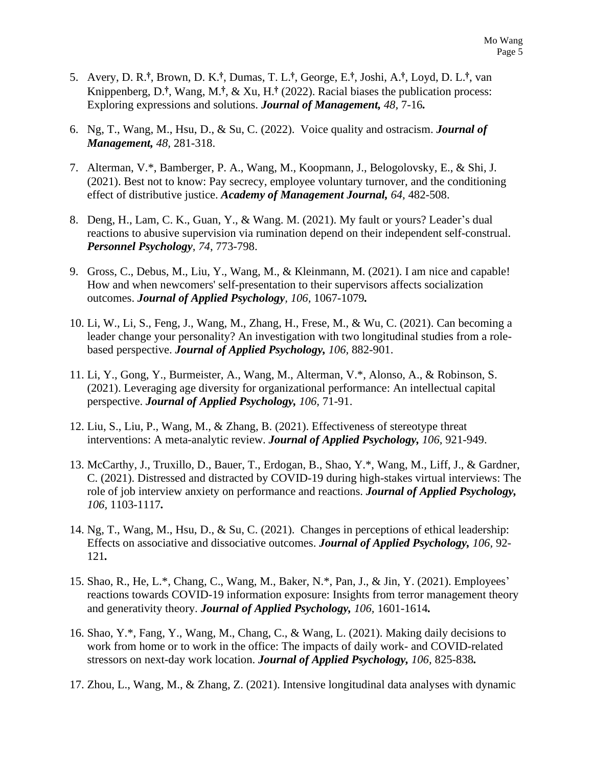5. Avery, D. R.†, Brown, D. K.†, Dumas, T. L.†, George, E.†, Joshi, A.†, Loyd, D. L.†, van Knippenberg, D.†, Wang, M.†, & Xu, H.† (2022). Racial biases the publication process: Exploring expressions and solutions. ***Journal of Management,*** *48,* 7-16***.***

6. Ng, T., Wang, M., Hsu, D., & Su, C. (2022). Voice quality and ostracism. ***Journal of Management,*** *48*, 281-318.

7. Alterman, V.*, Bamberger, P. A., Wang, M., Koopmann, J., Belogolovsky, E., & Shi, J. (2021). Best not to know: Pay secrecy, employee voluntary turnover, and the conditioning effect of distributive justice. ***Academy of Management Journal,*** *64,* 482-508.

8. Deng, H., Lam, C. K., Guan, Y., & Wang. M. (2021). My fault or yours? Leader's dual reactions to abusive supervision via rumination depend on their independent self-construal. ***Personnel Psychology***, *74*, 773-798.

9. Gross, C., Debus, M., Liu, Y., Wang, M., & Kleinmann, M. (2021). I am nice and capable! How and when newcomers' self-presentation to their supervisors affects socialization outcomes. ***Journal of Applied Psychology***, *106,* 1067-1079***.***

10. Li, W., Li, S., Feng, J., Wang, M., Zhang, H., Frese, M., & Wu, C. (2021). Can becoming a leader change your personality? An investigation with two longitudinal studies from a role-based perspective. ***Journal of Applied Psychology,*** *106,* 882-901.

11. Li, Y., Gong, Y., Burmeister, A., Wang, M., Alterman, V.*, Alonso, A., & Robinson, S. (2021). Leveraging age diversity for organizational performance: An intellectual capital perspective. ***Journal of Applied Psychology,*** *106,* 71-91.

12. Liu, S., Liu, P., Wang, M., & Zhang, B. (2021). Effectiveness of stereotype threat interventions: A meta-analytic review. ***Journal of Applied Psychology,*** *106,* 921-949.

13. McCarthy, J., Truxillo, D., Bauer, T., Erdogan, B., Shao, Y.*, Wang, M., Liff, J., & Gardner, C. (2021). Distressed and distracted by COVID-19 during high-stakes virtual interviews: The role of job interview anxiety on performance and reactions. ***Journal of Applied Psychology,*** *106,* 1103-1117***.***

14. Ng, T., Wang, M., Hsu, D., & Su, C. (2021). Changes in perceptions of ethical leadership: Effects on associative and dissociative outcomes. ***Journal of Applied Psychology,*** *106,* 92-121***.***

15. Shao, R., He, L.*, Chang, C., Wang, M., Baker, N.*, Pan, J., & Jin, Y. (2021). Employees' reactions towards COVID-19 information exposure: Insights from terror management theory and generativity theory. ***Journal of Applied Psychology,*** *106,* 1601-1614***.***

16. Shao, Y.*, Fang, Y., Wang, M., Chang, C., & Wang, L. (2021). Making daily decisions to work from home or to work in the office: The impacts of daily work- and COVID-related stressors on next-day work location. ***Journal of Applied Psychology,*** *106,* 825-838***.***

17. Zhou, L., Wang, M., & Zhang, Z. (2021). Intensive longitudinal data analyses with dynamic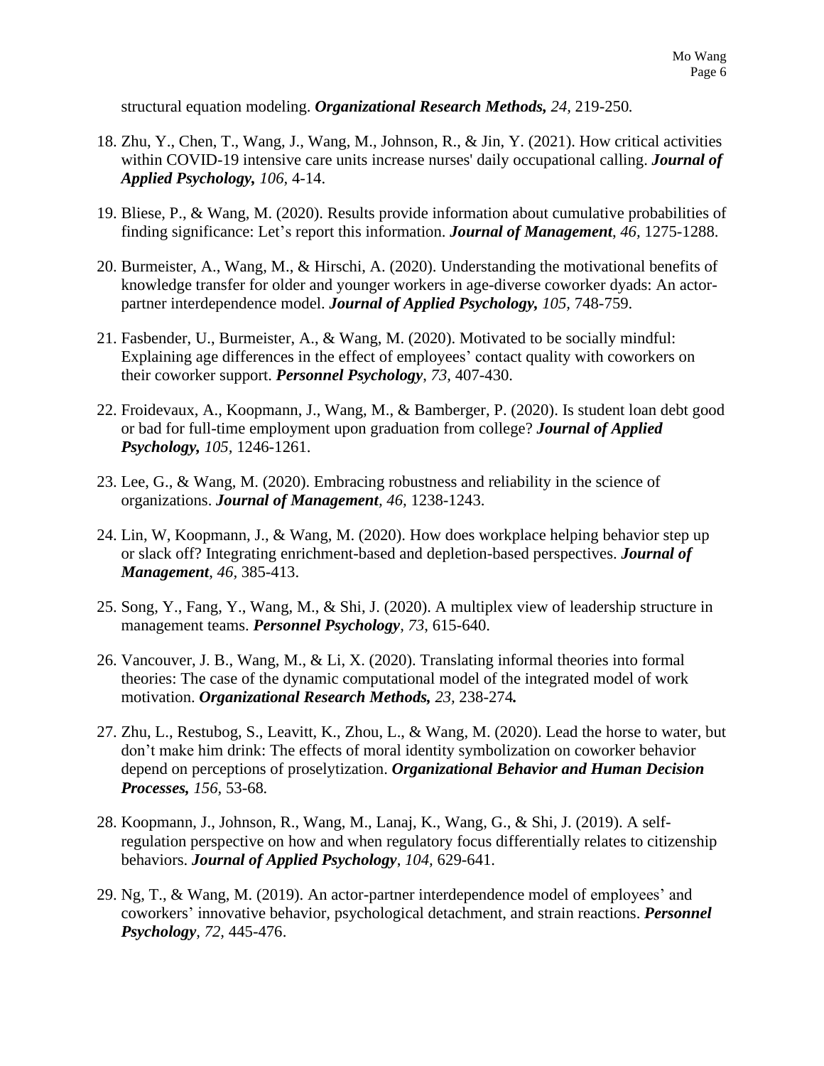structural equation modeling. ***Organizational Research Methods, 24,*** 219-250*.*

18. Zhu, Y., Chen, T., Wang, J., Wang, M., Johnson, R., & Jin, Y. (2021). How critical activities within COVID-19 intensive care units increase nurses' daily occupational calling. ***Journal of Applied Psychology, 106***, 4-14.

19. Bliese, P., & Wang, M. (2020). Results provide information about cumulative probabilities of finding significance: Let's report this information. ***Journal of Management***, *46,* 1275-1288.

20. Burmeister, A., Wang, M., & Hirschi, A. (2020). Understanding the motivational benefits of knowledge transfer for older and younger workers in age-diverse coworker dyads: An actor-partner interdependence model. ***Journal of Applied Psychology,*** *105,* 748-759.

21. Fasbender, U., Burmeister, A., & Wang, M. (2020). Motivated to be socially mindful: Explaining age differences in the effect of employees' contact quality with coworkers on their coworker support. ***Personnel Psychology***, *73,* 407-430.

22. Froidevaux, A., Koopmann, J., Wang, M., & Bamberger, P. (2020). Is student loan debt good or bad for full-time employment upon graduation from college? ***Journal of Applied Psychology,*** *105,* 1246-1261.

23. Lee, G., & Wang, M. (2020). Embracing robustness and reliability in the science of organizations. ***Journal of Management***, *46,* 1238-1243.

24. Lin, W, Koopmann, J., & Wang, M. (2020). How does workplace helping behavior step up or slack off? Integrating enrichment-based and depletion-based perspectives. ***Journal of Management***, *46,* 385-413.

25. Song, Y., Fang, Y., Wang, M., & Shi, J. (2020). A multiplex view of leadership structure in management teams. ***Personnel Psychology****, 73,* 615-640.

26. Vancouver, J. B., Wang, M., & Li, X. (2020). Translating informal theories into formal theories: The case of the dynamic computational model of the integrated model of work motivation. ***Organizational Research Methods,*** *23,* 238-274***.***

27. Zhu, L., Restubog, S., Leavitt, K., Zhou, L., & Wang, M. (2020). Lead the horse to water, but don't make him drink: The effects of moral identity symbolization on coworker behavior depend on perceptions of proselytization. ***Organizational Behavior and Human Decision Processes,*** *156,* 53-68*.*

28. Koopmann, J., Johnson, R., Wang, M., Lanaj, K., Wang, G., & Shi, J. (2019). A self-regulation perspective on how and when regulatory focus differentially relates to citizenship behaviors. ***Journal of Applied Psychology***, *104,* 629-641.

29. Ng, T., & Wang, M. (2019). An actor-partner interdependence model of employees' and coworkers' innovative behavior, psychological detachment, and strain reactions. ***Personnel Psychology****, 72,* 445-476.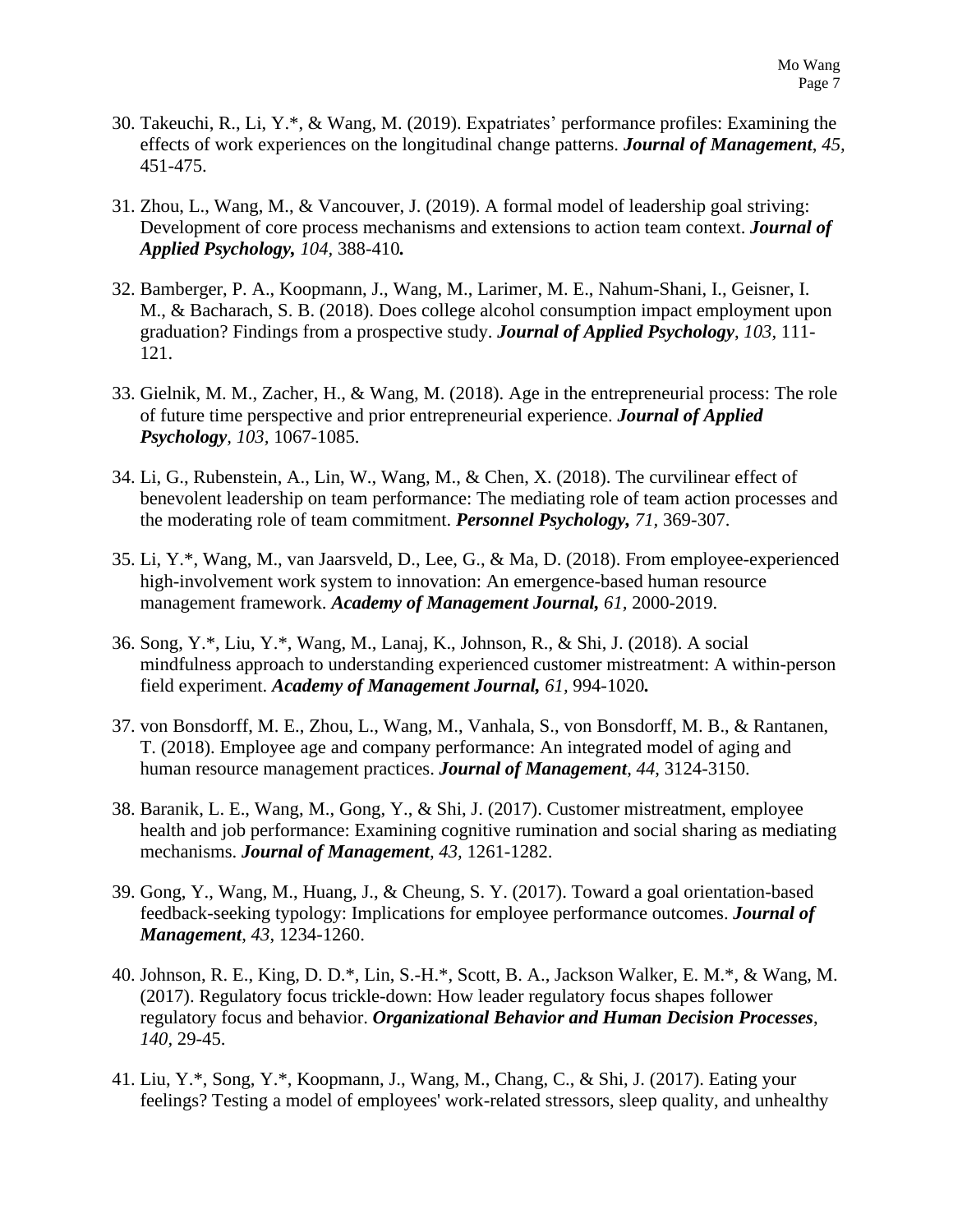30. Takeuchi, R., Li, Y.*, & Wang, M. (2019). Expatriates' performance profiles: Examining the effects of work experiences on the longitudinal change patterns. ***Journal of Management***, *45*, 451-475.

31. Zhou, L., Wang, M., & Vancouver, J. (2019). A formal model of leadership goal striving: Development of core process mechanisms and extensions to action team context. ***Journal of Applied Psychology, 104***, 388-410.

32. Bamberger, P. A., Koopmann, J., Wang, M., Larimer, M. E., Nahum-Shani, I., Geisner, I. M., & Bacharach, S. B. (2018). Does college alcohol consumption impact employment upon graduation? Findings from a prospective study. ***Journal of Applied Psychology***, *103*, 111-121.

33. Gielnik, M. M., Zacher, H., & Wang, M. (2018). Age in the entrepreneurial process: The role of future time perspective and prior entrepreneurial experience. ***Journal of Applied Psychology***, *103*, 1067-1085.

34. Li, G., Rubenstein, A., Lin, W., Wang, M., & Chen, X. (2018). The curvilinear effect of benevolent leadership on team performance: The mediating role of team action processes and the moderating role of team commitment. ***Personnel Psychology,*** *71*, 369-307.

35. Li, Y.*, Wang, M., van Jaarsveld, D., Lee, G., & Ma, D. (2018). From employee-experienced high-involvement work system to innovation: An emergence-based human resource management framework. ***Academy of Management Journal,*** *61*, 2000-2019.

36. Song, Y.*, Liu, Y.*, Wang, M., Lanaj, K., Johnson, R., & Shi, J. (2018). A social mindfulness approach to understanding experienced customer mistreatment: A within-person field experiment. ***Academy of Management Journal,*** *61*, 994-1020.

37. von Bonsdorff, M. E., Zhou, L., Wang, M., Vanhala, S., von Bonsdorff, M. B., & Rantanen, T. (2018). Employee age and company performance: An integrated model of aging and human resource management practices. ***Journal of Management***, *44*, 3124-3150.

38. Baranik, L. E., Wang, M., Gong, Y., & Shi, J. (2017). Customer mistreatment, employee health and job performance: Examining cognitive rumination and social sharing as mediating mechanisms. ***Journal of Management***, *43*, 1261-1282.

39. Gong, Y., Wang, M., Huang, J., & Cheung, S. Y. (2017). Toward a goal orientation-based feedback-seeking typology: Implications for employee performance outcomes. ***Journal of Management***, *43*, 1234-1260.

40. Johnson, R. E., King, D. D.*, Lin, S.-H.*, Scott, B. A., Jackson Walker, E. M.*, & Wang, M. (2017). Regulatory focus trickle-down: How leader regulatory focus shapes follower regulatory focus and behavior. ***Organizational Behavior and Human Decision Processes***, *140*, 29-45.

41. Liu, Y.*, Song, Y.*, Koopmann, J., Wang, M., Chang, C., & Shi, J. (2017). Eating your feelings? Testing a model of employees' work-related stressors, sleep quality, and unhealthy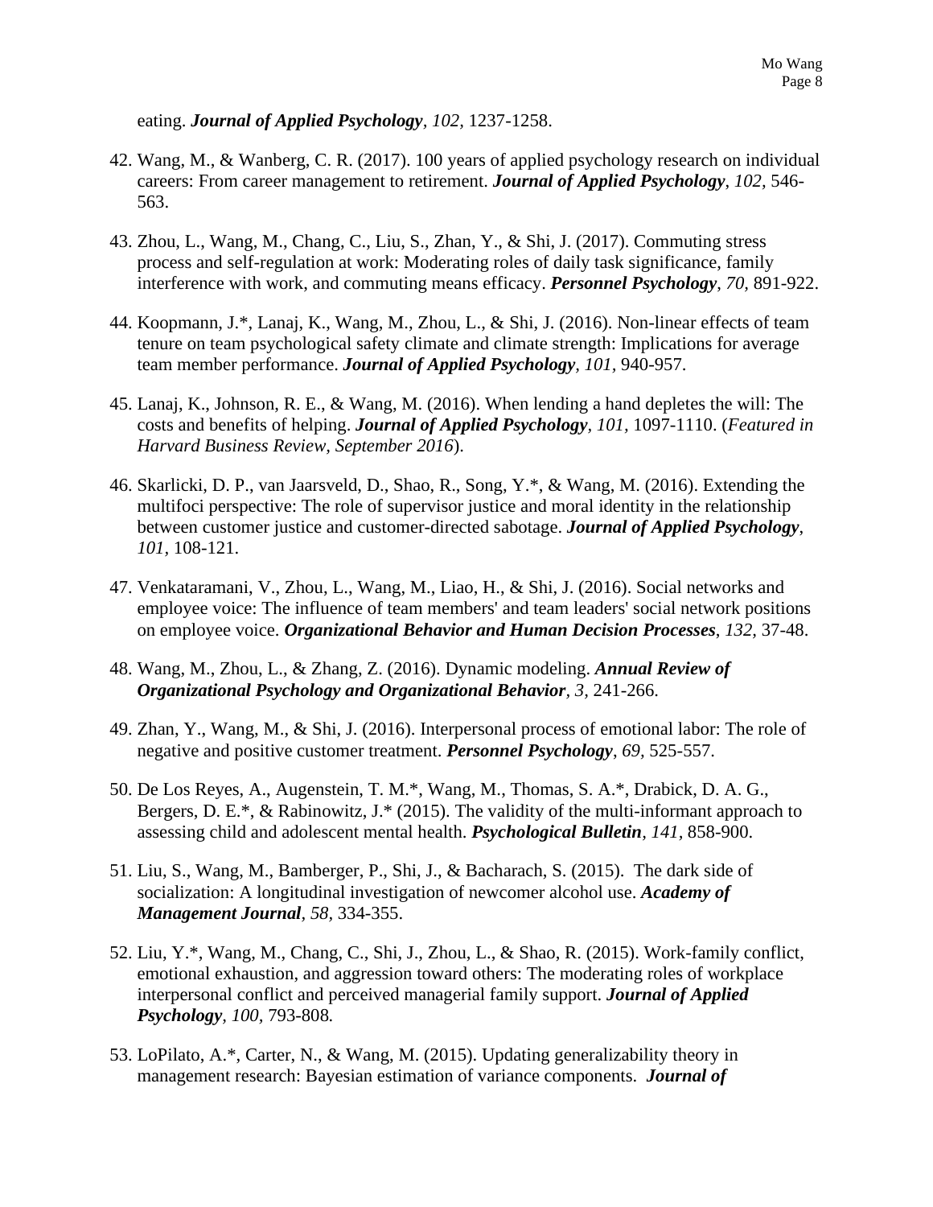eating. ***Journal of Applied Psychology***, *102,* 1237-1258.

42. Wang, M., & Wanberg, C. R. (2017). 100 years of applied psychology research on individual careers: From career management to retirement. ***Journal of Applied Psychology***, *102,* 546-563.

43. Zhou, L., Wang, M., Chang, C., Liu, S., Zhan, Y., & Shi, J. (2017). Commuting stress process and self-regulation at work: Moderating roles of daily task significance, family interference with work, and commuting means efficacy. ***Personnel Psychology***, *70,* 891-922.

44. Koopmann, J.*, Lanaj, K., Wang, M., Zhou, L., & Shi, J. (2016). Non-linear effects of team tenure on team psychological safety climate and climate strength: Implications for average team member performance. ***Journal of Applied Psychology***, *101,* 940-957.

45. Lanaj, K., Johnson, R. E., & Wang, M. (2016). When lending a hand depletes the will: The costs and benefits of helping. ***Journal of Applied Psychology***, *101,* 1097-1110. (*Featured in Harvard Business Review, September 2016*).

46. Skarlicki, D. P., van Jaarsveld, D., Shao, R., Song, Y.*, & Wang, M. (2016). Extending the multifoci perspective: The role of supervisor justice and moral identity in the relationship between customer justice and customer-directed sabotage. ***Journal of Applied Psychology***, *101,* 108-121.

47. Venkataramani, V., Zhou, L., Wang, M., Liao, H., & Shi, J. (2016). Social networks and employee voice: The influence of team members' and team leaders' social network positions on employee voice. ***Organizational Behavior and Human Decision Processes***, *132,* 37-48.

48. Wang, M., Zhou, L., & Zhang, Z. (2016). Dynamic modeling. ***Annual Review of Organizational Psychology and Organizational Behavior***, *3,* 241-266.

49. Zhan, Y., Wang, M., & Shi, J. (2016). Interpersonal process of emotional labor: The role of negative and positive customer treatment. ***Personnel Psychology***, *69,* 525-557.

50. De Los Reyes, A., Augenstein, T. M.*, Wang, M., Thomas, S. A.*, Drabick, D. A. G., Bergers, D. E.*, & Rabinowitz, J.* (2015). The validity of the multi-informant approach to assessing child and adolescent mental health. ***Psychological Bulletin***, *141,* 858-900.

51. Liu, S., Wang, M., Bamberger, P., Shi, J., & Bacharach, S. (2015). The dark side of socialization: A longitudinal investigation of newcomer alcohol use. ***Academy of Management Journal***, *58,* 334-355.

52. Liu, Y.*, Wang, M., Chang, C., Shi, J., Zhou, L., & Shao, R. (2015). Work-family conflict, emotional exhaustion, and aggression toward others: The moderating roles of workplace interpersonal conflict and perceived managerial family support. ***Journal of Applied Psychology***, *100,* 793-808.

53. LoPilato, A.*, Carter, N., & Wang, M. (2015). Updating generalizability theory in management research: Bayesian estimation of variance components. ***Journal of***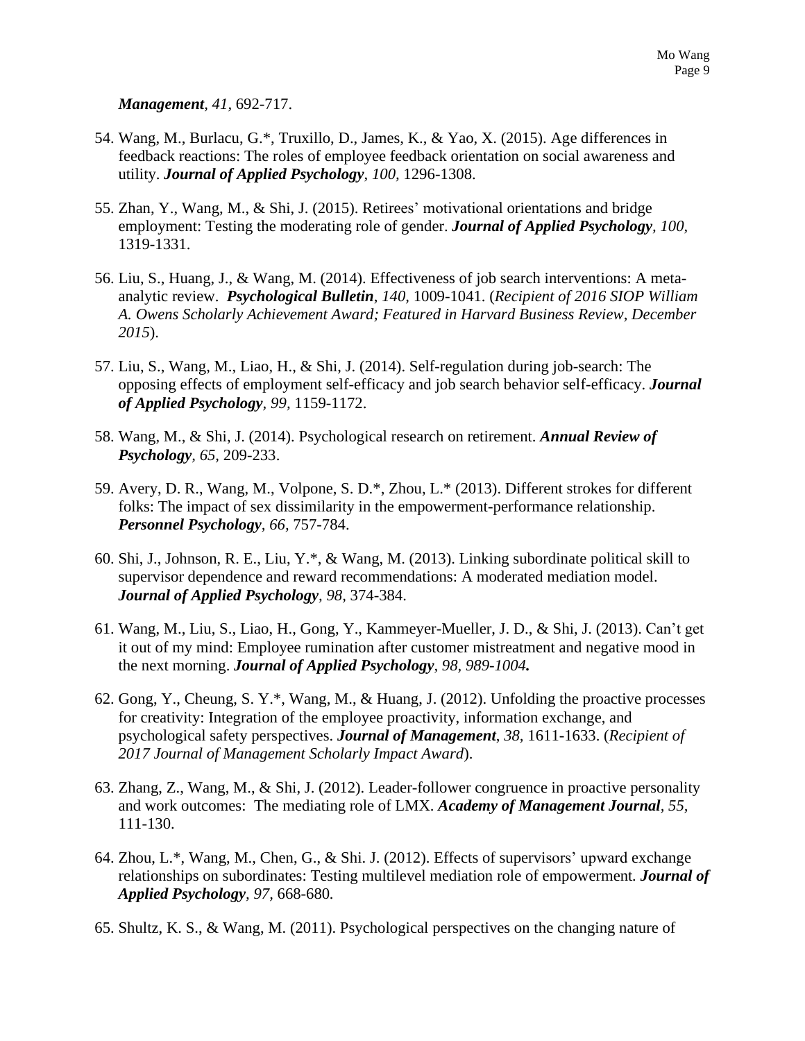***Management***, *41*, 692-717.

54. Wang, M., Burlacu, G.*, Truxillo, D., James, K., & Yao, X. (2015). Age differences in feedback reactions: The roles of employee feedback orientation on social awareness and utility. ***Journal of Applied Psychology***, *100*, 1296-1308.

55. Zhan, Y., Wang, M., & Shi, J. (2015). Retirees' motivational orientations and bridge employment: Testing the moderating role of gender. ***Journal of Applied Psychology***, *100*, 1319-1331.

56. Liu, S., Huang, J., & Wang, M. (2014). Effectiveness of job search interventions: A meta-analytic review. ***Psychological Bulletin***, *140*, 1009-1041. (*Recipient of 2016 SIOP William A. Owens Scholarly Achievement Award; Featured in Harvard Business Review, December 2015*).

57. Liu, S., Wang, M., Liao, H., & Shi, J. (2014). Self-regulation during job-search: The opposing effects of employment self-efficacy and job search behavior self-efficacy. ***Journal of Applied Psychology***, *99*, 1159-1172.

58. Wang, M., & Shi, J. (2014). Psychological research on retirement. ***Annual Review of Psychology***, *65*, 209-233.

59. Avery, D. R., Wang, M., Volpone, S. D.*, Zhou, L.* (2013). Different strokes for different folks: The impact of sex dissimilarity in the empowerment-performance relationship. ***Personnel Psychology***, *66*, 757-784.

60. Shi, J., Johnson, R. E., Liu, Y.*, & Wang, M. (2013). Linking subordinate political skill to supervisor dependence and reward recommendations: A moderated mediation model. ***Journal of Applied Psychology***, *98*, 374-384.

61. Wang, M., Liu, S., Liao, H., Gong, Y., Kammeyer-Mueller, J. D., & Shi, J. (2013). Can't get it out of my mind: Employee rumination after customer mistreatment and negative mood in the next morning. ***Journal of Applied Psychology***, *98, 989-1004.*

62. Gong, Y., Cheung, S. Y.*, Wang, M., & Huang, J. (2012). Unfolding the proactive processes for creativity: Integration of the employee proactivity, information exchange, and psychological safety perspectives. ***Journal of Management***, *38*, 1611-1633. (*Recipient of 2017 Journal of Management Scholarly Impact Award*).

63. Zhang, Z., Wang, M., & Shi, J. (2012). Leader-follower congruence in proactive personality and work outcomes: The mediating role of LMX. ***Academy of Management Journal***, *55*, 111-130.

64. Zhou, L.*, Wang, M., Chen, G., & Shi. J. (2012). Effects of supervisors' upward exchange relationships on subordinates: Testing multilevel mediation role of empowerment. ***Journal of Applied Psychology***, *97*, 668-680.

65. Shultz, K. S., & Wang, M. (2011). Psychological perspectives on the changing nature of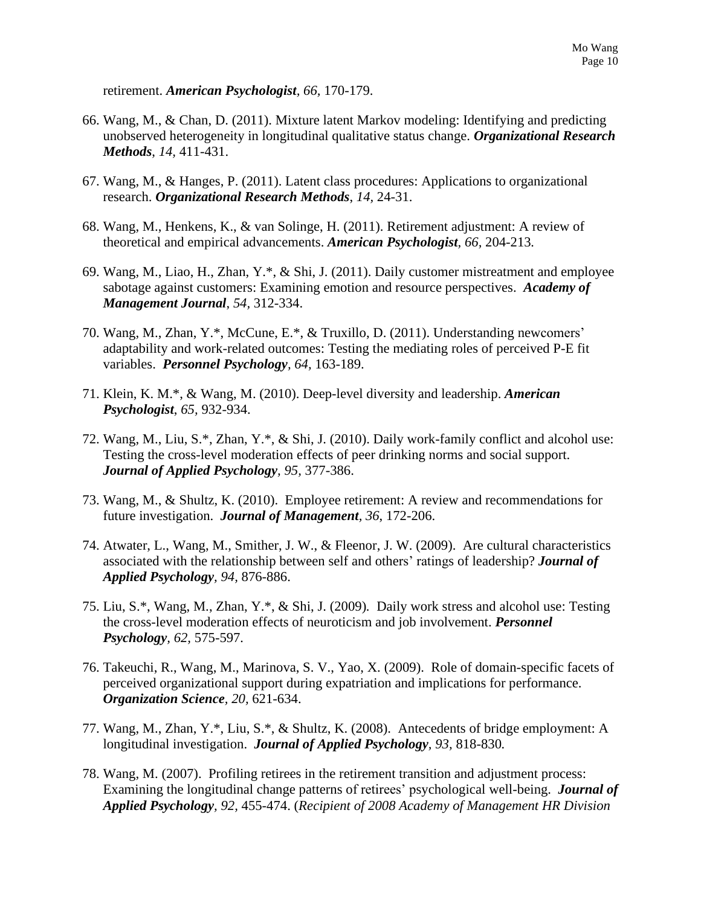retirement. ***American Psychologist***, *66*, 170-179.

66. Wang, M., & Chan, D. (2011). Mixture latent Markov modeling: Identifying and predicting unobserved heterogeneity in longitudinal qualitative status change. ***Organizational Research Methods***, *14*, 411-431.

67. Wang, M., & Hanges, P. (2011). Latent class procedures: Applications to organizational research. ***Organizational Research Methods***, *14*, 24-31.

68. Wang, M., Henkens, K., & van Solinge, H. (2011). Retirement adjustment: A review of theoretical and empirical advancements. ***American Psychologist***, *66*, 204-213.

69. Wang, M., Liao, H., Zhan, Y.*, & Shi, J. (2011). Daily customer mistreatment and employee sabotage against customers: Examining emotion and resource perspectives. ***Academy of Management Journal***, *54*, 312-334.

70. Wang, M., Zhan, Y.*, McCune, E.*, & Truxillo, D. (2011). Understanding newcomers' adaptability and work-related outcomes: Testing the mediating roles of perceived P-E fit variables. ***Personnel Psychology***, *64*, 163-189.

71. Klein, K. M.*, & Wang, M. (2010). Deep-level diversity and leadership. ***American Psychologist***, *65*, 932-934.

72. Wang, M., Liu, S.*, Zhan, Y.*, & Shi, J. (2010). Daily work-family conflict and alcohol use: Testing the cross-level moderation effects of peer drinking norms and social support. ***Journal of Applied Psychology***, *95*, 377-386.

73. Wang, M., & Shultz, K. (2010). Employee retirement: A review and recommendations for future investigation. ***Journal of Management***, *36*, 172-206.

74. Atwater, L., Wang, M., Smither, J. W., & Fleenor, J. W. (2009). Are cultural characteristics associated with the relationship between self and others' ratings of leadership? ***Journal of Applied Psychology***, *94*, 876-886.

75. Liu, S.*, Wang, M., Zhan, Y.*, & Shi, J. (2009). Daily work stress and alcohol use: Testing the cross-level moderation effects of neuroticism and job involvement. ***Personnel Psychology***, *62*, 575-597.

76. Takeuchi, R., Wang, M., Marinova, S. V., Yao, X. (2009). Role of domain-specific facets of perceived organizational support during expatriation and implications for performance. ***Organization Science***, *20*, 621-634.

77. Wang, M., Zhan, Y.*, Liu, S.*, & Shultz, K. (2008). Antecedents of bridge employment: A longitudinal investigation. ***Journal of Applied Psychology***, *93*, 818-830.

78. Wang, M. (2007). Profiling retirees in the retirement transition and adjustment process: Examining the longitudinal change patterns of retirees' psychological well-being. ***Journal of Applied Psychology***, *92*, 455-474. (*Recipient of 2008 Academy of Management HR Division*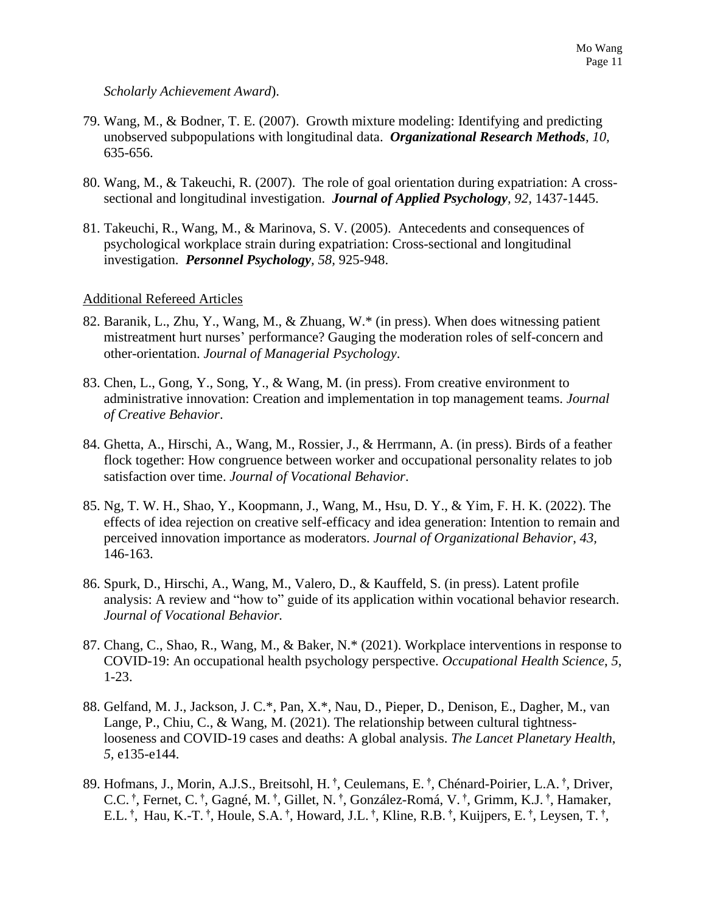*Scholarly Achievement Award*).

79. Wang, M., & Bodner, T. E. (2007). Growth mixture modeling: Identifying and predicting unobserved subpopulations with longitudinal data. ***Organizational Research Methods****, 10,* 635-656.

80. Wang, M., & Takeuchi, R. (2007). The role of goal orientation during expatriation: A cross-sectional and longitudinal investigation. ***Journal of Applied Psychology****, 92,* 1437-1445.

81. Takeuchi, R., Wang, M., & Marinova, S. V. (2005). Antecedents and consequences of psychological workplace strain during expatriation: Cross-sectional and longitudinal investigation. ***Personnel Psychology****, 58,* 925-948.

<u>Additional Refereed Articles</u>

82. Baranik, L., Zhu, Y., Wang, M., & Zhuang, W.* (in press). When does witnessing patient mistreatment hurt nurses' performance? Gauging the moderation roles of self-concern and other-orientation. *Journal of Managerial Psychology*.

83. Chen, L., Gong, Y., Song, Y., & Wang, M. (in press). From creative environment to administrative innovation: Creation and implementation in top management teams. *Journal of Creative Behavior*.

84. Ghetta, A., Hirschi, A., Wang, M., Rossier, J., & Herrmann, A. (in press). Birds of a feather flock together: How congruence between worker and occupational personality relates to job satisfaction over time. *Journal of Vocational Behavior*.

85. Ng, T. W. H., Shao, Y., Koopmann, J., Wang, M., Hsu, D. Y., & Yim, F. H. K. (2022). The effects of idea rejection on creative self-efficacy and idea generation: Intention to remain and perceived innovation importance as moderators. *Journal of Organizational Behavior*, *43,* 146-163.

86. Spurk, D., Hirschi, A., Wang, M., Valero, D., & Kauffeld, S. (in press). Latent profile analysis: A review and "how to" guide of its application within vocational behavior research. *Journal of Vocational Behavior.*

87. Chang, C., Shao, R., Wang, M., & Baker, N.* (2021). Workplace interventions in response to COVID-19: An occupational health psychology perspective. *Occupational Health Science, 5*, 1-23.

88. Gelfand, M. J., Jackson, J. C.*, Pan, X.*, Nau, D., Pieper, D., Denison, E., Dagher, M., van Lange, P., Chiu, C., & Wang, M. (2021). The relationship between cultural tightness-looseness and COVID-19 cases and deaths: A global analysis. *The Lancet Planetary Health, 5,* e135-e144.

89. Hofmans, J., Morin, A.J.S., Breitsohl, H. †, Ceulemans, E. †, Chénard-Poirier, L.A. †, Driver, C.C. †, Fernet, C. †, Gagné, M. †, Gillet, N. †, González-Romá, V. †, Grimm, K.J. †, Hamaker, E.L. †, Hau, K.-T. †, Houle, S.A. †, Howard, J.L. †, Kline, R.B. †, Kuijpers, E. †, Leysen, T. †,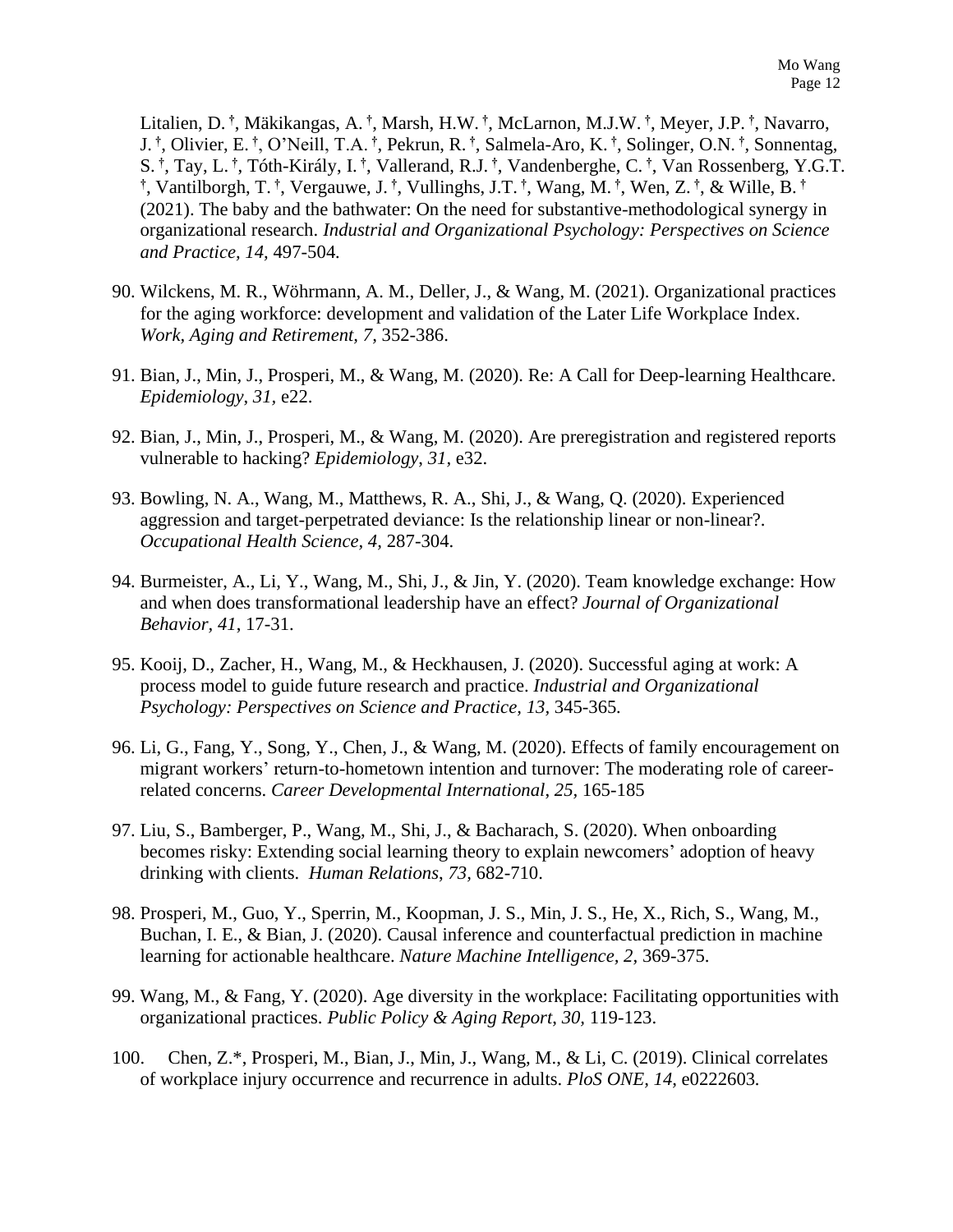Litalien, D. †, Mäkikangas, A. †, Marsh, H.W. †, McLarnon, M.J.W. †, Meyer, J.P. †, Navarro, J. †, Olivier, E. †, O'Neill, T.A. †, Pekrun, R. †, Salmela-Aro, K. †, Solinger, O.N. †, Sonnentag, S. †, Tay, L. †, Tóth-Király, I. †, Vallerand, R.J. †, Vandenberghe, C. †, Van Rossenberg, Y.G.T. †, Vantilborgh, T. †, Vergauwe, J. †, Vullinghs, J.T. †, Wang, M. †, Wen, Z. †, & Wille, B. † (2021). The baby and the bathwater: On the need for substantive-methodological synergy in organizational research. *Industrial and Organizational Psychology: Perspectives on Science and Practice, 14,* 497-504.

90. Wilckens, M. R., Wöhrmann, A. M., Deller, J., & Wang, M. (2021). Organizational practices for the aging workforce: development and validation of the Later Life Workplace Index. *Work, Aging and Retirement, 7,* 352-386.

91. Bian, J., Min, J., Prosperi, M., & Wang, M. (2020). Re: A Call for Deep-learning Healthcare. *Epidemiology*, *31,* e22.

92. Bian, J., Min, J., Prosperi, M., & Wang, M. (2020). Are preregistration and registered reports vulnerable to hacking? *Epidemiology*, *31,* e32.

93. Bowling, N. A., Wang, M., Matthews, R. A., Shi, J., & Wang, Q. (2020). Experienced aggression and target-perpetrated deviance: Is the relationship linear or non-linear?. *Occupational Health Science, 4,* 287-304.

94. Burmeister, A., Li, Y., Wang, M., Shi, J., & Jin, Y. (2020). Team knowledge exchange: How and when does transformational leadership have an effect? *Journal of Organizational Behavior*, *41*, 17-31.

95. Kooij, D., Zacher, H., Wang, M., & Heckhausen, J. (2020). Successful aging at work: A process model to guide future research and practice. *Industrial and Organizational Psychology: Perspectives on Science and Practice, 13,* 345-365.

96. Li, G., Fang, Y., Song, Y., Chen, J., & Wang, M. (2020). Effects of family encouragement on migrant workers' return-to-hometown intention and turnover: The moderating role of career-related concerns. *Career Developmental International*, *25,* 165-185

97. Liu, S., Bamberger, P., Wang, M., Shi, J., & Bacharach, S. (2020). When onboarding becomes risky: Extending social learning theory to explain newcomers' adoption of heavy drinking with clients. *Human Relations*, *73*, 682-710.

98. Prosperi, M., Guo, Y., Sperrin, M., Koopman, J. S., Min, J. S., He, X., Rich, S., Wang, M., Buchan, I. E., & Bian, J. (2020). Causal inference and counterfactual prediction in machine learning for actionable healthcare. *Nature Machine Intelligence*, *2,* 369-375.

99. Wang, M., & Fang, Y. (2020). Age diversity in the workplace: Facilitating opportunities with organizational practices. *Public Policy & Aging Report*, *30,* 119-123.

100. Chen, Z.*, Prosperi, M., Bian, J., Min, J., Wang, M., & Li, C. (2019). Clinical correlates of workplace injury occurrence and recurrence in adults. *PloS ONE, 14,* e0222603.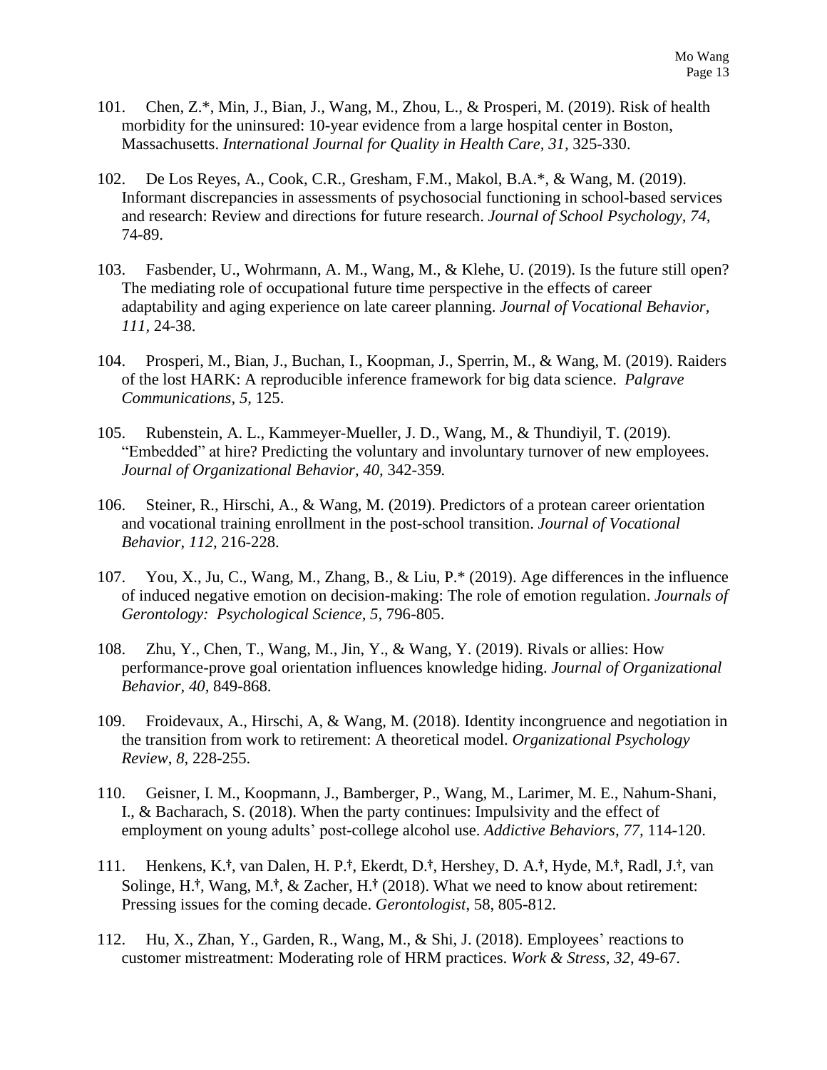101. Chen, Z.*, Min, J., Bian, J., Wang, M., Zhou, L., & Prosperi, M. (2019). Risk of health morbidity for the uninsured: 10-year evidence from a large hospital center in Boston, Massachusetts. *International Journal for Quality in Health Care, 31,* 325-330.

102. De Los Reyes, A., Cook, C.R., Gresham, F.M., Makol, B.A.*, & Wang, M. (2019). Informant discrepancies in assessments of psychosocial functioning in school-based services and research: Review and directions for future research. *Journal of School Psychology, 74,* 74-89.

103. Fasbender, U., Wohrmann, A. M., Wang, M., & Klehe, U. (2019). Is the future still open? The mediating role of occupational future time perspective in the effects of career adaptability and aging experience on late career planning. *Journal of Vocational Behavior, 111,* 24-38.

104. Prosperi, M., Bian, J., Buchan, I., Koopman, J., Sperrin, M., & Wang, M. (2019). Raiders of the lost HARK: A reproducible inference framework for big data science. *Palgrave Communications, 5,* 125.

105. Rubenstein, A. L., Kammeyer-Mueller, J. D., Wang, M., & Thundiyil, T. (2019). "Embedded" at hire? Predicting the voluntary and involuntary turnover of new employees. *Journal of Organizational Behavior, 40,* 342-359*.*

106. Steiner, R., Hirschi, A., & Wang, M. (2019). Predictors of a protean career orientation and vocational training enrollment in the post-school transition. *Journal of Vocational Behavior, 112,* 216-228.

107. You, X., Ju, C., Wang, M., Zhang, B., & Liu, P.* (2019). Age differences in the influence of induced negative emotion on decision-making: The role of emotion regulation. *Journals of Gerontology: Psychological Science, 5,* 796-805.

108. Zhu, Y., Chen, T., Wang, M., Jin, Y., & Wang, Y. (2019). Rivals or allies: How performance-prove goal orientation influences knowledge hiding. *Journal of Organizational Behavior, 40,* 849-868.

109. Froidevaux, A., Hirschi, A, & Wang, M. (2018). Identity incongruence and negotiation in the transition from work to retirement: A theoretical model. *Organizational Psychology Review, 8,* 228-255.

110. Geisner, I. M., Koopmann, J., Bamberger, P., Wang, M., Larimer, M. E., Nahum-Shani, I., & Bacharach, S. (2018). When the party continues: Impulsivity and the effect of employment on young adults' post-college alcohol use. *Addictive Behaviors, 77,* 114-120.

111. Henkens, K.†, van Dalen, H. P.†, Ekerdt, D.†, Hershey, D. A.†, Hyde, M.†, Radl, J.†, van Solinge, H.†, Wang, M.†, & Zacher, H.† (2018). What we need to know about retirement: Pressing issues for the coming decade. *Gerontologist*, 58, 805-812.

112. Hu, X., Zhan, Y., Garden, R., Wang, M., & Shi, J. (2018). Employees' reactions to customer mistreatment: Moderating role of HRM practices. *Work & Stress*, *32*, 49-67.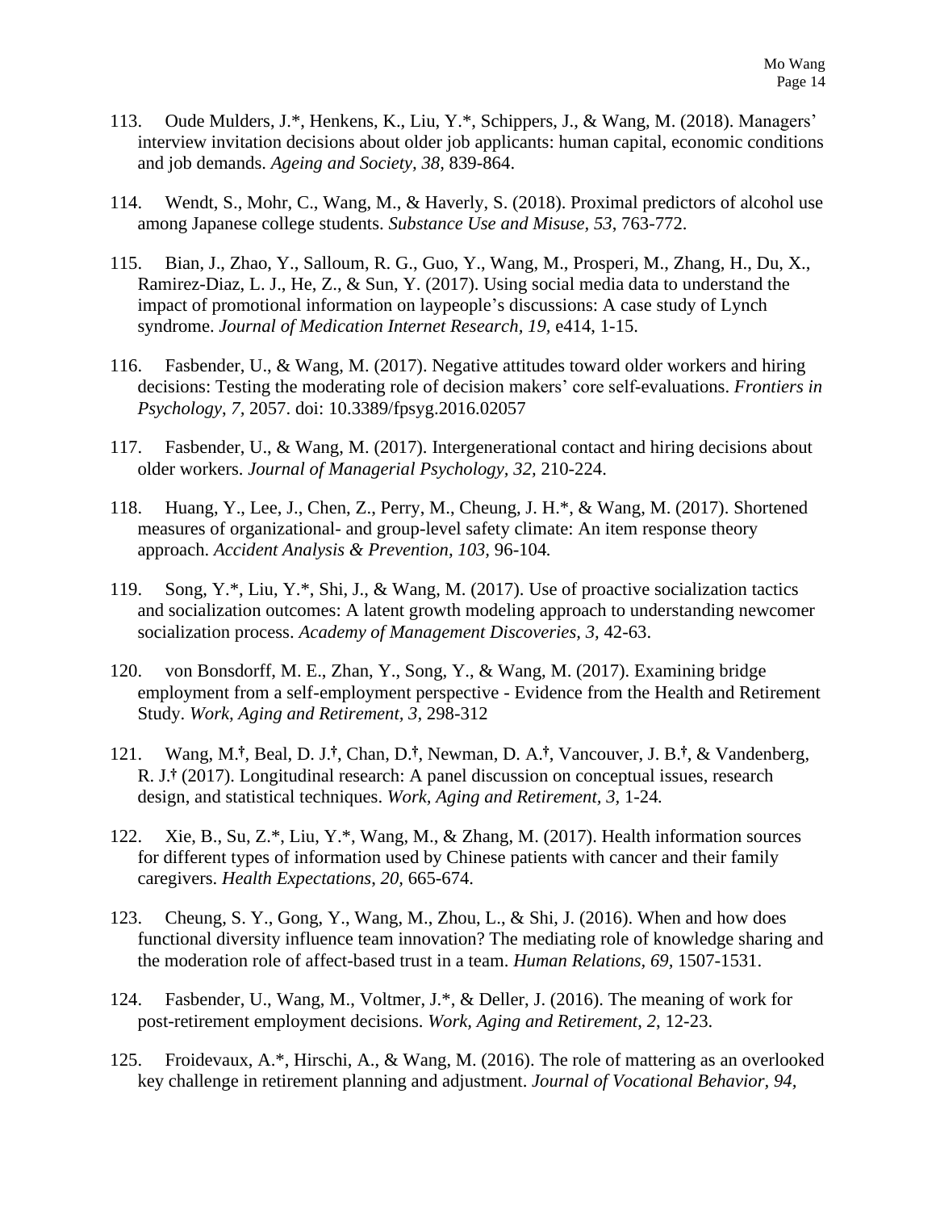113. Oude Mulders, J.*, Henkens, K., Liu, Y.*, Schippers, J., & Wang, M. (2018). Managers' interview invitation decisions about older job applicants: human capital, economic conditions and job demands. *Ageing and Society, 38*, 839-864.

114. Wendt, S., Mohr, C., Wang, M., & Haverly, S. (2018). Proximal predictors of alcohol use among Japanese college students. *Substance Use and Misuse, 53*, 763-772.

115. Bian, J., Zhao, Y., Salloum, R. G., Guo, Y., Wang, M., Prosperi, M., Zhang, H., Du, X., Ramirez-Diaz, L. J., He, Z., & Sun, Y. (2017). Using social media data to understand the impact of promotional information on laypeople's discussions: A case study of Lynch syndrome. *Journal of Medication Internet Research, 19,* e414, 1-15.

116. Fasbender, U., & Wang, M. (2017). Negative attitudes toward older workers and hiring decisions: Testing the moderating role of decision makers' core self-evaluations. *Frontiers in Psychology, 7,* 2057. doi: 10.3389/fpsyg.2016.02057

117. Fasbender, U., & Wang, M. (2017). Intergenerational contact and hiring decisions about older workers. *Journal of Managerial Psychology, 32,* 210-224.

118. Huang, Y., Lee, J., Chen, Z., Perry, M., Cheung, J. H.*, & Wang, M. (2017). Shortened measures of organizational- and group-level safety climate: An item response theory approach. *Accident Analysis & Prevention, 103,* 96-104*.*

119. Song, Y.*, Liu, Y.*, Shi, J., & Wang, M. (2017). Use of proactive socialization tactics and socialization outcomes: A latent growth modeling approach to understanding newcomer socialization process. *Academy of Management Discoveries, 3,* 42-63.

120. von Bonsdorff, M. E., Zhan, Y., Song, Y., & Wang, M. (2017). Examining bridge employment from a self-employment perspective - Evidence from the Health and Retirement Study. *Work, Aging and Retirement, 3,* 298-312

121. Wang, M.†, Beal, D. J.†, Chan, D.†, Newman, D. A.†, Vancouver, J. B.†, & Vandenberg, R. J.† (2017). Longitudinal research: A panel discussion on conceptual issues, research design, and statistical techniques. *Work, Aging and Retirement, 3,* 1-24*.*

122. Xie, B., Su, Z.*, Liu, Y.*, Wang, M., & Zhang, M. (2017). Health information sources for different types of information used by Chinese patients with cancer and their family caregivers. *Health Expectations, 20,* 665-674.

123. Cheung, S. Y., Gong, Y., Wang, M., Zhou, L., & Shi, J. (2016). When and how does functional diversity influence team innovation? The mediating role of knowledge sharing and the moderation role of affect-based trust in a team. *Human Relations, 69*, 1507-1531.

124. Fasbender, U., Wang, M., Voltmer, J.*, & Deller, J. (2016). The meaning of work for post-retirement employment decisions. *Work, Aging and Retirement, 2,* 12-23.

125. Froidevaux, A.*, Hirschi, A., & Wang, M. (2016). The role of mattering as an overlooked key challenge in retirement planning and adjustment. *Journal of Vocational Behavior, 94,*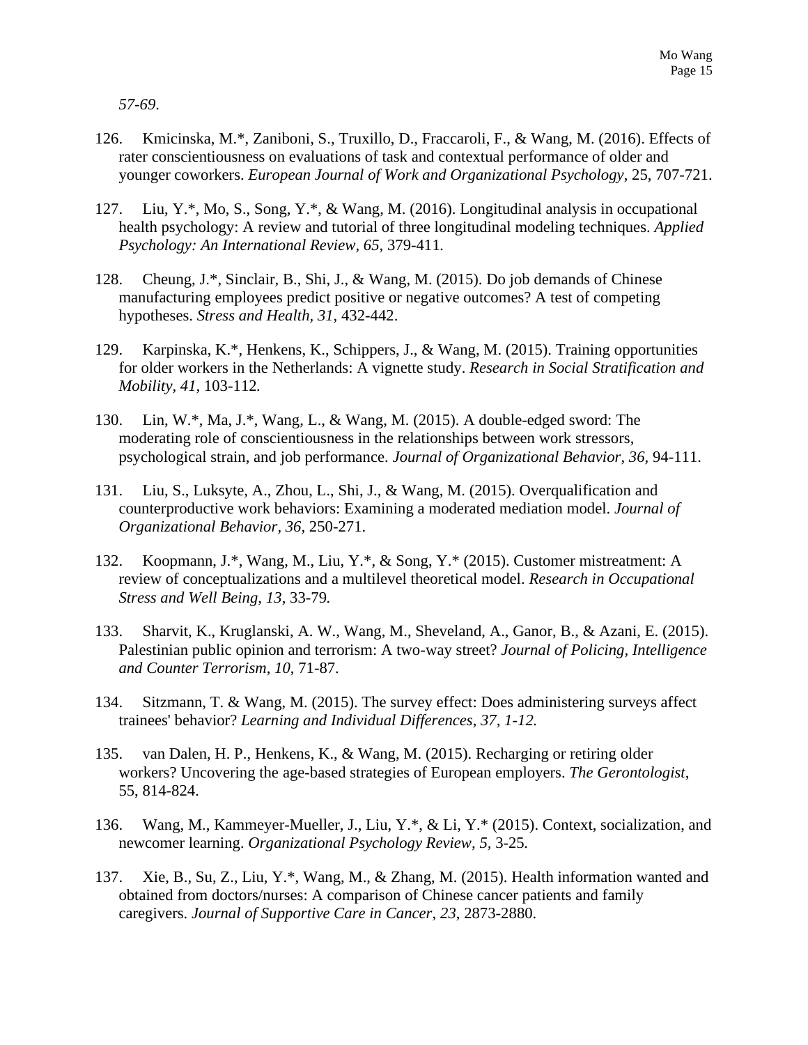*57-69*.

126. Kmicinska, M.*, Zaniboni, S., Truxillo, D., Fraccaroli, F., & Wang, M. (2016). Effects of rater conscientiousness on evaluations of task and contextual performance of older and younger coworkers. *European Journal of Work and Organizational Psychology*, 25, 707-721.

127. Liu, Y.*, Mo, S., Song, Y.*, & Wang, M. (2016). Longitudinal analysis in occupational health psychology: A review and tutorial of three longitudinal modeling techniques. *Applied Psychology: An International Review, 65,* 379-411.

128. Cheung, J.*, Sinclair, B., Shi, J., & Wang, M. (2015). Do job demands of Chinese manufacturing employees predict positive or negative outcomes? A test of competing hypotheses. *Stress and Health, 31,* 432-442.

129. Karpinska, K.*, Henkens, K., Schippers, J., & Wang, M. (2015). Training opportunities for older workers in the Netherlands: A vignette study. *Research in Social Stratification and Mobility, 41,* 103-112.

130. Lin, W.*, Ma, J.*, Wang, L., & Wang, M. (2015). A double-edged sword: The moderating role of conscientiousness in the relationships between work stressors, psychological strain, and job performance. *Journal of Organizational Behavior, 36,* 94-111.

131. Liu, S., Luksyte, A., Zhou, L., Shi, J., & Wang, M. (2015). Overqualification and counterproductive work behaviors: Examining a moderated mediation model. *Journal of Organizational Behavior, 36,* 250-271.

132. Koopmann, J.*, Wang, M., Liu, Y.*, & Song, Y.* (2015). Customer mistreatment: A review of conceptualizations and a multilevel theoretical model. *Research in Occupational Stress and Well Being, 13,* 33-79.

133. Sharvit, K., Kruglanski, A. W., Wang, M., Sheveland, A., Ganor, B., & Azani, E. (2015). Palestinian public opinion and terrorism: A two-way street? *Journal of Policing, Intelligence and Counter Terrorism, 10,* 71-87.

134. Sitzmann, T. & Wang, M. (2015). The survey effect: Does administering surveys affect trainees' behavior? *Learning and Individual Differences, 37, 1-12.*

135. van Dalen, H. P., Henkens, K., & Wang, M. (2015). Recharging or retiring older workers? Uncovering the age-based strategies of European employers. *The Gerontologist*, 55, 814-824.

136. Wang, M., Kammeyer-Mueller, J., Liu, Y.*, & Li, Y.* (2015). Context, socialization, and newcomer learning. *Organizational Psychology Review, 5,* 3-25.

137. Xie, B., Su, Z., Liu, Y.*, Wang, M., & Zhang, M. (2015). Health information wanted and obtained from doctors/nurses: A comparison of Chinese cancer patients and family caregivers. *Journal of Supportive Care in Cancer, 23,* 2873-2880.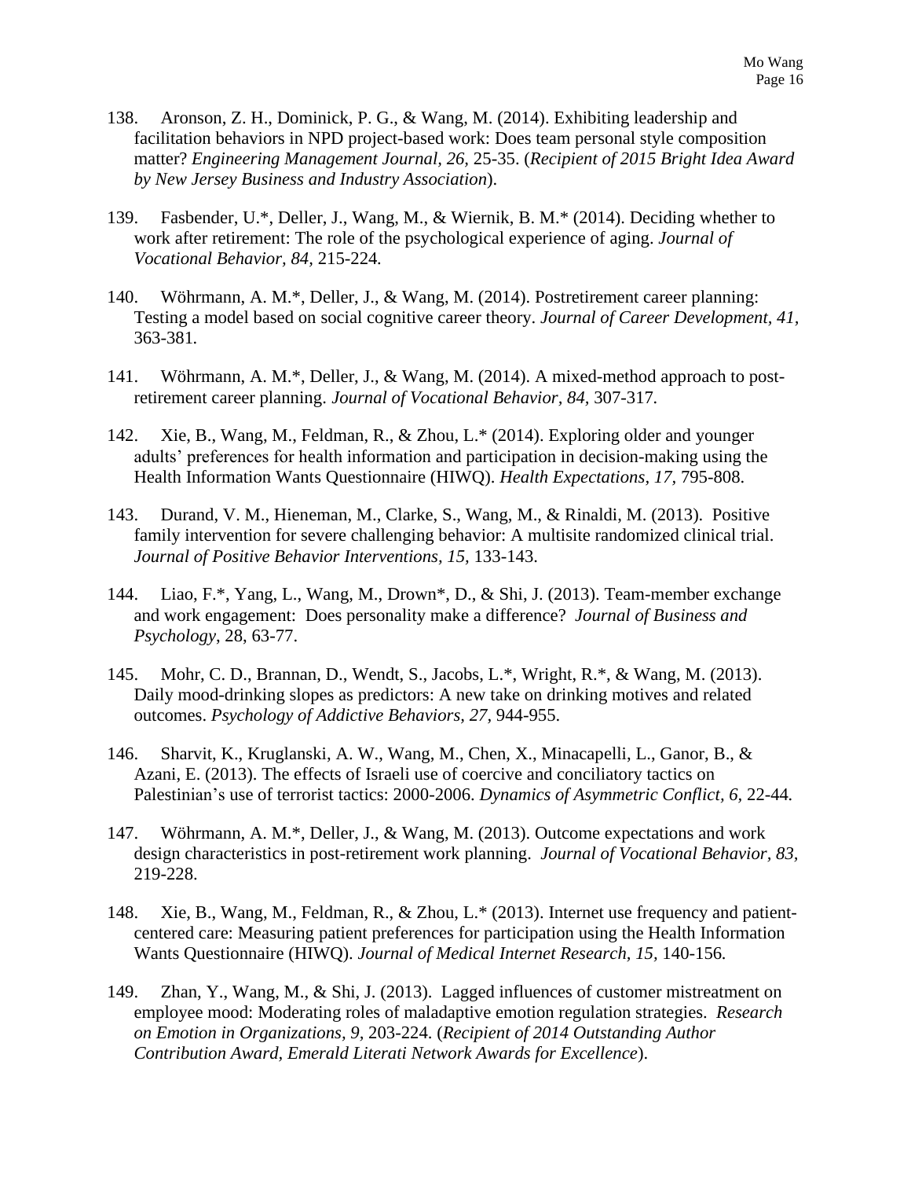138. Aronson, Z. H., Dominick, P. G., & Wang, M. (2014). Exhibiting leadership and facilitation behaviors in NPD project-based work: Does team personal style composition matter? *Engineering Management Journal, 26,* 25-35. (*Recipient of 2015 Bright Idea Award by New Jersey Business and Industry Association*).

139. Fasbender, U.*, Deller, J., Wang, M., & Wiernik, B. M.* (2014). Deciding whether to work after retirement: The role of the psychological experience of aging. *Journal of Vocational Behavior, 84,* 215-224.

140. Wöhrmann, A. M.*, Deller, J., & Wang, M. (2014). Postretirement career planning: Testing a model based on social cognitive career theory. *Journal of Career Development, 41,* 363-381.

141. Wöhrmann, A. M.*, Deller, J., & Wang, M. (2014). A mixed-method approach to post-retirement career planning. *Journal of Vocational Behavior, 84,* 307-317.

142. Xie, B., Wang, M., Feldman, R., & Zhou, L.* (2014). Exploring older and younger adults' preferences for health information and participation in decision-making using the Health Information Wants Questionnaire (HIWQ). *Health Expectations, 17,* 795-808.

143. Durand, V. M., Hieneman, M., Clarke, S., Wang, M., & Rinaldi, M. (2013). Positive family intervention for severe challenging behavior: A multisite randomized clinical trial. *Journal of Positive Behavior Interventions, 15,* 133-143.

144. Liao, F.*, Yang, L., Wang, M., Drown*, D., & Shi, J. (2013). Team-member exchange and work engagement: Does personality make a difference? *Journal of Business and Psychology*, 28, 63-77.

145. Mohr, C. D., Brannan, D., Wendt, S., Jacobs, L.*, Wright, R.*, & Wang, M. (2013). Daily mood-drinking slopes as predictors: A new take on drinking motives and related outcomes. *Psychology of Addictive Behaviors, 27,* 944-955.

146. Sharvit, K., Kruglanski, A. W., Wang, M., Chen, X., Minacapelli, L., Ganor, B., & Azani, E. (2013). The effects of Israeli use of coercive and conciliatory tactics on Palestinian's use of terrorist tactics: 2000-2006. *Dynamics of Asymmetric Conflict, 6,* 22-44.

147. Wöhrmann, A. M.*, Deller, J., & Wang, M. (2013). Outcome expectations and work design characteristics in post-retirement work planning. *Journal of Vocational Behavior, 83,* 219-228.

148. Xie, B., Wang, M., Feldman, R., & Zhou, L.* (2013). Internet use frequency and patient-centered care: Measuring patient preferences for participation using the Health Information Wants Questionnaire (HIWQ). *Journal of Medical Internet Research, 15,* 140-156.

149. Zhan, Y., Wang, M., & Shi, J. (2013). Lagged influences of customer mistreatment on employee mood: Moderating roles of maladaptive emotion regulation strategies. *Research on Emotion in Organizations, 9,* 203-224. (*Recipient of 2014 Outstanding Author Contribution Award, Emerald Literati Network Awards for Excellence*).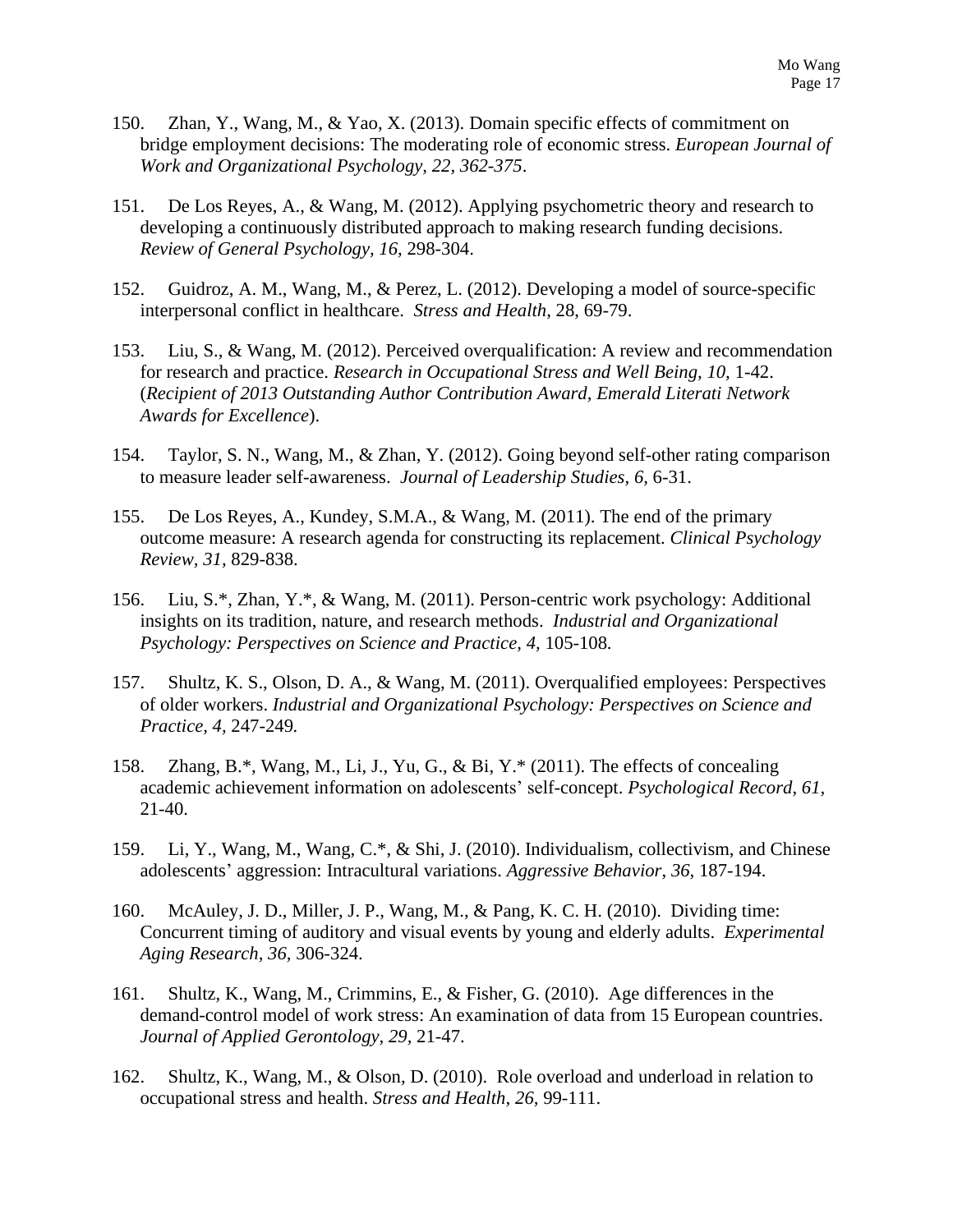150. Zhan, Y., Wang, M., & Yao, X. (2013). Domain specific effects of commitment on bridge employment decisions: The moderating role of economic stress. *European Journal of Work and Organizational Psychology, 22, 362-375*.

151. De Los Reyes, A., & Wang, M. (2012). Applying psychometric theory and research to developing a continuously distributed approach to making research funding decisions. *Review of General Psychology, 16,* 298-304.

152. Guidroz, A. M., Wang, M., & Perez, L. (2012). Developing a model of source-specific interpersonal conflict in healthcare. *Stress and Health*, 28, 69-79.

153. Liu, S., & Wang, M. (2012). Perceived overqualification: A review and recommendation for research and practice. *Research in Occupational Stress and Well Being, 10,* 1-42. (*Recipient of 2013 Outstanding Author Contribution Award, Emerald Literati Network Awards for Excellence*).

154. Taylor, S. N., Wang, M., & Zhan, Y. (2012). Going beyond self-other rating comparison to measure leader self-awareness. *Journal of Leadership Studies, 6,* 6-31.

155. De Los Reyes, A., Kundey, S.M.A., & Wang, M. (2011). The end of the primary outcome measure: A research agenda for constructing its replacement. *Clinical Psychology Review, 31,* 829-838.

156. Liu, S.*, Zhan, Y.*, & Wang, M. (2011). Person-centric work psychology: Additional insights on its tradition, nature, and research methods. *Industrial and Organizational Psychology: Perspectives on Science and Practice, 4,* 105-108*.*

157. Shultz, K. S., Olson, D. A., & Wang, M. (2011). Overqualified employees: Perspectives of older workers. *Industrial and Organizational Psychology: Perspectives on Science and Practice, 4,* 247-249*.*

158. Zhang, B.*, Wang, M., Li, J., Yu, G., & Bi, Y.* (2011). The effects of concealing academic achievement information on adolescents' self-concept. *Psychological Record, 61,* 21-40.

159. Li, Y., Wang, M., Wang, C.*, & Shi, J. (2010). Individualism, collectivism, and Chinese adolescents' aggression: Intracultural variations. *Aggressive Behavior*, *36,* 187-194.

160. McAuley, J. D., Miller, J. P., Wang, M., & Pang, K. C. H. (2010). Dividing time: Concurrent timing of auditory and visual events by young and elderly adults. *Experimental Aging Research, 36,* 306-324*.*

161. Shultz, K., Wang, M., Crimmins, E., & Fisher, G. (2010). Age differences in the demand-control model of work stress: An examination of data from 15 European countries. *Journal of Applied Gerontology, 29*, 21-47.

162. Shultz, K., Wang, M., & Olson, D. (2010). Role overload and underload in relation to occupational stress and health. *Stress and Health, 26,* 99-111.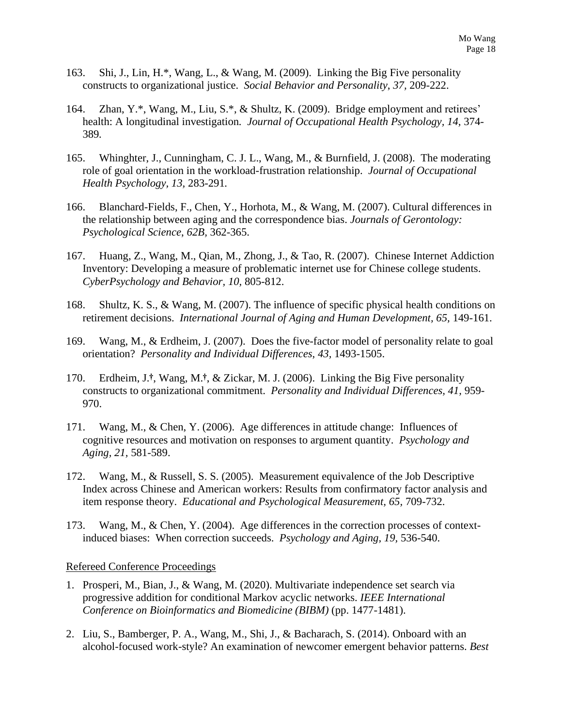163. Shi, J., Lin, H.*, Wang, L., & Wang, M. (2009). Linking the Big Five personality constructs to organizational justice. *Social Behavior and Personality*, *37*, 209-222.

164. Zhan, Y.*, Wang, M., Liu, S.*, & Shultz, K. (2009). Bridge employment and retirees' health: A longitudinal investigation. *Journal of Occupational Health Psychology*, *14*, 374-389.

165. Whinghter, J., Cunningham, C. J. L., Wang, M., & Burnfield, J. (2008). The moderating role of goal orientation in the workload-frustration relationship. *Journal of Occupational Health Psychology, 13,* 283-291.

166. Blanchard-Fields, F., Chen, Y., Horhota, M., & Wang, M. (2007). Cultural differences in the relationship between aging and the correspondence bias. *Journals of Gerontology: Psychological Science*, *62B*, 362-365.

167. Huang, Z., Wang, M., Qian, M., Zhong, J., & Tao, R. (2007). Chinese Internet Addiction Inventory: Developing a measure of problematic internet use for Chinese college students. *CyberPsychology and Behavior, 10,* 805-812.

168. Shultz, K. S., & Wang, M. (2007). The influence of specific physical health conditions on retirement decisions. *International Journal of Aging and Human Development, 65,* 149-161.

169. Wang, M., & Erdheim, J. (2007). Does the five-factor model of personality relate to goal orientation? *Personality and Individual Differences*, *43*, 1493-1505.

170. Erdheim, J.†, Wang, M.†, & Zickar, M. J. (2006). Linking the Big Five personality constructs to organizational commitment. *Personality and Individual Differences, 41*, 959-970.

171. Wang, M., & Chen, Y. (2006). Age differences in attitude change: Influences of cognitive resources and motivation on responses to argument quantity. *Psychology and Aging, 21*, 581-589.

172. Wang, M., & Russell, S. S. (2005). Measurement equivalence of the Job Descriptive Index across Chinese and American workers: Results from confirmatory factor analysis and item response theory. *Educational and Psychological Measurement, 65,* 709-732.

173. Wang, M., & Chen, Y. (2004). Age differences in the correction processes of context-induced biases: When correction succeeds. *Psychology and Aging, 19*, 536-540.

<u>Refereed Conference Proceedings</u>

1. Prosperi, M., Bian, J., & Wang, M. (2020). Multivariate independence set search via progressive addition for conditional Markov acyclic networks. *IEEE International Conference on Bioinformatics and Biomedicine (BIBM)* (pp. 1477-1481).

2. Liu, S., Bamberger, P. A., Wang, M., Shi, J., & Bacharach, S. (2014). Onboard with an alcohol-focused work-style? An examination of newcomer emergent behavior patterns. *Best*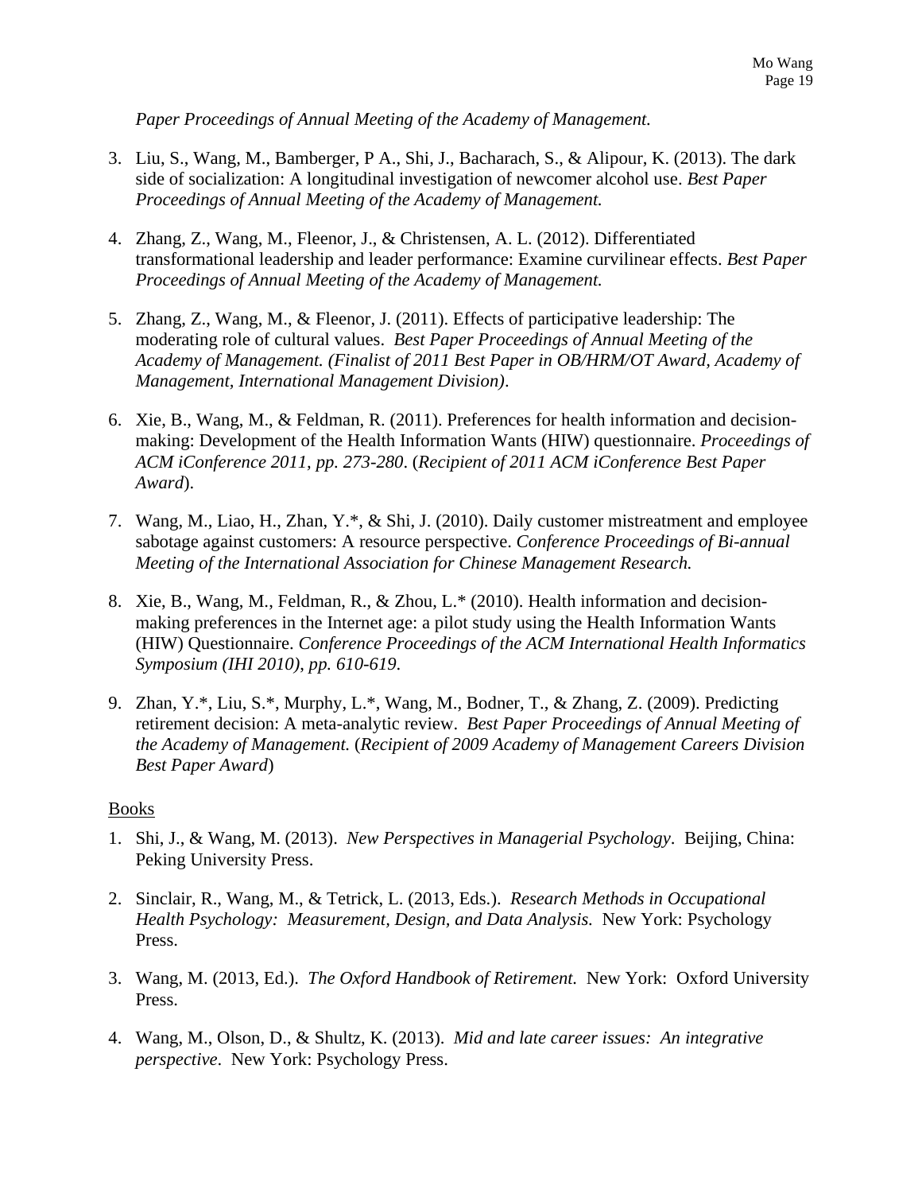*Paper Proceedings of Annual Meeting of the Academy of Management.*

3. Liu, S., Wang, M., Bamberger, P A., Shi, J., Bacharach, S., & Alipour, K. (2013). The dark side of socialization: A longitudinal investigation of newcomer alcohol use. *Best Paper Proceedings of Annual Meeting of the Academy of Management.*

4. Zhang, Z., Wang, M., Fleenor, J., & Christensen, A. L. (2012). Differentiated transformational leadership and leader performance: Examine curvilinear effects. *Best Paper Proceedings of Annual Meeting of the Academy of Management.*

5. Zhang, Z., Wang, M., & Fleenor, J. (2011). Effects of participative leadership: The moderating role of cultural values. *Best Paper Proceedings of Annual Meeting of the Academy of Management. (Finalist of 2011 Best Paper in OB/HRM/OT Award, Academy of Management, International Management Division)*.

6. Xie, B., Wang, M., & Feldman, R. (2011). Preferences for health information and decision-making: Development of the Health Information Wants (HIW) questionnaire. *Proceedings of ACM iConference 2011, pp. 273-280*. (*Recipient of 2011 ACM iConference Best Paper Award*).

7. Wang, M., Liao, H., Zhan, Y.*, & Shi, J. (2010). Daily customer mistreatment and employee sabotage against customers: A resource perspective. *Conference Proceedings of Bi-annual Meeting of the International Association for Chinese Management Research.*

8. Xie, B., Wang, M., Feldman, R., & Zhou, L.* (2010). Health information and decision-making preferences in the Internet age: a pilot study using the Health Information Wants (HIW) Questionnaire. *Conference Proceedings of the ACM International Health Informatics Symposium (IHI 2010), pp. 610-619.*

9. Zhan, Y.*, Liu, S.*, Murphy, L.*, Wang, M., Bodner, T., & Zhang, Z. (2009). Predicting retirement decision: A meta-analytic review. *Best Paper Proceedings of Annual Meeting of the Academy of Management.* (*Recipient of 2009 Academy of Management Careers Division Best Paper Award*)

<u>Books</u>

1. Shi, J., & Wang, M. (2013). *New Perspectives in Managerial Psychology*. Beijing, China: Peking University Press.

2. Sinclair, R., Wang, M., & Tetrick, L. (2013, Eds.). *Research Methods in Occupational Health Psychology: Measurement, Design, and Data Analysis.* New York: Psychology Press.

3. Wang, M. (2013, Ed.). *The Oxford Handbook of Retirement.* New York: Oxford University Press.

4. Wang, M., Olson, D., & Shultz, K. (2013). *Mid and late career issues: An integrative perspective*. New York: Psychology Press.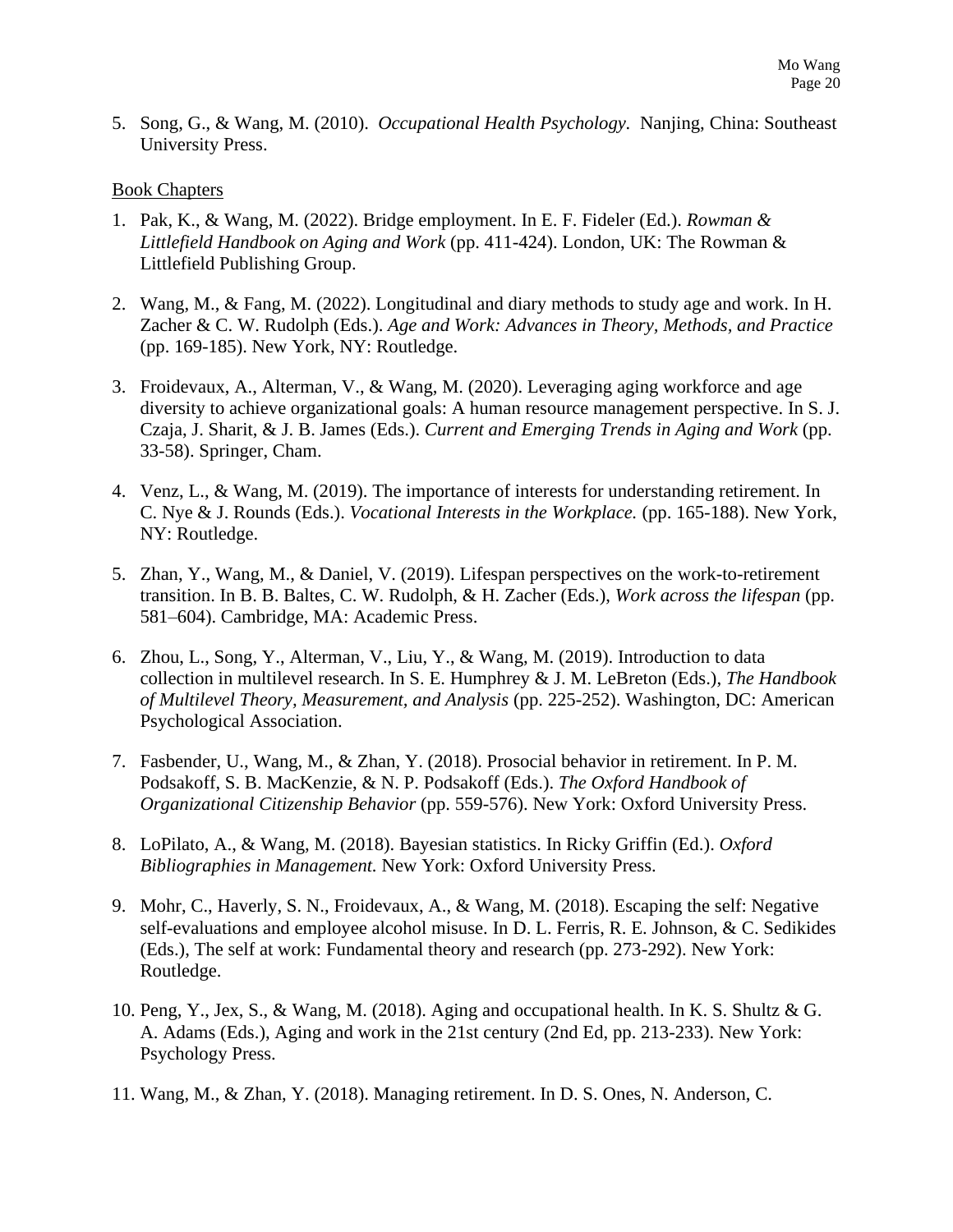5. Song, G., & Wang, M. (2010). *Occupational Health Psychology*. Nanjing, China: Southeast University Press.

<u>Book Chapters</u>

1. Pak, K., & Wang, M. (2022). Bridge employment. In E. F. Fideler (Ed.). *Rowman & Littlefield Handbook on Aging and Work* (pp. 411-424). London, UK: The Rowman & Littlefield Publishing Group.

2. Wang, M., & Fang, M. (2022). Longitudinal and diary methods to study age and work. In H. Zacher & C. W. Rudolph (Eds.). *Age and Work: Advances in Theory, Methods, and Practice* (pp. 169-185). New York, NY: Routledge.

3. Froidevaux, A., Alterman, V., & Wang, M. (2020). Leveraging aging workforce and age diversity to achieve organizational goals: A human resource management perspective. In S. J. Czaja, J. Sharit, & J. B. James (Eds.). *Current and Emerging Trends in Aging and Work* (pp. 33-58). Springer, Cham.

4. Venz, L., & Wang, M. (2019). The importance of interests for understanding retirement. In C. Nye & J. Rounds (Eds.). *Vocational Interests in the Workplace.* (pp. 165-188). New York, NY: Routledge.

5. Zhan, Y., Wang, M., & Daniel, V. (2019). Lifespan perspectives on the work-to-retirement transition. In B. B. Baltes, C. W. Rudolph, & H. Zacher (Eds.), *Work across the lifespan* (pp. 581–604). Cambridge, MA: Academic Press.

6. Zhou, L., Song, Y., Alterman, V., Liu, Y., & Wang, M. (2019). Introduction to data collection in multilevel research. In S. E. Humphrey & J. M. LeBreton (Eds.), *The Handbook of Multilevel Theory, Measurement, and Analysis* (pp. 225-252). Washington, DC: American Psychological Association.

7. Fasbender, U., Wang, M., & Zhan, Y. (2018). Prosocial behavior in retirement. In P. M. Podsakoff, S. B. MacKenzie, & N. P. Podsakoff (Eds.). *The Oxford Handbook of Organizational Citizenship Behavior* (pp. 559-576). New York: Oxford University Press.

8. LoPilato, A., & Wang, M. (2018). Bayesian statistics. In Ricky Griffin (Ed.). *Oxford Bibliographies in Management.* New York: Oxford University Press.

9. Mohr, C., Haverly, S. N., Froidevaux, A., & Wang, M. (2018). Escaping the self: Negative self-evaluations and employee alcohol misuse. In D. L. Ferris, R. E. Johnson, & C. Sedikides (Eds.), The self at work: Fundamental theory and research (pp. 273-292). New York: Routledge.

10. Peng, Y., Jex, S., & Wang, M. (2018). Aging and occupational health. In K. S. Shultz & G. A. Adams (Eds.), Aging and work in the 21st century (2nd Ed, pp. 213-233). New York: Psychology Press.

11. Wang, M., & Zhan, Y. (2018). Managing retirement. In D. S. Ones, N. Anderson, C.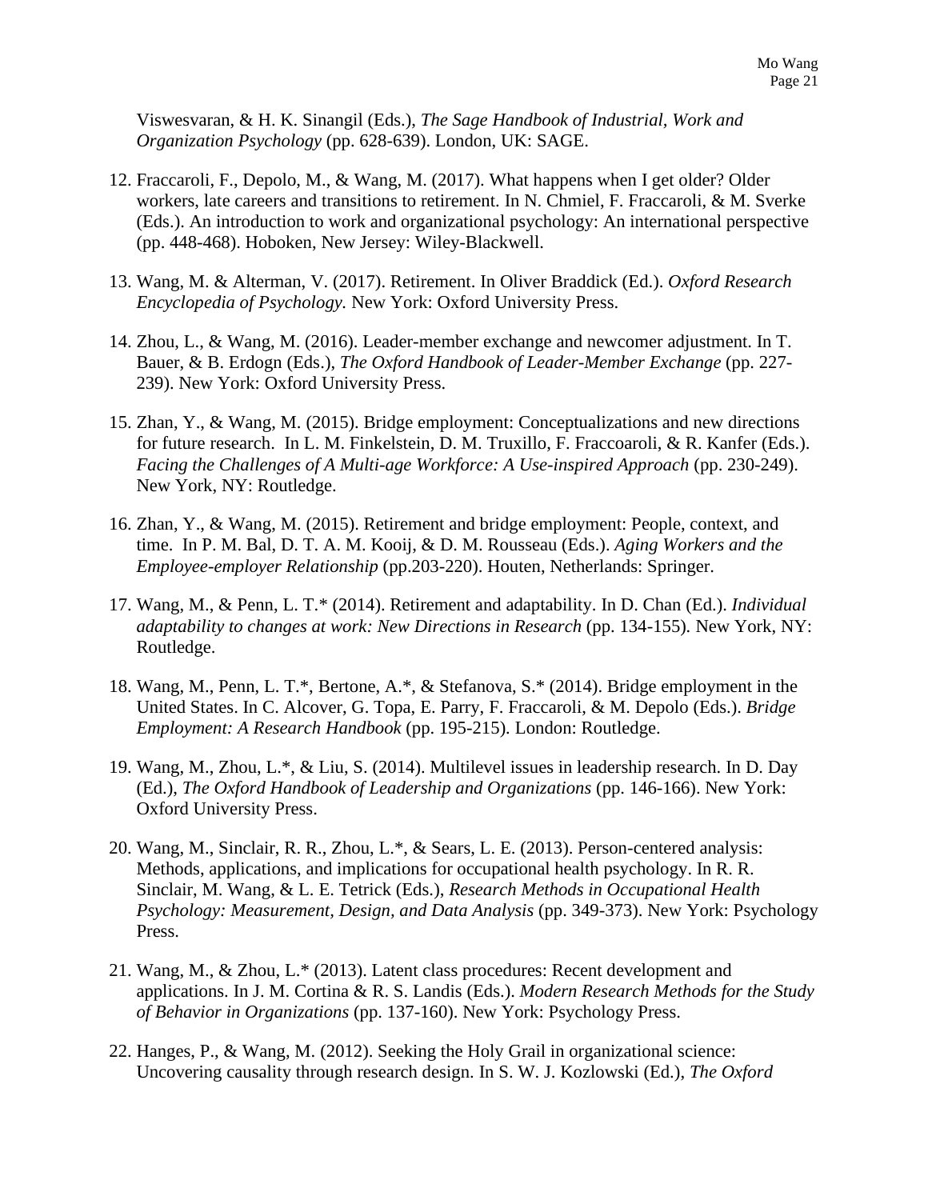Viswesvaran, & H. K. Sinangil (Eds.), *The Sage Handbook of Industrial, Work and Organization Psychology* (pp. 628-639). London, UK: SAGE.

12. Fraccaroli, F., Depolo, M., & Wang, M. (2017). What happens when I get older? Older workers, late careers and transitions to retirement. In N. Chmiel, F. Fraccaroli, & M. Sverke (Eds.). An introduction to work and organizational psychology: An international perspective (pp. 448-468). Hoboken, New Jersey: Wiley-Blackwell.

13. Wang, M. & Alterman, V. (2017). Retirement. In Oliver Braddick (Ed.). *Oxford Research Encyclopedia of Psychology.* New York: Oxford University Press.

14. Zhou, L., & Wang, M. (2016). Leader-member exchange and newcomer adjustment. In T. Bauer, & B. Erdogn (Eds.), *The Oxford Handbook of Leader-Member Exchange* (pp. 227-239). New York: Oxford University Press.

15. Zhan, Y., & Wang, M. (2015). Bridge employment: Conceptualizations and new directions for future research. In L. M. Finkelstein, D. M. Truxillo, F. Fraccoaroli, & R. Kanfer (Eds.). *Facing the Challenges of A Multi-age Workforce: A Use-inspired Approach* (pp. 230-249). New York, NY: Routledge.

16. Zhan, Y., & Wang, M. (2015). Retirement and bridge employment: People, context, and time. In P. M. Bal, D. T. A. M. Kooij, & D. M. Rousseau (Eds.). *Aging Workers and the Employee-employer Relationship* (pp.203-220). Houten, Netherlands: Springer.

17. Wang, M., & Penn, L. T.* (2014). Retirement and adaptability. In D. Chan (Ed.). *Individual adaptability to changes at work: New Directions in Research* (pp. 134-155)*.* New York, NY: Routledge.

18. Wang, M., Penn, L. T.*, Bertone, A.*, & Stefanova, S.* (2014). Bridge employment in the United States. In C. Alcover, G. Topa, E. Parry, F. Fraccaroli, & M. Depolo (Eds.). *Bridge Employment: A Research Handbook* (pp. 195-215)*.* London: Routledge.

19. Wang, M., Zhou, L.*, & Liu, S. (2014). Multilevel issues in leadership research. In D. Day (Ed.), *The Oxford Handbook of Leadership and Organizations* (pp. 146-166). New York: Oxford University Press.

20. Wang, M., Sinclair, R. R., Zhou, L.*, & Sears, L. E. (2013). Person-centered analysis: Methods, applications, and implications for occupational health psychology. In R. R. Sinclair, M. Wang, & L. E. Tetrick (Eds.), *Research Methods in Occupational Health Psychology: Measurement, Design, and Data Analysis* (pp. 349-373). New York: Psychology Press.

21. Wang, M., & Zhou, L.* (2013). Latent class procedures: Recent development and applications. In J. M. Cortina & R. S. Landis (Eds.). *Modern Research Methods for the Study of Behavior in Organizations* (pp. 137-160). New York: Psychology Press.

22. Hanges, P., & Wang, M. (2012). Seeking the Holy Grail in organizational science: Uncovering causality through research design. In S. W. J. Kozlowski (Ed.), *The Oxford*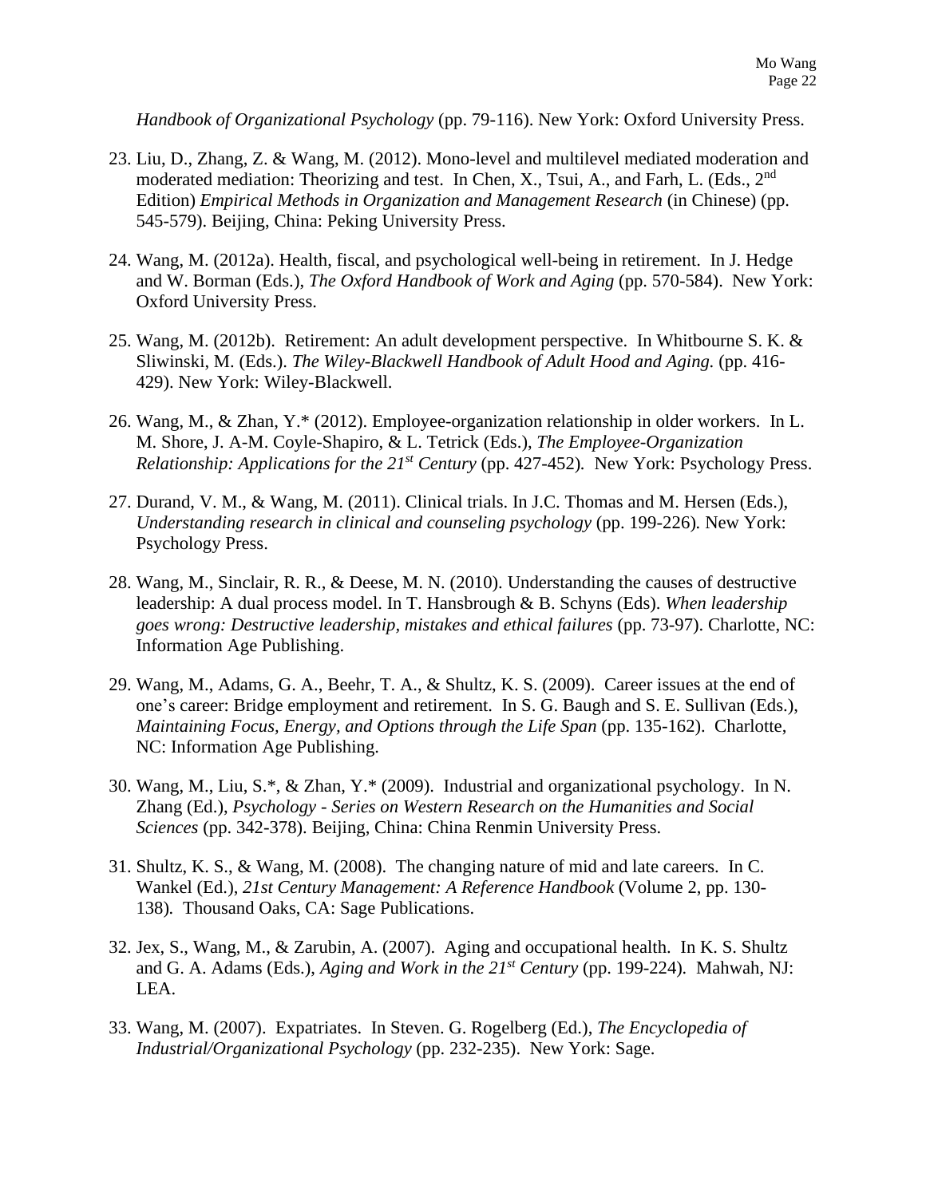*Handbook of Organizational Psychology* (pp. 79-116). New York: Oxford University Press.

23. Liu, D., Zhang, Z. & Wang, M. (2012). Mono-level and multilevel mediated moderation and moderated mediation: Theorizing and test. In Chen, X., Tsui, A., and Farh, L. (Eds., 2nd Edition) *Empirical Methods in Organization and Management Research* (in Chinese) (pp. 545-579). Beijing, China: Peking University Press.

24. Wang, M. (2012a). Health, fiscal, and psychological well-being in retirement. In J. Hedge and W. Borman (Eds.), *The Oxford Handbook of Work and Aging* (pp. 570-584). New York: Oxford University Press.

25. Wang, M. (2012b). Retirement: An adult development perspective. In Whitbourne S. K. & Sliwinski, M. (Eds.). *The Wiley-Blackwell Handbook of Adult Hood and Aging.* (pp. 416-429). New York: Wiley-Blackwell.

26. Wang, M., & Zhan, Y.* (2012). Employee-organization relationship in older workers. In L. M. Shore, J. A-M. Coyle-Shapiro, & L. Tetrick (Eds.), *The Employee-Organization Relationship: Applications for the 21st Century* (pp. 427-452). New York: Psychology Press.

27. Durand, V. M., & Wang, M. (2011). Clinical trials. In J.C. Thomas and M. Hersen (Eds.), *Understanding research in clinical and counseling psychology* (pp. 199-226). New York: Psychology Press.

28. Wang, M., Sinclair, R. R., & Deese, M. N. (2010). Understanding the causes of destructive leadership: A dual process model. In T. Hansbrough & B. Schyns (Eds). *When leadership goes wrong: Destructive leadership, mistakes and ethical failures* (pp. 73-97). Charlotte, NC: Information Age Publishing.

29. Wang, M., Adams, G. A., Beehr, T. A., & Shultz, K. S. (2009). Career issues at the end of one's career: Bridge employment and retirement. In S. G. Baugh and S. E. Sullivan (Eds.), *Maintaining Focus, Energy, and Options through the Life Span* (pp. 135-162). Charlotte, NC: Information Age Publishing.

30. Wang, M., Liu, S.*, & Zhan, Y.* (2009). Industrial and organizational psychology. In N. Zhang (Ed.), *Psychology - Series on Western Research on the Humanities and Social Sciences* (pp. 342-378). Beijing, China: China Renmin University Press.

31. Shultz, K. S., & Wang, M. (2008). The changing nature of mid and late careers. In C. Wankel (Ed.), *21st Century Management: A Reference Handbook* (Volume 2, pp. 130-138). Thousand Oaks, CA: Sage Publications.

32. Jex, S., Wang, M., & Zarubin, A. (2007). Aging and occupational health. In K. S. Shultz and G. A. Adams (Eds.), *Aging and Work in the 21st Century* (pp. 199-224). Mahwah, NJ: LEA.

33. Wang, M. (2007). Expatriates. In Steven. G. Rogelberg (Ed.), *The Encyclopedia of Industrial/Organizational Psychology* (pp. 232-235). New York: Sage.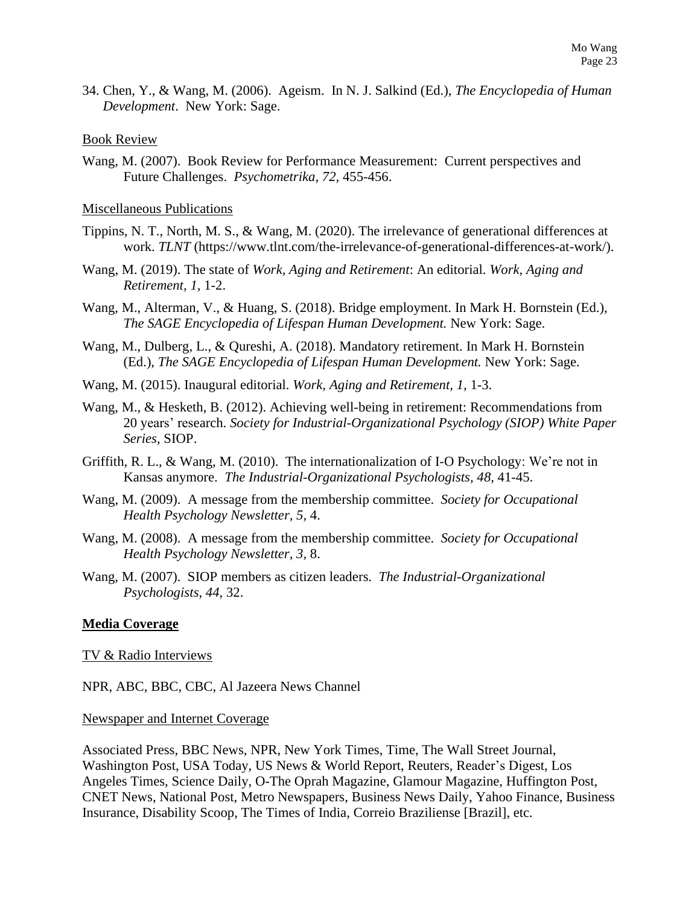34. Chen, Y., & Wang, M. (2006). Ageism. In N. J. Salkind (Ed.), *The Encyclopedia of Human Development*. New York: Sage.

Book Review

Wang, M. (2007). Book Review for Performance Measurement: Current perspectives and Future Challenges. *Psychometrika, 72,* 455-456.

Miscellaneous Publications

Tippins, N. T., North, M. S., & Wang, M. (2020). The irrelevance of generational differences at work. *TLNT* (https://www.tlnt.com/the-irrelevance-of-generational-differences-at-work/).

Wang, M. (2019). The state of *Work, Aging and Retirement*: An editorial. *Work, Aging and Retirement*, *1*, 1-2.

Wang, M., Alterman, V., & Huang, S. (2018). Bridge employment. In Mark H. Bornstein (Ed.), *The SAGE Encyclopedia of Lifespan Human Development.* New York: Sage.

Wang, M., Dulberg, L., & Qureshi, A. (2018). Mandatory retirement. In Mark H. Bornstein (Ed.), *The SAGE Encyclopedia of Lifespan Human Development.* New York: Sage.

Wang, M. (2015). Inaugural editorial. *Work, Aging and Retirement, 1*, 1-3.

Wang, M., & Hesketh, B. (2012). Achieving well-being in retirement: Recommendations from 20 years' research. *Society for Industrial-Organizational Psychology (SIOP) White Paper Series*, SIOP.

Griffith, R. L., & Wang, M. (2010). The internationalization of I-O Psychology: We're not in Kansas anymore. *The Industrial-Organizational Psychologists*, *48,* 41-45.

Wang, M. (2009). A message from the membership committee. *Society for Occupational Health Psychology Newsletter, 5,* 4.

Wang, M. (2008). A message from the membership committee. *Society for Occupational Health Psychology Newsletter, 3,* 8.

Wang, M. (2007). SIOP members as citizen leaders. *The Industrial-Organizational Psychologists*, *44*, 32.

**Media Coverage**

TV & Radio Interviews

NPR, ABC, BBC, CBC, Al Jazeera News Channel

Newspaper and Internet Coverage

Associated Press, BBC News, NPR, New York Times, Time, The Wall Street Journal, Washington Post, USA Today, US News & World Report, Reuters, Reader's Digest, Los Angeles Times, Science Daily, O-The Oprah Magazine, Glamour Magazine, Huffington Post, CNET News, National Post, Metro Newspapers, Business News Daily, Yahoo Finance, Business Insurance, Disability Scoop, The Times of India, Correio Braziliense [Brazil], etc.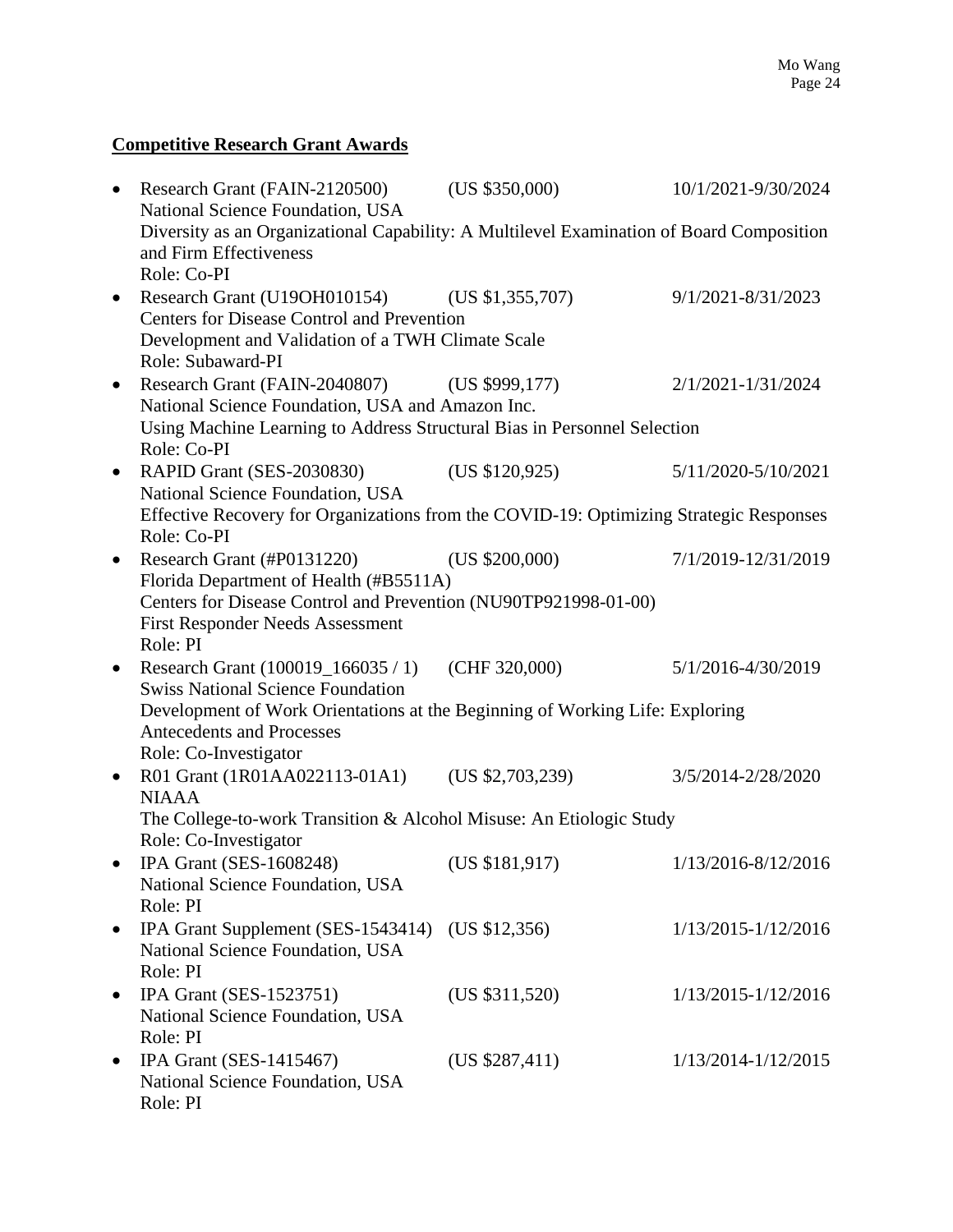## **Competitive Research Grant Awards**

- Research Grant (FAIN-2120500) (US $350,000) 10/1/2021-9/30/2024
  National Science Foundation, USA
  Diversity as an Organizational Capability: A Multilevel Examination of Board Composition and Firm Effectiveness
  Role: Co-PI
- Research Grant (U19OH010154) (US $1,355,707) 9/1/2021-8/31/2023
  Centers for Disease Control and Prevention
  Development and Validation of a TWH Climate Scale
  Role: Subaward-PI
- Research Grant (FAIN-2040807) (US $999,177) 2/1/2021-1/31/2024
  National Science Foundation, USA and Amazon Inc.
  Using Machine Learning to Address Structural Bias in Personnel Selection
  Role: Co-PI
- RAPID Grant (SES-2030830) (US $120,925) 5/11/2020-5/10/2021
  National Science Foundation, USA
  Effective Recovery for Organizations from the COVID-19: Optimizing Strategic Responses
  Role: Co-PI
- Research Grant (#P0131220) (US $200,000) 7/1/2019-12/31/2019
  Florida Department of Health (#B5511A)
  Centers for Disease Control and Prevention (NU90TP921998-01-00)
  First Responder Needs Assessment
  Role: PI
- Research Grant (100019_166035 / 1) (CHF 320,000) 5/1/2016-4/30/2019
  Swiss National Science Foundation
  Development of Work Orientations at the Beginning of Working Life: Exploring Antecedents and Processes
  Role: Co-Investigator
- R01 Grant (1R01AA022113-01A1) (US $2,703,239) 3/5/2014-2/28/2020
  NIAAA
  The College-to-work Transition & Alcohol Misuse: An Etiologic Study
  Role: Co-Investigator
- IPA Grant (SES-1608248) (US $181,917) 1/13/2016-8/12/2016
  National Science Foundation, USA
  Role: PI
- IPA Grant Supplement (SES-1543414) (US $12,356) 1/13/2015-1/12/2016
  National Science Foundation, USA
  Role: PI
- IPA Grant (SES-1523751) (US $311,520) 1/13/2015-1/12/2016
  National Science Foundation, USA
  Role: PI
- IPA Grant (SES-1415467) (US $287,411) 1/13/2014-1/12/2015
  National Science Foundation, USA
  Role: PI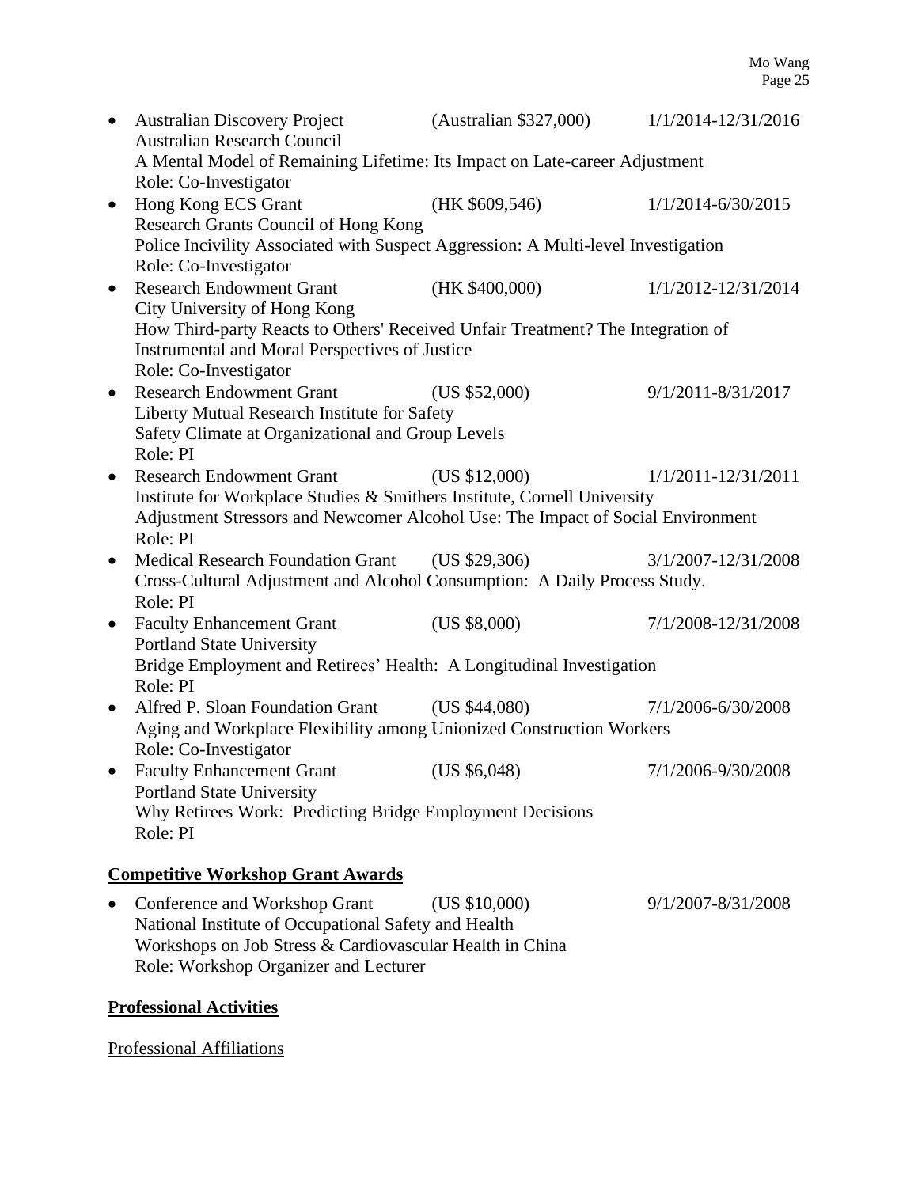- Australian Discovery Project (Australian $327,000) 1/1/2014-12/31/2016
  Australian Research Council
  A Mental Model of Remaining Lifetime: Its Impact on Late-career Adjustment
  Role: Co-Investigator
- Hong Kong ECS Grant (HK $609,546) 1/1/2014-6/30/2015
  Research Grants Council of Hong Kong
  Police Incivility Associated with Suspect Aggression: A Multi-level Investigation
  Role: Co-Investigator
- Research Endowment Grant (HK $400,000) 1/1/2012-12/31/2014
  City University of Hong Kong
  How Third-party Reacts to Others' Received Unfair Treatment? The Integration of Instrumental and Moral Perspectives of Justice
  Role: Co-Investigator
- Research Endowment Grant (US $52,000) 9/1/2011-8/31/2017
  Liberty Mutual Research Institute for Safety
  Safety Climate at Organizational and Group Levels
  Role: PI
- Research Endowment Grant (US $12,000) 1/1/2011-12/31/2011
  Institute for Workplace Studies & Smithers Institute, Cornell University
  Adjustment Stressors and Newcomer Alcohol Use: The Impact of Social Environment
  Role: PI
- Medical Research Foundation Grant (US $29,306) 3/1/2007-12/31/2008
  Cross-Cultural Adjustment and Alcohol Consumption: A Daily Process Study.
  Role: PI
- Faculty Enhancement Grant (US $8,000) 7/1/2008-12/31/2008
  Portland State University
  Bridge Employment and Retirees' Health: A Longitudinal Investigation
  Role: PI
- Alfred P. Sloan Foundation Grant (US $44,080) 7/1/2006-6/30/2008
  Aging and Workplace Flexibility among Unionized Construction Workers
  Role: Co-Investigator
- Faculty Enhancement Grant (US $6,048) 7/1/2006-9/30/2008
  Portland State University
  Why Retirees Work: Predicting Bridge Employment Decisions
  Role: PI

**Competitive Workshop Grant Awards**

- Conference and Workshop Grant (US $10,000) 9/1/2007-8/31/2008
  National Institute of Occupational Safety and Health
  Workshops on Job Stress & Cardiovascular Health in China
  Role: Workshop Organizer and Lecturer

**Professional Activities**

Professional Affiliations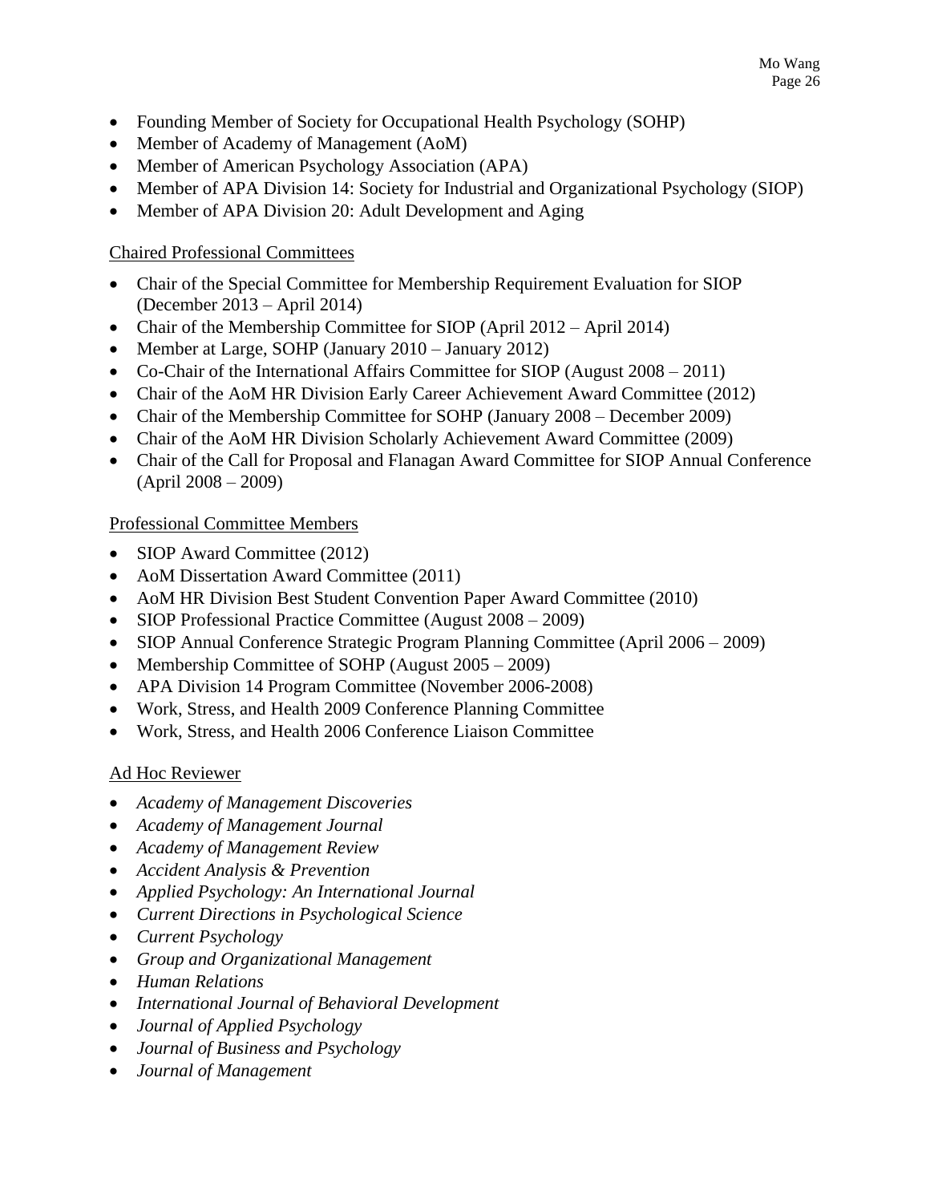- Founding Member of Society for Occupational Health Psychology (SOHP)
- Member of Academy of Management (AoM)
- Member of American Psychology Association (APA)
- Member of APA Division 14: Society for Industrial and Organizational Psychology (SIOP)
- Member of APA Division 20: Adult Development and Aging

<u>Chaired Professional Committees</u>

- Chair of the Special Committee for Membership Requirement Evaluation for SIOP (December 2013 – April 2014)
- Chair of the Membership Committee for SIOP (April 2012 – April 2014)
- Member at Large, SOHP (January 2010 – January 2012)
- Co-Chair of the International Affairs Committee for SIOP (August 2008 – 2011)
- Chair of the AoM HR Division Early Career Achievement Award Committee (2012)
- Chair of the Membership Committee for SOHP (January 2008 – December 2009)
- Chair of the AoM HR Division Scholarly Achievement Award Committee (2009)
- Chair of the Call for Proposal and Flanagan Award Committee for SIOP Annual Conference (April 2008 – 2009)

<u>Professional Committee Members</u>

- SIOP Award Committee (2012)
- AoM Dissertation Award Committee (2011)
- AoM HR Division Best Student Convention Paper Award Committee (2010)
- SIOP Professional Practice Committee (August 2008 – 2009)
- SIOP Annual Conference Strategic Program Planning Committee (April 2006 – 2009)
- Membership Committee of SOHP (August 2005 – 2009)
- APA Division 14 Program Committee (November 2006-2008)
- Work, Stress, and Health 2009 Conference Planning Committee
- Work, Stress, and Health 2006 Conference Liaison Committee

<u>Ad Hoc Reviewer</u>

- *Academy of Management Discoveries*
- *Academy of Management Journal*
- *Academy of Management Review*
- *Accident Analysis & Prevention*
- *Applied Psychology: An International Journal*
- *Current Directions in Psychological Science*
- *Current Psychology*
- *Group and Organizational Management*
- *Human Relations*
- *International Journal of Behavioral Development*
- *Journal of Applied Psychology*
- *Journal of Business and Psychology*
- *Journal of Management*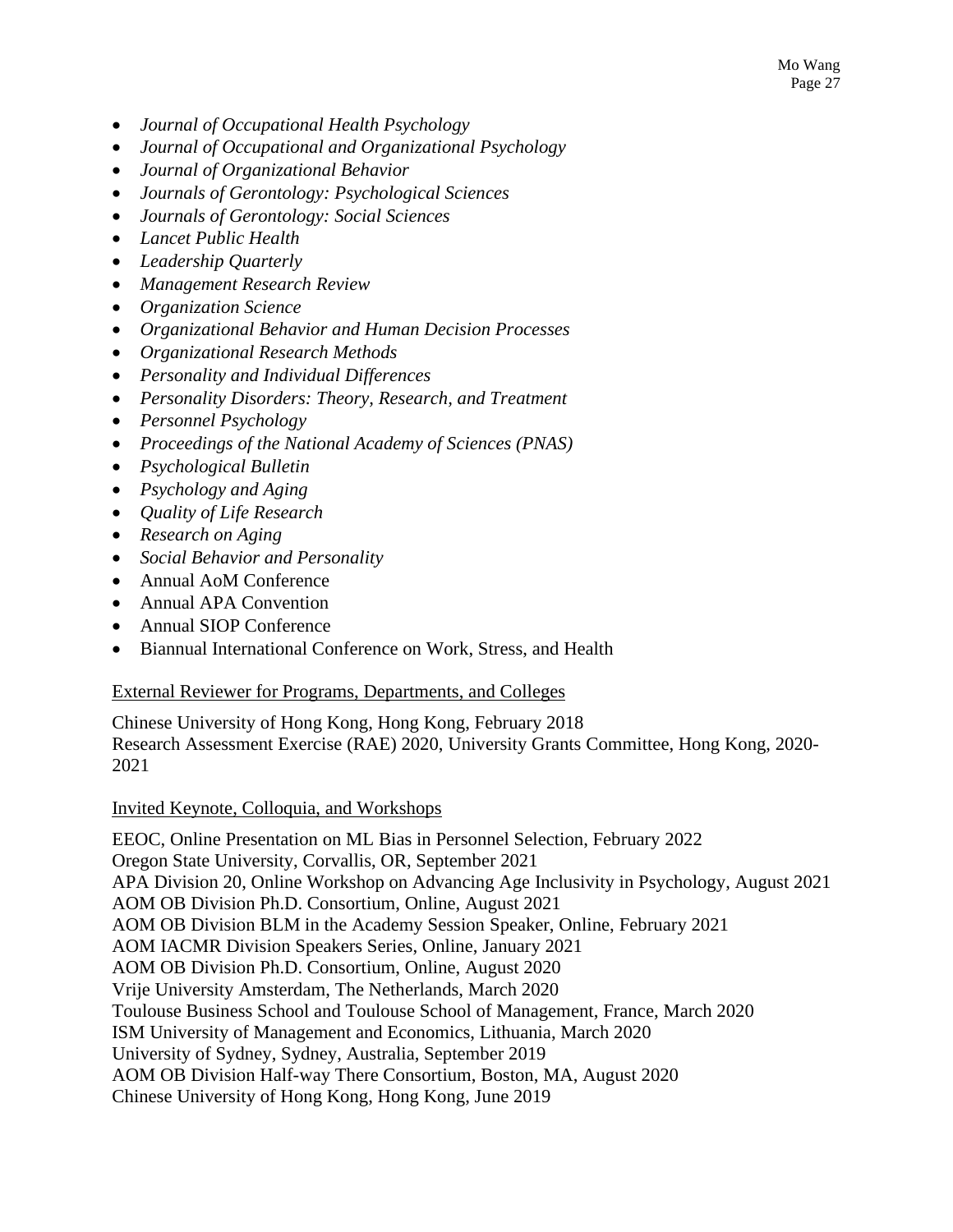- *Journal of Occupational Health Psychology*
- *Journal of Occupational and Organizational Psychology*
- *Journal of Organizational Behavior*
- *Journals of Gerontology: Psychological Sciences*
- *Journals of Gerontology: Social Sciences*
- *Lancet Public Health*
- *Leadership Quarterly*
- *Management Research Review*
- *Organization Science*
- *Organizational Behavior and Human Decision Processes*
- *Organizational Research Methods*
- *Personality and Individual Differences*
- *Personality Disorders: Theory, Research, and Treatment*
- *Personnel Psychology*
- *Proceedings of the National Academy of Sciences (PNAS)*
- *Psychological Bulletin*
- *Psychology and Aging*
- *Quality of Life Research*
- *Research on Aging*
- *Social Behavior and Personality*
- Annual AoM Conference
- Annual APA Convention
- Annual SIOP Conference
- Biannual International Conference on Work, Stress, and Health

<u>External Reviewer for Programs, Departments, and Colleges</u>

Chinese University of Hong Kong, Hong Kong, February 2018
Research Assessment Exercise (RAE) 2020, University Grants Committee, Hong Kong, 2020-2021

<u>Invited Keynote, Colloquia, and Workshops</u>

EEOC, Online Presentation on ML Bias in Personnel Selection, February 2022
Oregon State University, Corvallis, OR, September 2021
APA Division 20, Online Workshop on Advancing Age Inclusivity in Psychology, August 2021
AOM OB Division Ph.D. Consortium, Online, August 2021
AOM OB Division BLM in the Academy Session Speaker, Online, February 2021
AOM IACMR Division Speakers Series, Online, January 2021
AOM OB Division Ph.D. Consortium, Online, August 2020
Vrije University Amsterdam, The Netherlands, March 2020
Toulouse Business School and Toulouse School of Management, France, March 2020
ISM University of Management and Economics, Lithuania, March 2020
University of Sydney, Sydney, Australia, September 2019
AOM OB Division Half-way There Consortium, Boston, MA, August 2020
Chinese University of Hong Kong, Hong Kong, June 2019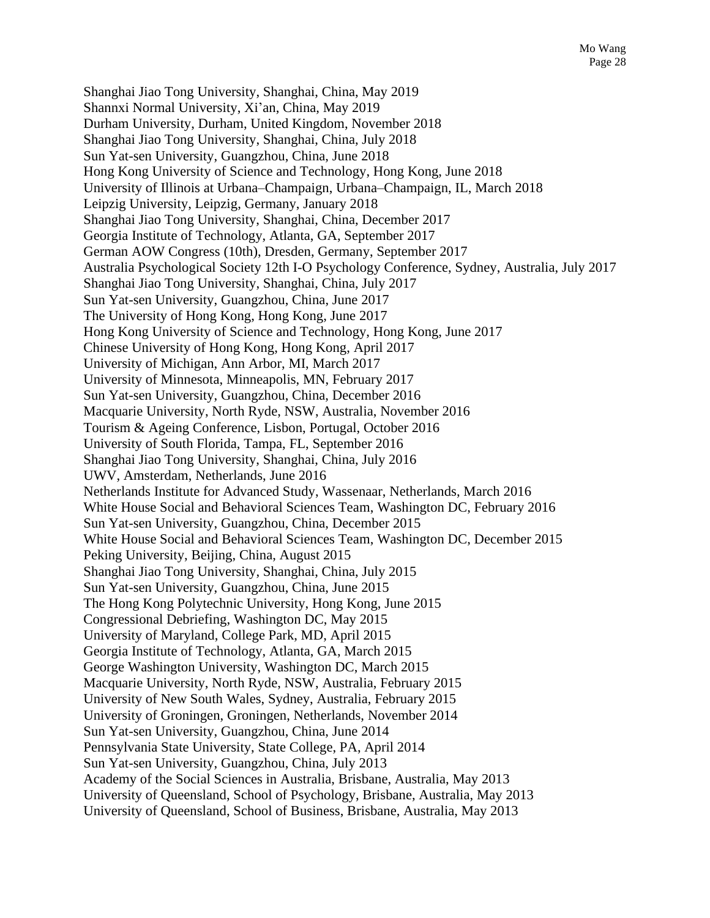Shanghai Jiao Tong University, Shanghai, China, May 2019
Shannxi Normal University, Xi'an, China, May 2019
Durham University, Durham, United Kingdom, November 2018
Shanghai Jiao Tong University, Shanghai, China, July 2018
Sun Yat-sen University, Guangzhou, China, June 2018
Hong Kong University of Science and Technology, Hong Kong, June 2018
University of Illinois at Urbana–Champaign, Urbana–Champaign, IL, March 2018
Leipzig University, Leipzig, Germany, January 2018
Shanghai Jiao Tong University, Shanghai, China, December 2017
Georgia Institute of Technology, Atlanta, GA, September 2017
German AOW Congress (10th), Dresden, Germany, September 2017
Australia Psychological Society 12th I-O Psychology Conference, Sydney, Australia, July 2017
Shanghai Jiao Tong University, Shanghai, China, July 2017
Sun Yat-sen University, Guangzhou, China, June 2017
The University of Hong Kong, Hong Kong, June 2017
Hong Kong University of Science and Technology, Hong Kong, June 2017
Chinese University of Hong Kong, Hong Kong, April 2017
University of Michigan, Ann Arbor, MI, March 2017
University of Minnesota, Minneapolis, MN, February 2017
Sun Yat-sen University, Guangzhou, China, December 2016
Macquarie University, North Ryde, NSW, Australia, November 2016
Tourism & Ageing Conference, Lisbon, Portugal, October 2016
University of South Florida, Tampa, FL, September 2016
Shanghai Jiao Tong University, Shanghai, China, July 2016
UWV, Amsterdam, Netherlands, June 2016
Netherlands Institute for Advanced Study, Wassenaar, Netherlands, March 2016
White House Social and Behavioral Sciences Team, Washington DC, February 2016
Sun Yat-sen University, Guangzhou, China, December 2015
White House Social and Behavioral Sciences Team, Washington DC, December 2015
Peking University, Beijing, China, August 2015
Shanghai Jiao Tong University, Shanghai, China, July 2015
Sun Yat-sen University, Guangzhou, China, June 2015
The Hong Kong Polytechnic University, Hong Kong, June 2015
Congressional Debriefing, Washington DC, May 2015
University of Maryland, College Park, MD, April 2015
Georgia Institute of Technology, Atlanta, GA, March 2015
George Washington University, Washington DC, March 2015
Macquarie University, North Ryde, NSW, Australia, February 2015
University of New South Wales, Sydney, Australia, February 2015
University of Groningen, Groningen, Netherlands, November 2014
Sun Yat-sen University, Guangzhou, China, June 2014
Pennsylvania State University, State College, PA, April 2014
Sun Yat-sen University, Guangzhou, China, July 2013
Academy of the Social Sciences in Australia, Brisbane, Australia, May 2013
University of Queensland, School of Psychology, Brisbane, Australia, May 2013
University of Queensland, School of Business, Brisbane, Australia, May 2013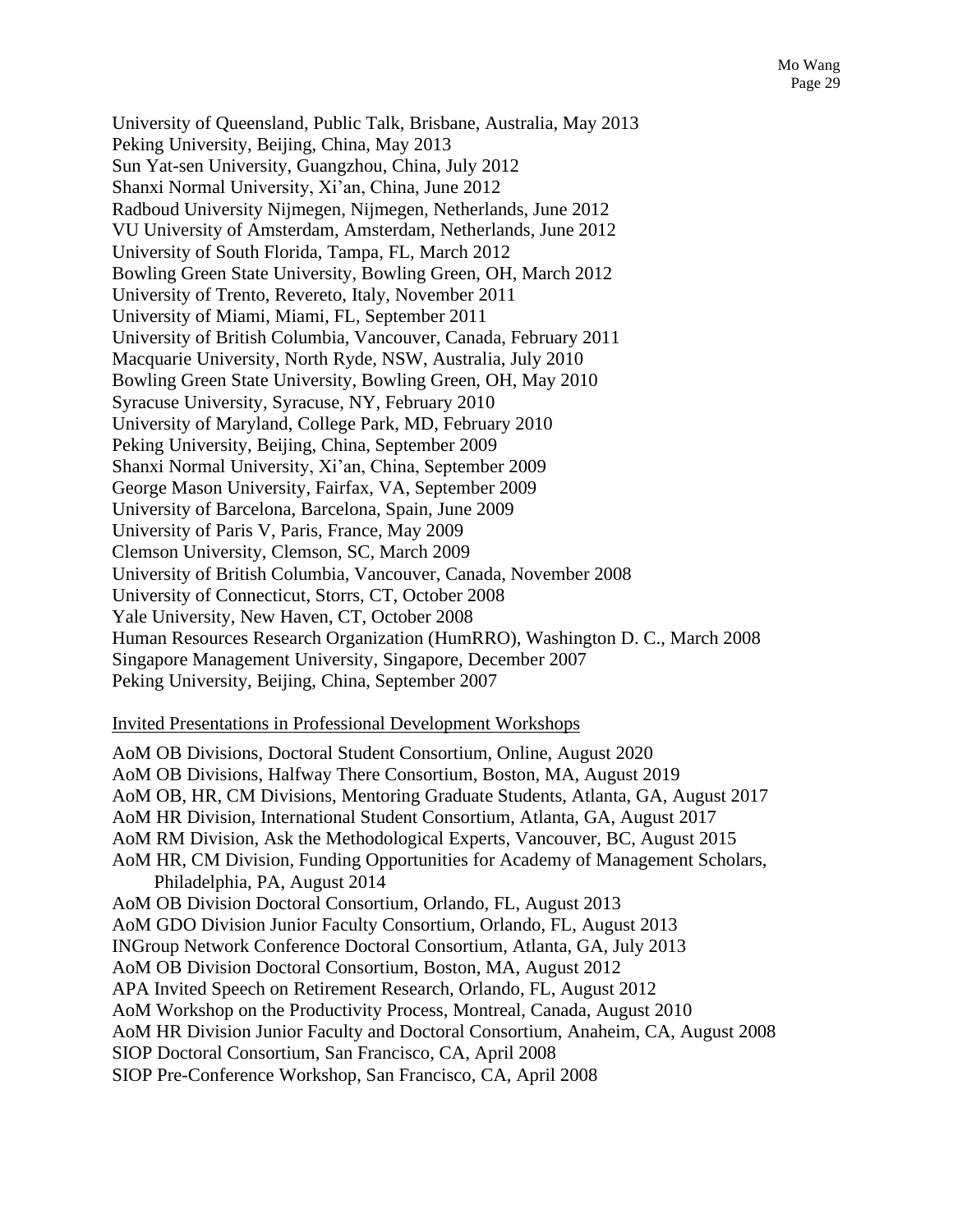University of Queensland, Public Talk, Brisbane, Australia, May 2013
Peking University, Beijing, China, May 2013
Sun Yat-sen University, Guangzhou, China, July 2012
Shanxi Normal University, Xi'an, China, June 2012
Radboud University Nijmegen, Nijmegen, Netherlands, June 2012
VU University of Amsterdam, Amsterdam, Netherlands, June 2012
University of South Florida, Tampa, FL, March 2012
Bowling Green State University, Bowling Green, OH, March 2012
University of Trento, Revereto, Italy, November 2011
University of Miami, Miami, FL, September 2011
University of British Columbia, Vancouver, Canada, February 2011
Macquarie University, North Ryde, NSW, Australia, July 2010
Bowling Green State University, Bowling Green, OH, May 2010
Syracuse University, Syracuse, NY, February 2010
University of Maryland, College Park, MD, February 2010
Peking University, Beijing, China, September 2009
Shanxi Normal University, Xi'an, China, September 2009
George Mason University, Fairfax, VA, September 2009
University of Barcelona, Barcelona, Spain, June 2009
University of Paris V, Paris, France, May 2009
Clemson University, Clemson, SC, March 2009
University of British Columbia, Vancouver, Canada, November 2008
University of Connecticut, Storrs, CT, October 2008
Yale University, New Haven, CT, October 2008
Human Resources Research Organization (HumRRO), Washington D. C., March 2008
Singapore Management University, Singapore, December 2007
Peking University, Beijing, China, September 2007

<u>Invited Presentations in Professional Development Workshops</u>

AoM OB Divisions, Doctoral Student Consortium, Online, August 2020
AoM OB Divisions, Halfway There Consortium, Boston, MA, August 2019
AoM OB, HR, CM Divisions, Mentoring Graduate Students, Atlanta, GA, August 2017
AoM HR Division, International Student Consortium, Atlanta, GA, August 2017
AoM RM Division, Ask the Methodological Experts, Vancouver, BC, August 2015
AoM HR, CM Division, Funding Opportunities for Academy of Management Scholars, Philadelphia, PA, August 2014
AoM OB Division Doctoral Consortium, Orlando, FL, August 2013
AoM GDO Division Junior Faculty Consortium, Orlando, FL, August 2013
INGroup Network Conference Doctoral Consortium, Atlanta, GA, July 2013
AoM OB Division Doctoral Consortium, Boston, MA, August 2012
APA Invited Speech on Retirement Research, Orlando, FL, August 2012
AoM Workshop on the Productivity Process, Montreal, Canada, August 2010
AoM HR Division Junior Faculty and Doctoral Consortium, Anaheim, CA, August 2008
SIOP Doctoral Consortium, San Francisco, CA, April 2008
SIOP Pre-Conference Workshop, San Francisco, CA, April 2008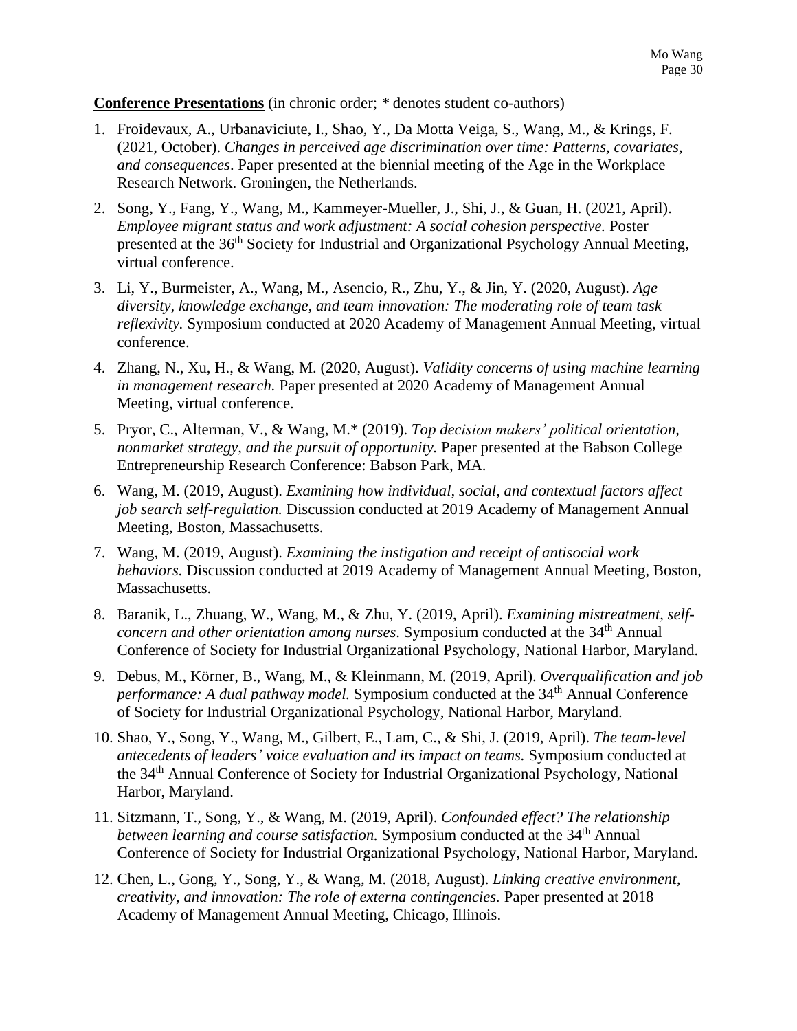**Conference Presentations** (in chronic order; * denotes student co-authors)

1. Froidevaux, A., Urbanaviciute, I., Shao, Y., Da Motta Veiga, S., Wang, M., & Krings, F. (2021, October). *Changes in perceived age discrimination over time: Patterns, covariates, and consequences*. Paper presented at the biennial meeting of the Age in the Workplace Research Network. Groningen, the Netherlands.
2. Song, Y., Fang, Y., Wang, M., Kammeyer-Mueller, J., Shi, J., & Guan, H. (2021, April). *Employee migrant status and work adjustment: A social cohesion perspective.* Poster presented at the 36th Society for Industrial and Organizational Psychology Annual Meeting, virtual conference.
3. Li, Y., Burmeister, A., Wang, M., Asencio, R., Zhu, Y., & Jin, Y. (2020, August). *Age diversity, knowledge exchange, and team innovation: The moderating role of team task reflexivity.* Symposium conducted at 2020 Academy of Management Annual Meeting, virtual conference.
4. Zhang, N., Xu, H., & Wang, M. (2020, August). *Validity concerns of using machine learning in management research.* Paper presented at 2020 Academy of Management Annual Meeting, virtual conference.
5. Pryor, C., Alterman, V., & Wang, M.* (2019). *Top decision makers' political orientation, nonmarket strategy, and the pursuit of opportunity.* Paper presented at the Babson College Entrepreneurship Research Conference: Babson Park, MA.
6. Wang, M. (2019, August). *Examining how individual, social, and contextual factors affect job search self-regulation.* Discussion conducted at 2019 Academy of Management Annual Meeting, Boston, Massachusetts.
7. Wang, M. (2019, August). *Examining the instigation and receipt of antisocial work behaviors.* Discussion conducted at 2019 Academy of Management Annual Meeting, Boston, Massachusetts.
8. Baranik, L., Zhuang, W., Wang, M., & Zhu, Y. (2019, April). *Examining mistreatment, self-concern and other orientation among nurses*. Symposium conducted at the 34th Annual Conference of Society for Industrial Organizational Psychology, National Harbor, Maryland.
9. Debus, M., Körner, B., Wang, M., & Kleinmann, M. (2019, April). *Overqualification and job performance: A dual pathway model.* Symposium conducted at the 34th Annual Conference of Society for Industrial Organizational Psychology, National Harbor, Maryland.
10. Shao, Y., Song, Y., Wang, M., Gilbert, E., Lam, C., & Shi, J. (2019, April). *The team-level antecedents of leaders' voice evaluation and its impact on teams.* Symposium conducted at the 34th Annual Conference of Society for Industrial Organizational Psychology, National Harbor, Maryland.
11. Sitzmann, T., Song, Y., & Wang, M. (2019, April). *Confounded effect? The relationship between learning and course satisfaction.* Symposium conducted at the 34th Annual Conference of Society for Industrial Organizational Psychology, National Harbor, Maryland.
12. Chen, L., Gong, Y., Song, Y., & Wang, M. (2018, August). *Linking creative environment, creativity, and innovation: The role of externa contingencies.* Paper presented at 2018 Academy of Management Annual Meeting, Chicago, Illinois.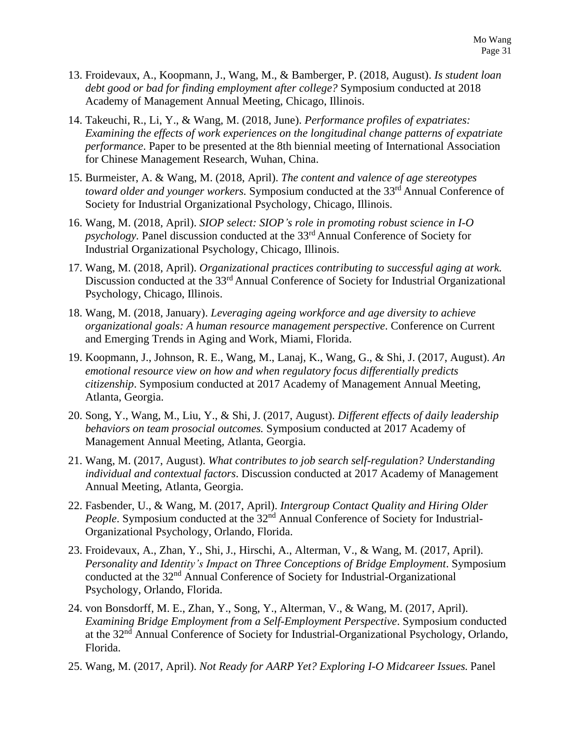13. Froidevaux, A., Koopmann, J., Wang, M., & Bamberger, P. (2018, August). *Is student loan debt good or bad for finding employment after college?* Symposium conducted at 2018 Academy of Management Annual Meeting, Chicago, Illinois.

14. Takeuchi, R., Li, Y., & Wang, M. (2018, June). *Performance profiles of expatriates: Examining the effects of work experiences on the longitudinal change patterns of expatriate performance*. Paper to be presented at the 8th biennial meeting of International Association for Chinese Management Research, Wuhan, China.

15. Burmeister, A. & Wang, M. (2018, April). *The content and valence of age stereotypes toward older and younger workers.* Symposium conducted at the 33rd Annual Conference of Society for Industrial Organizational Psychology, Chicago, Illinois.

16. Wang, M. (2018, April). *SIOP select: SIOP's role in promoting robust science in I-O psychology.* Panel discussion conducted at the 33rd Annual Conference of Society for Industrial Organizational Psychology, Chicago, Illinois.

17. Wang, M. (2018, April). *Organizational practices contributing to successful aging at work.* Discussion conducted at the 33rd Annual Conference of Society for Industrial Organizational Psychology, Chicago, Illinois.

18. Wang, M. (2018, January). *Leveraging ageing workforce and age diversity to achieve organizational goals: A human resource management perspective*. Conference on Current and Emerging Trends in Aging and Work, Miami, Florida.

19. Koopmann, J., Johnson, R. E., Wang, M., Lanaj, K., Wang, G., & Shi, J. (2017, August). *An emotional resource view on how and when regulatory focus differentially predicts citizenship*. Symposium conducted at 2017 Academy of Management Annual Meeting, Atlanta, Georgia.

20. Song, Y., Wang, M., Liu, Y., & Shi, J. (2017, August). *Different effects of daily leadership behaviors on team prosocial outcomes.* Symposium conducted at 2017 Academy of Management Annual Meeting, Atlanta, Georgia.

21. Wang, M. (2017, August). *What contributes to job search self-regulation? Understanding individual and contextual factors*. Discussion conducted at 2017 Academy of Management Annual Meeting, Atlanta, Georgia.

22. Fasbender, U., & Wang, M. (2017, April). *Intergroup Contact Quality and Hiring Older People*. Symposium conducted at the 32nd Annual Conference of Society for Industrial-Organizational Psychology, Orlando, Florida.

23. Froidevaux, A., Zhan, Y., Shi, J., Hirschi, A., Alterman, V., & Wang, M. (2017, April). *Personality and Identity's Impact on Three Conceptions of Bridge Employment*. Symposium conducted at the 32nd Annual Conference of Society for Industrial-Organizational Psychology, Orlando, Florida.

24. von Bonsdorff, M. E., Zhan, Y., Song, Y., Alterman, V., & Wang, M. (2017, April). *Examining Bridge Employment from a Self-Employment Perspective*. Symposium conducted at the 32nd Annual Conference of Society for Industrial-Organizational Psychology, Orlando, Florida.

25. Wang, M. (2017, April). *Not Ready for AARP Yet? Exploring I-O Midcareer Issues.* Panel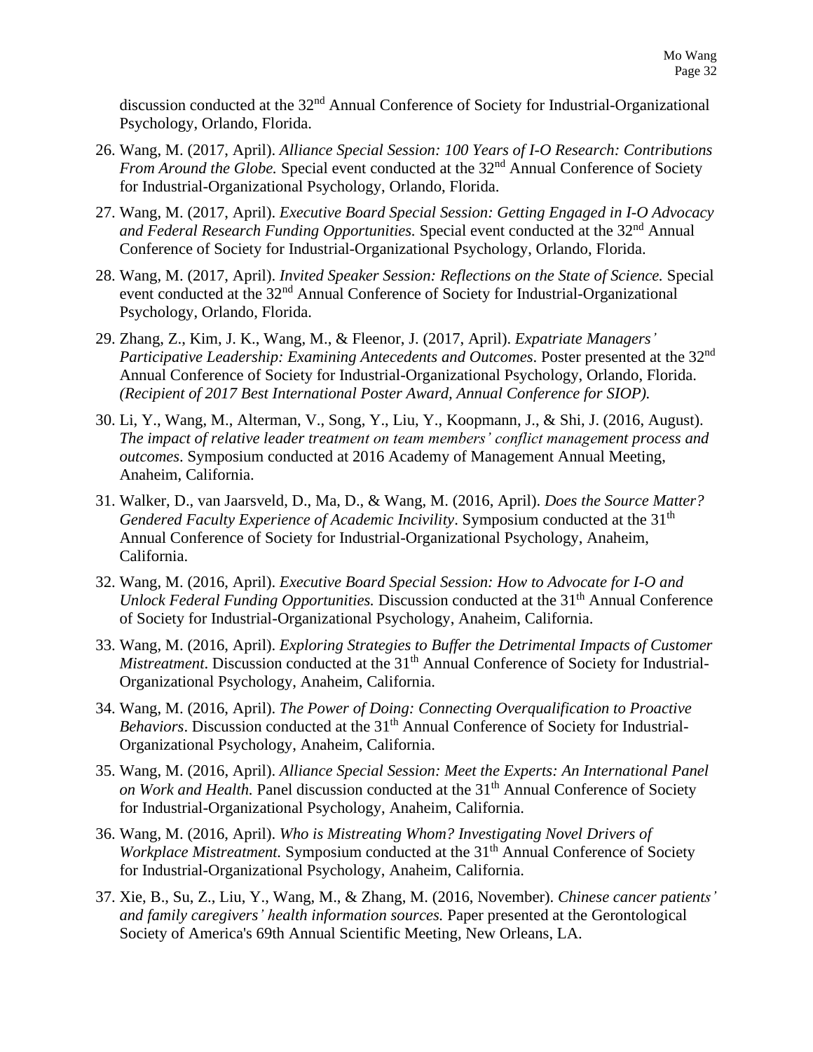discussion conducted at the 32nd Annual Conference of Society for Industrial-Organizational Psychology, Orlando, Florida.

26. Wang, M. (2017, April). *Alliance Special Session: 100 Years of I-O Research: Contributions From Around the Globe.* Special event conducted at the 32nd Annual Conference of Society for Industrial-Organizational Psychology, Orlando, Florida.

27. Wang, M. (2017, April). *Executive Board Special Session: Getting Engaged in I-O Advocacy and Federal Research Funding Opportunities.* Special event conducted at the 32nd Annual Conference of Society for Industrial-Organizational Psychology, Orlando, Florida.

28. Wang, M. (2017, April). *Invited Speaker Session: Reflections on the State of Science.* Special event conducted at the 32nd Annual Conference of Society for Industrial-Organizational Psychology, Orlando, Florida.

29. Zhang, Z., Kim, J. K., Wang, M., & Fleenor, J. (2017, April). *Expatriate Managers' Participative Leadership: Examining Antecedents and Outcomes*. Poster presented at the 32nd Annual Conference of Society for Industrial-Organizational Psychology, Orlando, Florida. *(Recipient of 2017 Best International Poster Award, Annual Conference for SIOP).*

30. Li, Y., Wang, M., Alterman, V., Song, Y., Liu, Y., Koopmann, J., & Shi, J. (2016, August). *The impact of relative leader treatment on team members' conflict management process and outcomes*. Symposium conducted at 2016 Academy of Management Annual Meeting, Anaheim, California.

31. Walker, D., van Jaarsveld, D., Ma, D., & Wang, M. (2016, April). *Does the Source Matter? Gendered Faculty Experience of Academic Incivility*. Symposium conducted at the 31th Annual Conference of Society for Industrial-Organizational Psychology, Anaheim, California.

32. Wang, M. (2016, April). *Executive Board Special Session: How to Advocate for I-O and Unlock Federal Funding Opportunities.* Discussion conducted at the 31th Annual Conference of Society for Industrial-Organizational Psychology, Anaheim, California.

33. Wang, M. (2016, April). *Exploring Strategies to Buffer the Detrimental Impacts of Customer Mistreatment*. Discussion conducted at the 31th Annual Conference of Society for Industrial-Organizational Psychology, Anaheim, California.

34. Wang, M. (2016, April). *The Power of Doing: Connecting Overqualification to Proactive Behaviors*. Discussion conducted at the 31th Annual Conference of Society for Industrial-Organizational Psychology, Anaheim, California.

35. Wang, M. (2016, April). *Alliance Special Session: Meet the Experts: An International Panel on Work and Health.* Panel discussion conducted at the 31th Annual Conference of Society for Industrial-Organizational Psychology, Anaheim, California.

36. Wang, M. (2016, April). *Who is Mistreating Whom? Investigating Novel Drivers of Workplace Mistreatment.* Symposium conducted at the 31th Annual Conference of Society for Industrial-Organizational Psychology, Anaheim, California.

37. Xie, B., Su, Z., Liu, Y., Wang, M., & Zhang, M. (2016, November). *Chinese cancer patients' and family caregivers' health information sources.* Paper presented at the Gerontological Society of America's 69th Annual Scientific Meeting, New Orleans, LA.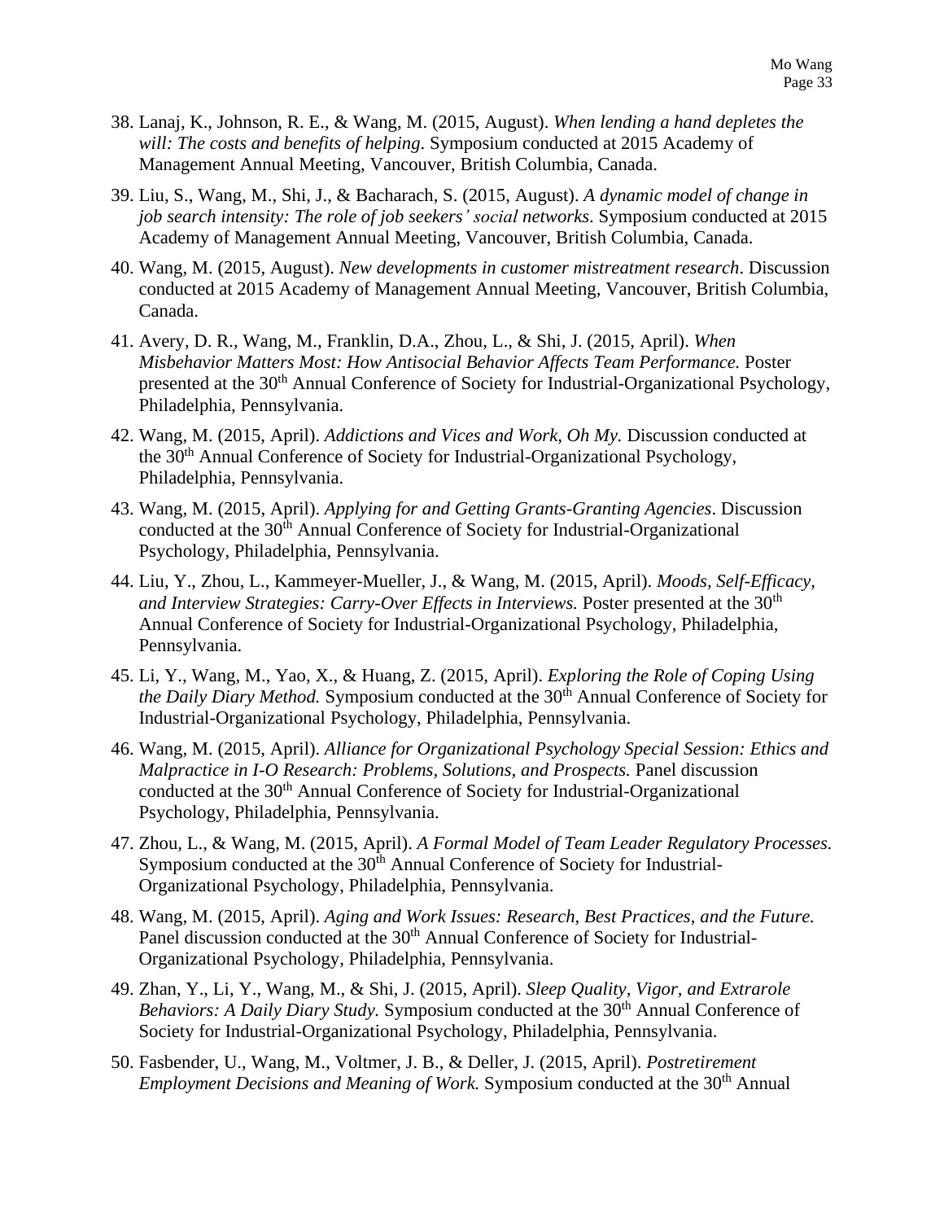38. Lanaj, K., Johnson, R. E., & Wang, M. (2015, August). *When lending a hand depletes the will: The costs and benefits of helping*. Symposium conducted at 2015 Academy of Management Annual Meeting, Vancouver, British Columbia, Canada.

39. Liu, S., Wang, M., Shi, J., & Bacharach, S. (2015, August). *A dynamic model of change in job search intensity: The role of job seekers' social networks*. Symposium conducted at 2015 Academy of Management Annual Meeting, Vancouver, British Columbia, Canada.

40. Wang, M. (2015, August). *New developments in customer mistreatment research*. Discussion conducted at 2015 Academy of Management Annual Meeting, Vancouver, British Columbia, Canada.

41. Avery, D. R., Wang, M., Franklin, D.A., Zhou, L., & Shi, J. (2015, April). *When Misbehavior Matters Most: How Antisocial Behavior Affects Team Performance.* Poster presented at the 30th Annual Conference of Society for Industrial-Organizational Psychology, Philadelphia, Pennsylvania.

42. Wang, M. (2015, April). *Addictions and Vices and Work, Oh My.* Discussion conducted at the 30th Annual Conference of Society for Industrial-Organizational Psychology, Philadelphia, Pennsylvania.

43. Wang, M. (2015, April). *Applying for and Getting Grants-Granting Agencies*. Discussion conducted at the 30th Annual Conference of Society for Industrial-Organizational Psychology, Philadelphia, Pennsylvania.

44. Liu, Y., Zhou, L., Kammeyer-Mueller, J., & Wang, M. (2015, April). *Moods, Self-Efficacy, and Interview Strategies: Carry-Over Effects in Interviews.* Poster presented at the 30th Annual Conference of Society for Industrial-Organizational Psychology, Philadelphia, Pennsylvania.

45. Li, Y., Wang, M., Yao, X., & Huang, Z. (2015, April). *Exploring the Role of Coping Using the Daily Diary Method.* Symposium conducted at the 30th Annual Conference of Society for Industrial-Organizational Psychology, Philadelphia, Pennsylvania.

46. Wang, M. (2015, April). *Alliance for Organizational Psychology Special Session: Ethics and Malpractice in I-O Research: Problems, Solutions, and Prospects.* Panel discussion conducted at the 30th Annual Conference of Society for Industrial-Organizational Psychology, Philadelphia, Pennsylvania.

47. Zhou, L., & Wang, M. (2015, April). *A Formal Model of Team Leader Regulatory Processes.* Symposium conducted at the 30th Annual Conference of Society for Industrial-Organizational Psychology, Philadelphia, Pennsylvania.

48. Wang, M. (2015, April). *Aging and Work Issues: Research, Best Practices, and the Future.* Panel discussion conducted at the 30th Annual Conference of Society for Industrial-Organizational Psychology, Philadelphia, Pennsylvania.

49. Zhan, Y., Li, Y., Wang, M., & Shi, J. (2015, April). *Sleep Quality, Vigor, and Extrarole Behaviors: A Daily Diary Study.* Symposium conducted at the 30th Annual Conference of Society for Industrial-Organizational Psychology, Philadelphia, Pennsylvania.

50. Fasbender, U., Wang, M., Voltmer, J. B., & Deller, J. (2015, April). *Postretirement Employment Decisions and Meaning of Work.* Symposium conducted at the 30th Annual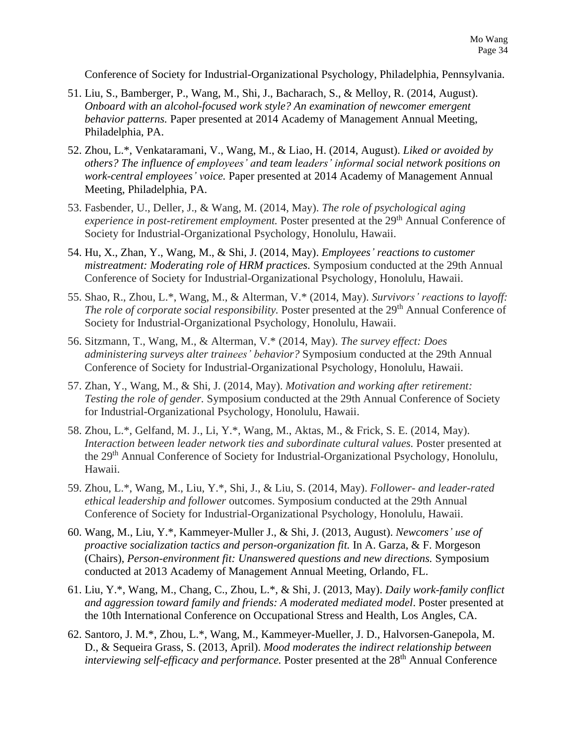Conference of Society for Industrial-Organizational Psychology, Philadelphia, Pennsylvania.

51. Liu, S., Bamberger, P., Wang, M., Shi, J., Bacharach, S., & Melloy, R. (2014, August). *Onboard with an alcohol-focused work style? An examination of newcomer emergent behavior patterns.* Paper presented at 2014 Academy of Management Annual Meeting, Philadelphia, PA.

52. Zhou, L.*, Venkataramani, V., Wang, M., & Liao, H. (2014, August). *Liked or avoided by others? The influence of employees' and team leaders' informal social network positions on work-central employees' voice.* Paper presented at 2014 Academy of Management Annual Meeting, Philadelphia, PA.

53. Fasbender, U., Deller, J., & Wang, M. (2014, May). *The role of psychological aging experience in post-retirement employment.* Poster presented at the 29th Annual Conference of Society for Industrial-Organizational Psychology, Honolulu, Hawaii.

54. Hu, X., Zhan, Y., Wang, M., & Shi, J. (2014, May). *Employees' reactions to customer mistreatment: Moderating role of HRM practices.* Symposium conducted at the 29th Annual Conference of Society for Industrial-Organizational Psychology, Honolulu, Hawaii.

55. Shao, R., Zhou, L.*, Wang, M., & Alterman, V.* (2014, May). *Survivors' reactions to layoff: The role of corporate social responsibility.* Poster presented at the 29th Annual Conference of Society for Industrial-Organizational Psychology, Honolulu, Hawaii.

56. Sitzmann, T., Wang, M., & Alterman, V.* (2014, May). *The survey effect: Does administering surveys alter trainees' behavior?* Symposium conducted at the 29th Annual Conference of Society for Industrial-Organizational Psychology, Honolulu, Hawaii.

57. Zhan, Y., Wang, M., & Shi, J. (2014, May). *Motivation and working after retirement: Testing the role of gender.* Symposium conducted at the 29th Annual Conference of Society for Industrial-Organizational Psychology, Honolulu, Hawaii.

58. Zhou, L.*, Gelfand, M. J., Li, Y.*, Wang, M., Aktas, M., & Frick, S. E. (2014, May). *Interaction between leader network ties and subordinate cultural values.* Poster presented at the 29th Annual Conference of Society for Industrial-Organizational Psychology, Honolulu, Hawaii.

59. Zhou, L.*, Wang, M., Liu, Y.*, Shi, J., & Liu, S. (2014, May). *Follower- and leader-rated ethical leadership and follower* outcomes. Symposium conducted at the 29th Annual Conference of Society for Industrial-Organizational Psychology, Honolulu, Hawaii.

60. Wang, M., Liu, Y.*, Kammeyer-Muller J., & Shi, J. (2013, August). *Newcomers' use of proactive socialization tactics and person-organization fit.* In A. Garza, & F. Morgeson (Chairs), *Person-environment fit: Unanswered questions and new directions.* Symposium conducted at 2013 Academy of Management Annual Meeting, Orlando, FL.

61. Liu, Y.*, Wang, M., Chang, C., Zhou, L.*, & Shi, J. (2013, May). *Daily work-family conflict and aggression toward family and friends: A moderated mediated model*. Poster presented at the 10th International Conference on Occupational Stress and Health, Los Angles, CA.

62. Santoro, J. M.*, Zhou, L.*, Wang, M., Kammeyer-Mueller, J. D., Halvorsen-Ganepola, M. D., & Sequeira Grass, S. (2013, April). *Mood moderates the indirect relationship between interviewing self-efficacy and performance.* Poster presented at the 28th Annual Conference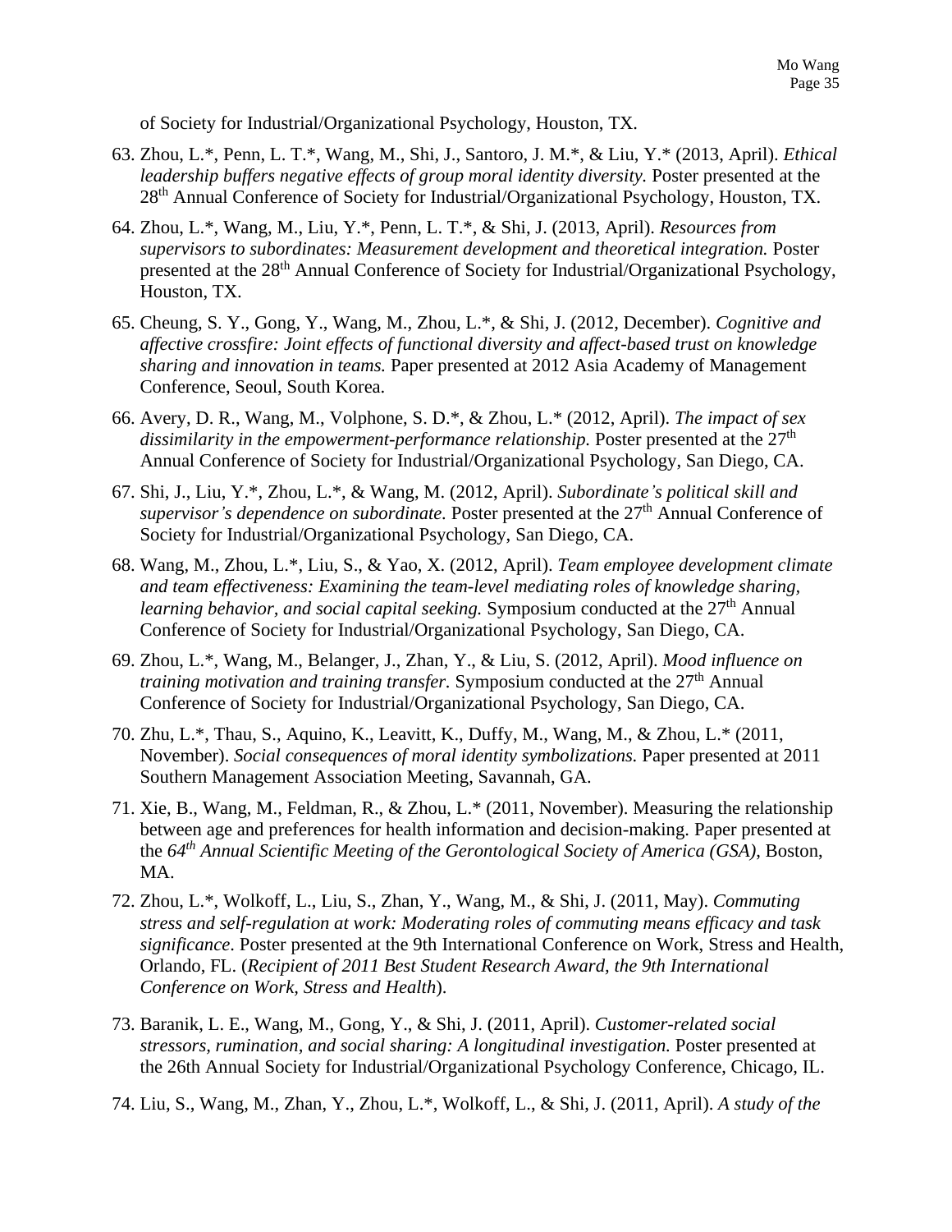of Society for Industrial/Organizational Psychology, Houston, TX.

63. Zhou, L.*, Penn, L. T.*, Wang, M., Shi, J., Santoro, J. M.*, & Liu, Y.* (2013, April). *Ethical leadership buffers negative effects of group moral identity diversity.* Poster presented at the 28th Annual Conference of Society for Industrial/Organizational Psychology, Houston, TX.

64. Zhou, L.*, Wang, M., Liu, Y.*, Penn, L. T.*, & Shi, J. (2013, April). *Resources from supervisors to subordinates: Measurement development and theoretical integration.* Poster presented at the 28th Annual Conference of Society for Industrial/Organizational Psychology, Houston, TX.

65. Cheung, S. Y., Gong, Y., Wang, M., Zhou, L.*, & Shi, J. (2012, December). *Cognitive and affective crossfire: Joint effects of functional diversity and affect-based trust on knowledge sharing and innovation in teams.* Paper presented at 2012 Asia Academy of Management Conference, Seoul, South Korea.

66. Avery, D. R., Wang, M., Volphone, S. D.*, & Zhou, L.* (2012, April). *The impact of sex dissimilarity in the empowerment-performance relationship.* Poster presented at the 27th Annual Conference of Society for Industrial/Organizational Psychology, San Diego, CA.

67. Shi, J., Liu, Y.*, Zhou, L.*, & Wang, M. (2012, April). *Subordinate's political skill and supervisor's dependence on subordinate.* Poster presented at the 27th Annual Conference of Society for Industrial/Organizational Psychology, San Diego, CA.

68. Wang, M., Zhou, L.*, Liu, S., & Yao, X. (2012, April). *Team employee development climate and team effectiveness: Examining the team-level mediating roles of knowledge sharing, learning behavior, and social capital seeking.* Symposium conducted at the 27th Annual Conference of Society for Industrial/Organizational Psychology, San Diego, CA.

69. Zhou, L.*, Wang, M., Belanger, J., Zhan, Y., & Liu, S. (2012, April). *Mood influence on training motivation and training transfer*. Symposium conducted at the 27th Annual Conference of Society for Industrial/Organizational Psychology, San Diego, CA.

70. Zhu, L.*, Thau, S., Aquino, K., Leavitt, K., Duffy, M., Wang, M., & Zhou, L.* (2011, November). *Social consequences of moral identity symbolizations.* Paper presented at 2011 Southern Management Association Meeting, Savannah, GA.

71. Xie, B., Wang, M., Feldman, R., & Zhou, L.* (2011, November). Measuring the relationship between age and preferences for health information and decision-making. Paper presented at the *64th Annual Scientific Meeting of the Gerontological Society of America (GSA)*, Boston, MA.

72. Zhou, L.*, Wolkoff, L., Liu, S., Zhan, Y., Wang, M., & Shi, J. (2011, May). *Commuting stress and self-regulation at work: Moderating roles of commuting means efficacy and task significance*. Poster presented at the 9th International Conference on Work, Stress and Health, Orlando, FL. (*Recipient of 2011 Best Student Research Award, the 9th International Conference on Work, Stress and Health*).

73. Baranik, L. E., Wang, M., Gong, Y., & Shi, J. (2011, April). *Customer-related social stressors, rumination, and social sharing: A longitudinal investigation.* Poster presented at the 26th Annual Society for Industrial/Organizational Psychology Conference, Chicago, IL.

74. Liu, S., Wang, M., Zhan, Y., Zhou, L.*, Wolkoff, L., & Shi, J. (2011, April). *A study of the*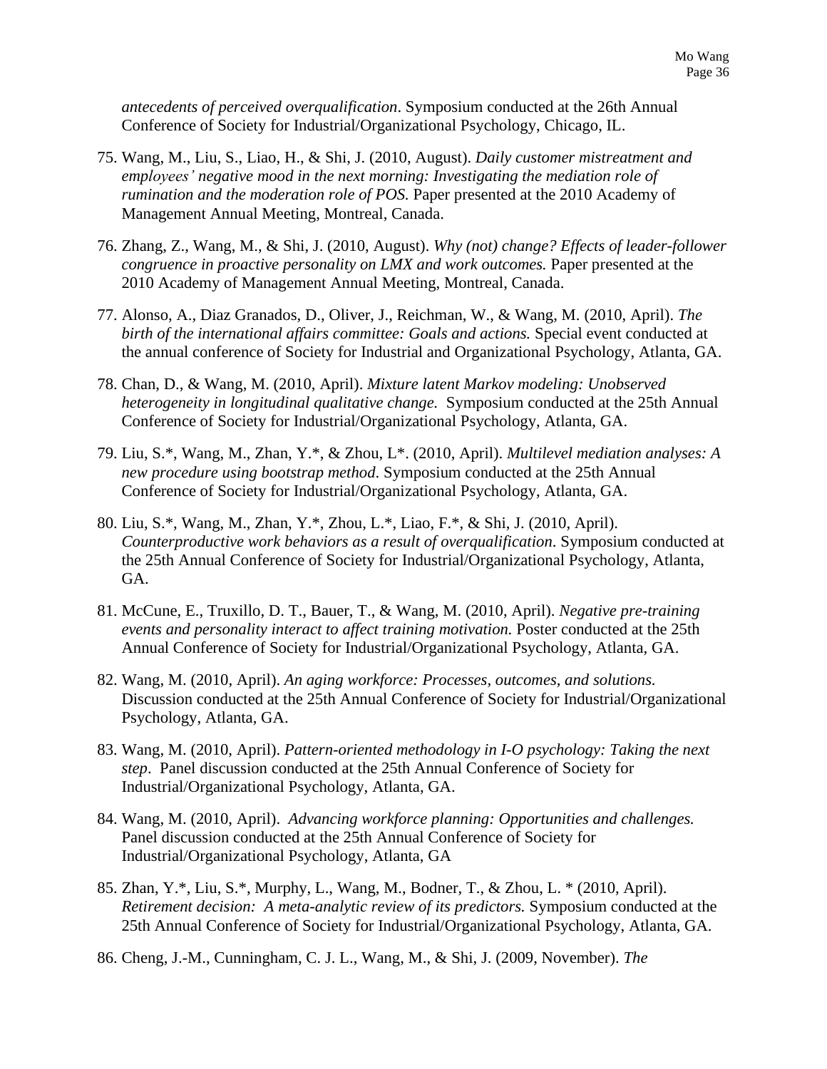*antecedents of perceived overqualification*. Symposium conducted at the 26th Annual Conference of Society for Industrial/Organizational Psychology, Chicago, IL.

75. Wang, M., Liu, S., Liao, H., & Shi, J. (2010, August). *Daily customer mistreatment and employees' negative mood in the next morning: Investigating the mediation role of rumination and the moderation role of POS.* Paper presented at the 2010 Academy of Management Annual Meeting, Montreal, Canada.

76. Zhang, Z., Wang, M., & Shi, J. (2010, August). *Why (not) change? Effects of leader-follower congruence in proactive personality on LMX and work outcomes.* Paper presented at the 2010 Academy of Management Annual Meeting, Montreal, Canada.

77. Alonso, A., Diaz Granados, D., Oliver, J., Reichman, W., & Wang, M. (2010, April). *The birth of the international affairs committee: Goals and actions.* Special event conducted at the annual conference of Society for Industrial and Organizational Psychology, Atlanta, GA.

78. Chan, D., & Wang, M. (2010, April). *Mixture latent Markov modeling: Unobserved heterogeneity in longitudinal qualitative change.* Symposium conducted at the 25th Annual Conference of Society for Industrial/Organizational Psychology, Atlanta, GA.

79. Liu, S.*, Wang, M., Zhan, Y.*, & Zhou, L*. (2010, April). *Multilevel mediation analyses: A new procedure using bootstrap method*. Symposium conducted at the 25th Annual Conference of Society for Industrial/Organizational Psychology, Atlanta, GA.

80. Liu, S.*, Wang, M., Zhan, Y.*, Zhou, L.*, Liao, F.*, & Shi, J. (2010, April). *Counterproductive work behaviors as a result of overqualification*. Symposium conducted at the 25th Annual Conference of Society for Industrial/Organizational Psychology, Atlanta, GA.

81. McCune, E., Truxillo, D. T., Bauer, T., & Wang, M. (2010, April). *Negative pre-training events and personality interact to affect training motivation.* Poster conducted at the 25th Annual Conference of Society for Industrial/Organizational Psychology, Atlanta, GA.

82. Wang, M. (2010, April). *An aging workforce: Processes, outcomes, and solutions.* Discussion conducted at the 25th Annual Conference of Society for Industrial/Organizational Psychology, Atlanta, GA.

83. Wang, M. (2010, April). *Pattern-oriented methodology in I-O psychology: Taking the next step*. Panel discussion conducted at the 25th Annual Conference of Society for Industrial/Organizational Psychology, Atlanta, GA.

84. Wang, M. (2010, April). *Advancing workforce planning: Opportunities and challenges.* Panel discussion conducted at the 25th Annual Conference of Society for Industrial/Organizational Psychology, Atlanta, GA

85. Zhan, Y.*, Liu, S.*, Murphy, L., Wang, M., Bodner, T., & Zhou, L. * (2010, April). *Retirement decision: A meta-analytic review of its predictors.* Symposium conducted at the 25th Annual Conference of Society for Industrial/Organizational Psychology, Atlanta, GA.

86. Cheng, J.-M., Cunningham, C. J. L., Wang, M., & Shi, J. (2009, November). *The*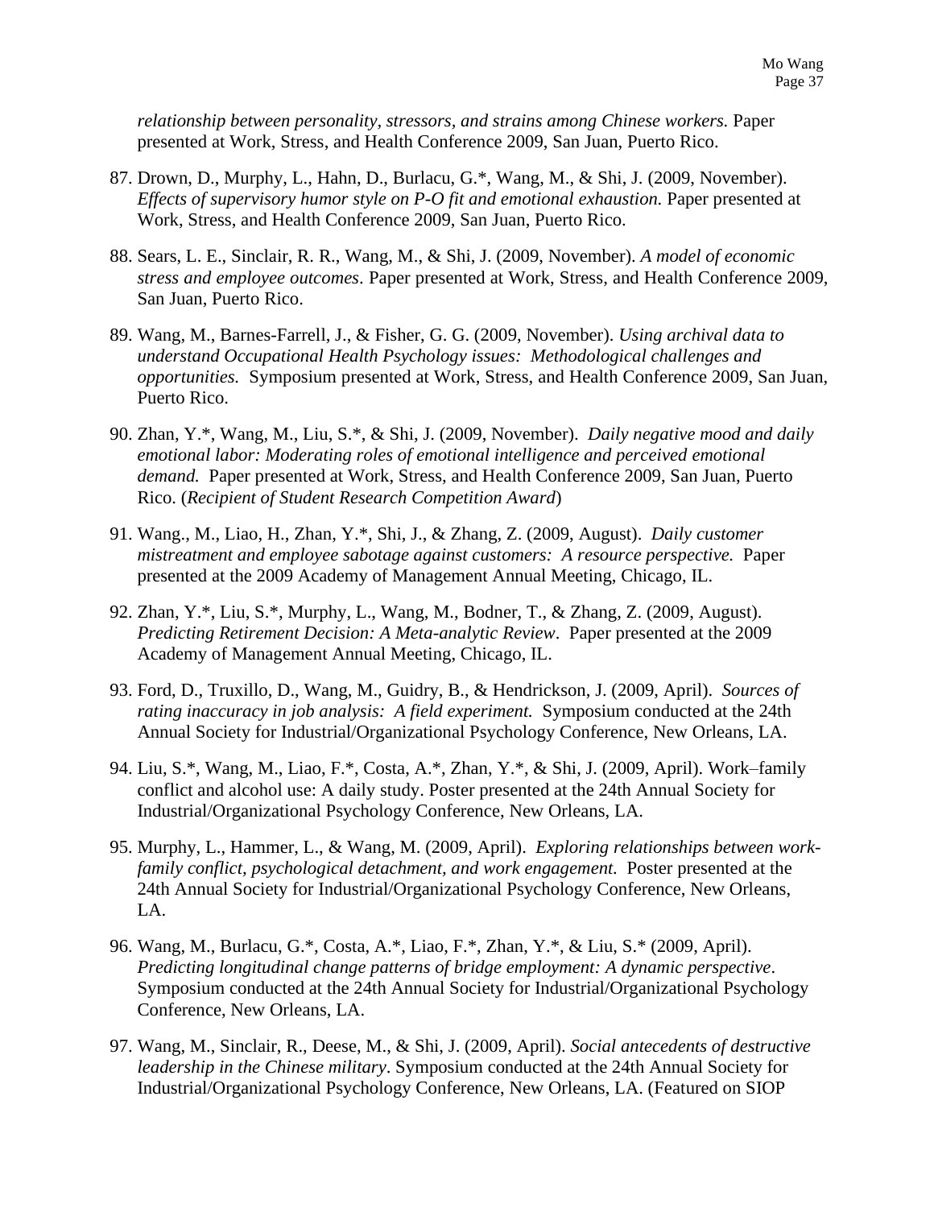*relationship between personality, stressors, and strains among Chinese workers.* Paper presented at Work, Stress, and Health Conference 2009, San Juan, Puerto Rico.

87. Drown, D., Murphy, L., Hahn, D., Burlacu, G.*, Wang, M., & Shi, J. (2009, November). *Effects of supervisory humor style on P-O fit and emotional exhaustion.* Paper presented at Work, Stress, and Health Conference 2009, San Juan, Puerto Rico.

88. Sears, L. E., Sinclair, R. R., Wang, M., & Shi, J. (2009, November). *A model of economic stress and employee outcomes*. Paper presented at Work, Stress, and Health Conference 2009, San Juan, Puerto Rico.

89. Wang, M., Barnes-Farrell, J., & Fisher, G. G. (2009, November). *Using archival data to understand Occupational Health Psychology issues: Methodological challenges and opportunities.* Symposium presented at Work, Stress, and Health Conference 2009, San Juan, Puerto Rico.

90. Zhan, Y.*, Wang, M., Liu, S.*, & Shi, J. (2009, November). *Daily negative mood and daily emotional labor: Moderating roles of emotional intelligence and perceived emotional demand.* Paper presented at Work, Stress, and Health Conference 2009, San Juan, Puerto Rico. (*Recipient of Student Research Competition Award*)

91. Wang., M., Liao, H., Zhan, Y.*, Shi, J., & Zhang, Z. (2009, August). *Daily customer mistreatment and employee sabotage against customers: A resource perspective.* Paper presented at the 2009 Academy of Management Annual Meeting, Chicago, IL.

92. Zhan, Y.*, Liu, S.*, Murphy, L., Wang, M., Bodner, T., & Zhang, Z. (2009, August). *Predicting Retirement Decision: A Meta-analytic Review*. Paper presented at the 2009 Academy of Management Annual Meeting, Chicago, IL.

93. Ford, D., Truxillo, D., Wang, M., Guidry, B., & Hendrickson, J. (2009, April). *Sources of rating inaccuracy in job analysis: A field experiment.* Symposium conducted at the 24th Annual Society for Industrial/Organizational Psychology Conference, New Orleans, LA.

94. Liu, S.*, Wang, M., Liao, F.*, Costa, A.*, Zhan, Y.*, & Shi, J. (2009, April). Work–family conflict and alcohol use: A daily study. Poster presented at the 24th Annual Society for Industrial/Organizational Psychology Conference, New Orleans, LA.

95. Murphy, L., Hammer, L., & Wang, M. (2009, April). *Exploring relationships between work-family conflict, psychological detachment, and work engagement.* Poster presented at the 24th Annual Society for Industrial/Organizational Psychology Conference, New Orleans, LA.

96. Wang, M., Burlacu, G.*, Costa, A.*, Liao, F.*, Zhan, Y.*, & Liu, S.* (2009, April). *Predicting longitudinal change patterns of bridge employment: A dynamic perspective*. Symposium conducted at the 24th Annual Society for Industrial/Organizational Psychology Conference, New Orleans, LA.

97. Wang, M., Sinclair, R., Deese, M., & Shi, J. (2009, April). *Social antecedents of destructive leadership in the Chinese military*. Symposium conducted at the 24th Annual Society for Industrial/Organizational Psychology Conference, New Orleans, LA. (Featured on SIOP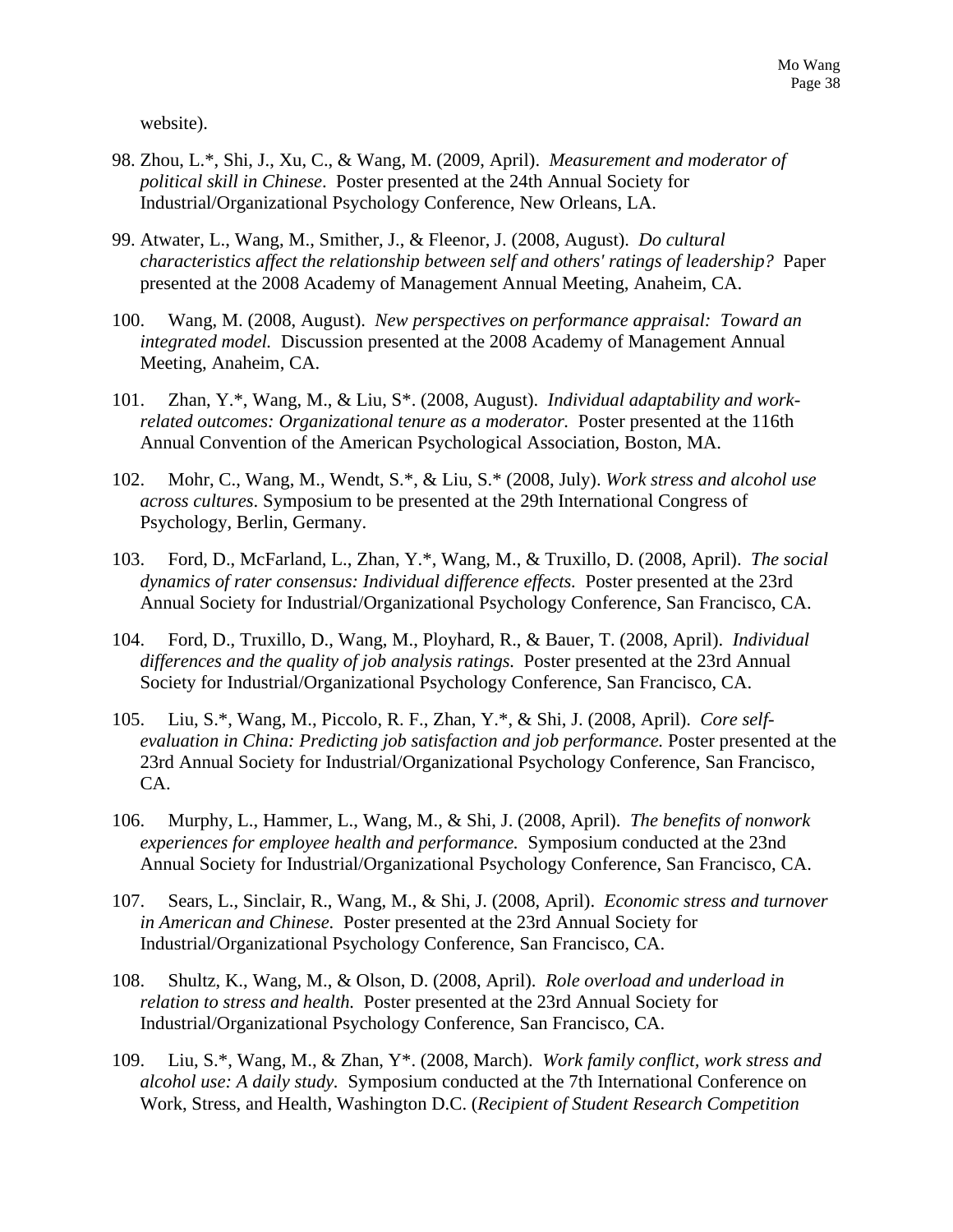website).

98. Zhou, L.*, Shi, J., Xu, C., & Wang, M. (2009, April). *Measurement and moderator of political skill in Chinese*. Poster presented at the 24th Annual Society for Industrial/Organizational Psychology Conference, New Orleans, LA.

99. Atwater, L., Wang, M., Smither, J., & Fleenor, J. (2008, August). *Do cultural characteristics affect the relationship between self and others' ratings of leadership?* Paper presented at the 2008 Academy of Management Annual Meeting, Anaheim, CA.

100. Wang, M. (2008, August). *New perspectives on performance appraisal: Toward an integrated model.* Discussion presented at the 2008 Academy of Management Annual Meeting, Anaheim, CA.

101. Zhan, Y.*, Wang, M., & Liu, S*. (2008, August). *Individual adaptability and work-related outcomes: Organizational tenure as a moderator.* Poster presented at the 116th Annual Convention of the American Psychological Association, Boston, MA.

102. Mohr, C., Wang, M., Wendt, S.*, & Liu, S.* (2008, July). *Work stress and alcohol use across cultures*. Symposium to be presented at the 29th International Congress of Psychology, Berlin, Germany.

103. Ford, D., McFarland, L., Zhan, Y.*, Wang, M., & Truxillo, D. (2008, April). *The social dynamics of rater consensus: Individual difference effects.* Poster presented at the 23rd Annual Society for Industrial/Organizational Psychology Conference, San Francisco, CA.

104. Ford, D., Truxillo, D., Wang, M., Ployhard, R., & Bauer, T. (2008, April). *Individual differences and the quality of job analysis ratings.* Poster presented at the 23rd Annual Society for Industrial/Organizational Psychology Conference, San Francisco, CA.

105. Liu, S.*, Wang, M., Piccolo, R. F., Zhan, Y.*, & Shi, J. (2008, April). *Core self-evaluation in China: Predicting job satisfaction and job performance.* Poster presented at the 23rd Annual Society for Industrial/Organizational Psychology Conference, San Francisco, CA.

106. Murphy, L., Hammer, L., Wang, M., & Shi, J. (2008, April). *The benefits of nonwork experiences for employee health and performance.* Symposium conducted at the 23nd Annual Society for Industrial/Organizational Psychology Conference, San Francisco, CA.

107. Sears, L., Sinclair, R., Wang, M., & Shi, J. (2008, April). *Economic stress and turnover in American and Chinese.* Poster presented at the 23rd Annual Society for Industrial/Organizational Psychology Conference, San Francisco, CA.

108. Shultz, K., Wang, M., & Olson, D. (2008, April). *Role overload and underload in relation to stress and health.* Poster presented at the 23rd Annual Society for Industrial/Organizational Psychology Conference, San Francisco, CA.

109. Liu, S.*, Wang, M., & Zhan, Y*. (2008, March). *Work family conflict, work stress and alcohol use: A daily study.* Symposium conducted at the 7th International Conference on Work, Stress, and Health, Washington D.C. (*Recipient of Student Research Competition*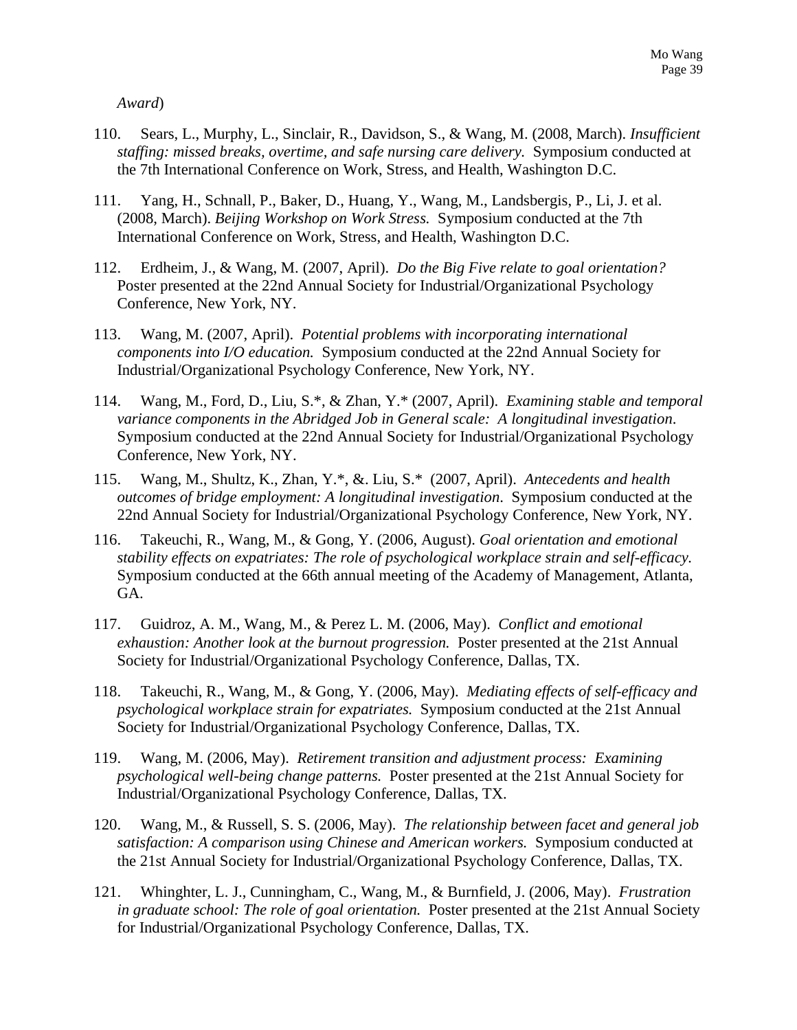*Award*)

110. Sears, L., Murphy, L., Sinclair, R., Davidson, S., & Wang, M. (2008, March). *Insufficient staffing: missed breaks, overtime, and safe nursing care delivery.* Symposium conducted at the 7th International Conference on Work, Stress, and Health, Washington D.C.

111. Yang, H., Schnall, P., Baker, D., Huang, Y., Wang, M., Landsbergis, P., Li, J. et al. (2008, March). *Beijing Workshop on Work Stress.* Symposium conducted at the 7th International Conference on Work, Stress, and Health, Washington D.C.

112. Erdheim, J., & Wang, M. (2007, April). *Do the Big Five relate to goal orientation?* Poster presented at the 22nd Annual Society for Industrial/Organizational Psychology Conference, New York, NY.

113. Wang, M. (2007, April). *Potential problems with incorporating international components into I/O education.* Symposium conducted at the 22nd Annual Society for Industrial/Organizational Psychology Conference, New York, NY.

114. Wang, M., Ford, D., Liu, S.*, & Zhan, Y.* (2007, April). *Examining stable and temporal variance components in the Abridged Job in General scale: A longitudinal investigation.* Symposium conducted at the 22nd Annual Society for Industrial/Organizational Psychology Conference, New York, NY.

115. Wang, M., Shultz, K., Zhan, Y.*, &. Liu, S.* (2007, April). *Antecedents and health outcomes of bridge employment: A longitudinal investigation.* Symposium conducted at the 22nd Annual Society for Industrial/Organizational Psychology Conference, New York, NY.

116. Takeuchi, R., Wang, M., & Gong, Y. (2006, August). *Goal orientation and emotional stability effects on expatriates: The role of psychological workplace strain and self-efficacy.* Symposium conducted at the 66th annual meeting of the Academy of Management, Atlanta, GA.

117. Guidroz, A. M., Wang, M., & Perez L. M. (2006, May). *Conflict and emotional exhaustion: Another look at the burnout progression.* Poster presented at the 21st Annual Society for Industrial/Organizational Psychology Conference, Dallas, TX.

118. Takeuchi, R., Wang, M., & Gong, Y. (2006, May). *Mediating effects of self-efficacy and psychological workplace strain for expatriates.* Symposium conducted at the 21st Annual Society for Industrial/Organizational Psychology Conference, Dallas, TX.

119. Wang, M. (2006, May). *Retirement transition and adjustment process: Examining psychological well-being change patterns.* Poster presented at the 21st Annual Society for Industrial/Organizational Psychology Conference, Dallas, TX.

120. Wang, M., & Russell, S. S. (2006, May). *The relationship between facet and general job satisfaction: A comparison using Chinese and American workers.* Symposium conducted at the 21st Annual Society for Industrial/Organizational Psychology Conference, Dallas, TX.

121. Whinghter, L. J., Cunningham, C., Wang, M., & Burnfield, J. (2006, May). *Frustration in graduate school: The role of goal orientation.* Poster presented at the 21st Annual Society for Industrial/Organizational Psychology Conference, Dallas, TX.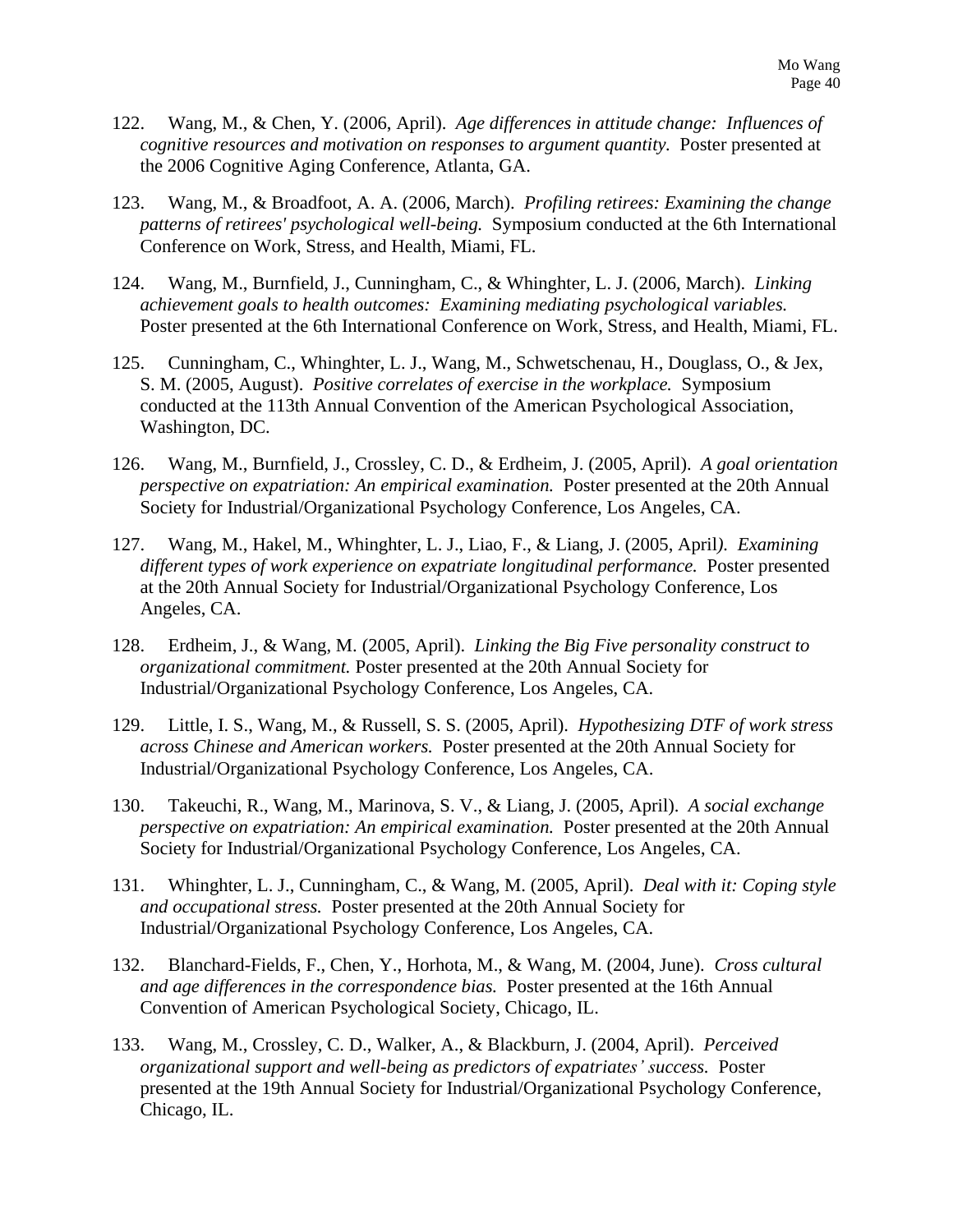122. Wang, M., & Chen, Y. (2006, April). *Age differences in attitude change: Influences of cognitive resources and motivation on responses to argument quantity.* Poster presented at the 2006 Cognitive Aging Conference, Atlanta, GA.

123. Wang, M., & Broadfoot, A. A. (2006, March). *Profiling retirees: Examining the change patterns of retirees' psychological well-being.* Symposium conducted at the 6th International Conference on Work, Stress, and Health, Miami, FL.

124. Wang, M., Burnfield, J., Cunningham, C., & Whinghter, L. J. (2006, March). *Linking achievement goals to health outcomes: Examining mediating psychological variables.* Poster presented at the 6th International Conference on Work, Stress, and Health, Miami, FL.

125. Cunningham, C., Whinghter, L. J., Wang, M., Schwetschenau, H., Douglass, O., & Jex, S. M. (2005, August). *Positive correlates of exercise in the workplace.* Symposium conducted at the 113th Annual Convention of the American Psychological Association, Washington, DC.

126. Wang, M., Burnfield, J., Crossley, C. D., & Erdheim, J. (2005, April). *A goal orientation perspective on expatriation: An empirical examination.* Poster presented at the 20th Annual Society for Industrial/Organizational Psychology Conference, Los Angeles, CA.

127. Wang, M., Hakel, M., Whinghter, L. J., Liao, F., & Liang, J. (2005, April). *Examining different types of work experience on expatriate longitudinal performance.* Poster presented at the 20th Annual Society for Industrial/Organizational Psychology Conference, Los Angeles, CA.

128. Erdheim, J., & Wang, M. (2005, April). *Linking the Big Five personality construct to organizational commitment.* Poster presented at the 20th Annual Society for Industrial/Organizational Psychology Conference, Los Angeles, CA.

129. Little, I. S., Wang, M., & Russell, S. S. (2005, April). *Hypothesizing DTF of work stress across Chinese and American workers.* Poster presented at the 20th Annual Society for Industrial/Organizational Psychology Conference, Los Angeles, CA.

130. Takeuchi, R., Wang, M., Marinova, S. V., & Liang, J. (2005, April). *A social exchange perspective on expatriation: An empirical examination.* Poster presented at the 20th Annual Society for Industrial/Organizational Psychology Conference, Los Angeles, CA.

131. Whinghter, L. J., Cunningham, C., & Wang, M. (2005, April). *Deal with it: Coping style and occupational stress.* Poster presented at the 20th Annual Society for Industrial/Organizational Psychology Conference, Los Angeles, CA.

132. Blanchard-Fields, F., Chen, Y., Horhota, M., & Wang, M. (2004, June). *Cross cultural and age differences in the correspondence bias.* Poster presented at the 16th Annual Convention of American Psychological Society, Chicago, IL.

133. Wang, M., Crossley, C. D., Walker, A., & Blackburn, J. (2004, April). *Perceived organizational support and well-being as predictors of expatriates' success.* Poster presented at the 19th Annual Society for Industrial/Organizational Psychology Conference, Chicago, IL.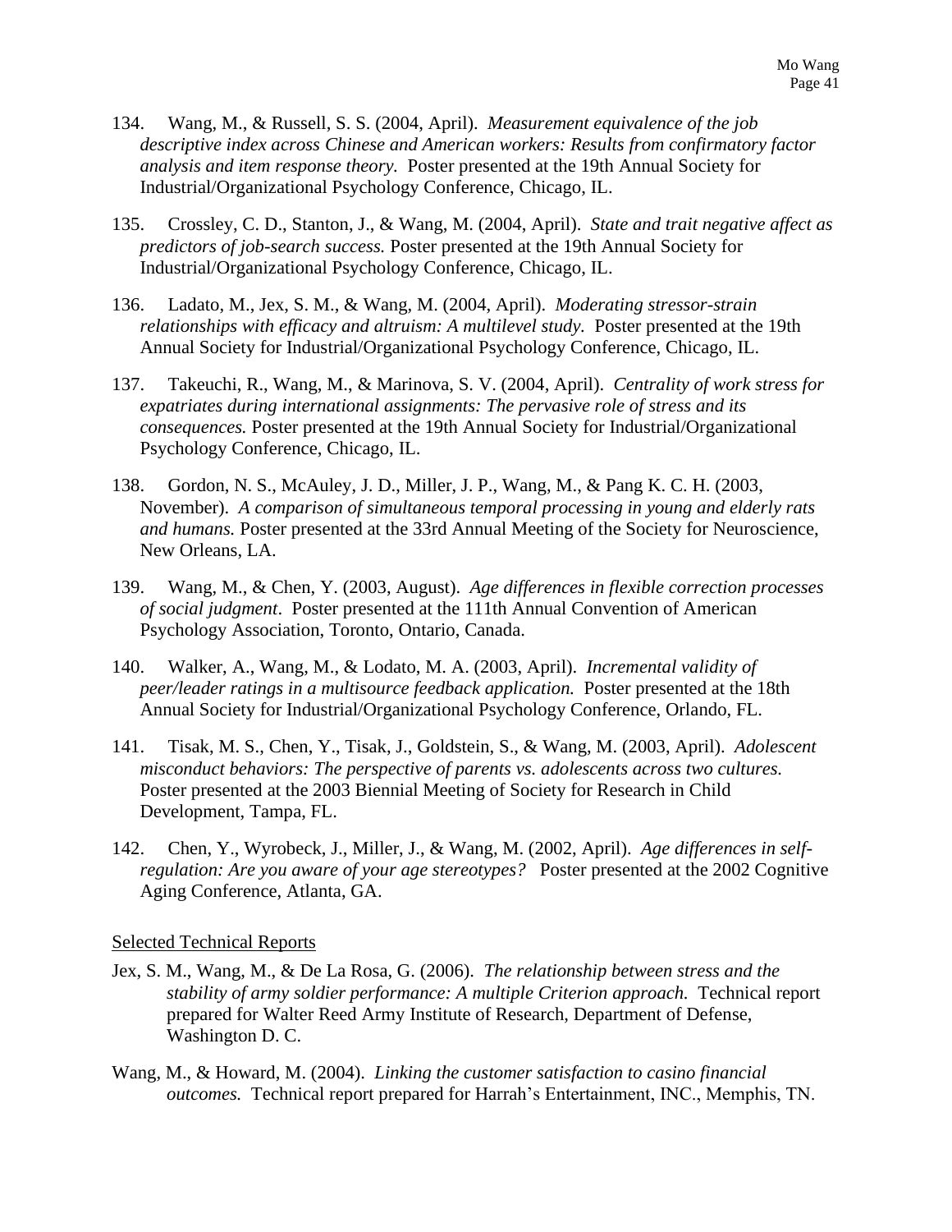134. Wang, M., & Russell, S. S. (2004, April). *Measurement equivalence of the job descriptive index across Chinese and American workers: Results from confirmatory factor analysis and item response theory.* Poster presented at the 19th Annual Society for Industrial/Organizational Psychology Conference, Chicago, IL.

135. Crossley, C. D., Stanton, J., & Wang, M. (2004, April). *State and trait negative affect as predictors of job-search success.* Poster presented at the 19th Annual Society for Industrial/Organizational Psychology Conference, Chicago, IL.

136. Ladato, M., Jex, S. M., & Wang, M. (2004, April). *Moderating stressor-strain relationships with efficacy and altruism: A multilevel study.* Poster presented at the 19th Annual Society for Industrial/Organizational Psychology Conference, Chicago, IL.

137. Takeuchi, R., Wang, M., & Marinova, S. V. (2004, April). *Centrality of work stress for expatriates during international assignments: The pervasive role of stress and its consequences.* Poster presented at the 19th Annual Society for Industrial/Organizational Psychology Conference, Chicago, IL.

138. Gordon, N. S., McAuley, J. D., Miller, J. P., Wang, M., & Pang K. C. H. (2003, November). *A comparison of simultaneous temporal processing in young and elderly rats and humans.* Poster presented at the 33rd Annual Meeting of the Society for Neuroscience, New Orleans, LA.

139. Wang, M., & Chen, Y. (2003, August). *Age differences in flexible correction processes of social judgment*. Poster presented at the 111th Annual Convention of American Psychology Association, Toronto, Ontario, Canada.

140. Walker, A., Wang, M., & Lodato, M. A. (2003, April). *Incremental validity of peer/leader ratings in a multisource feedback application.* Poster presented at the 18th Annual Society for Industrial/Organizational Psychology Conference, Orlando, FL.

141. Tisak, M. S., Chen, Y., Tisak, J., Goldstein, S., & Wang, M. (2003, April). *Adolescent misconduct behaviors: The perspective of parents vs. adolescents across two cultures.* Poster presented at the 2003 Biennial Meeting of Society for Research in Child Development, Tampa, FL.

142. Chen, Y., Wyrobeck, J., Miller, J., & Wang, M. (2002, April). *Age differences in self-regulation: Are you aware of your age stereotypes?* Poster presented at the 2002 Cognitive Aging Conference, Atlanta, GA.

Selected Technical Reports

Jex, S. M., Wang, M., & De La Rosa, G. (2006). *The relationship between stress and the stability of army soldier performance: A multiple Criterion approach.* Technical report prepared for Walter Reed Army Institute of Research, Department of Defense, Washington D. C.

Wang, M., & Howard, M. (2004). *Linking the customer satisfaction to casino financial outcomes.* Technical report prepared for Harrah's Entertainment, INC., Memphis, TN.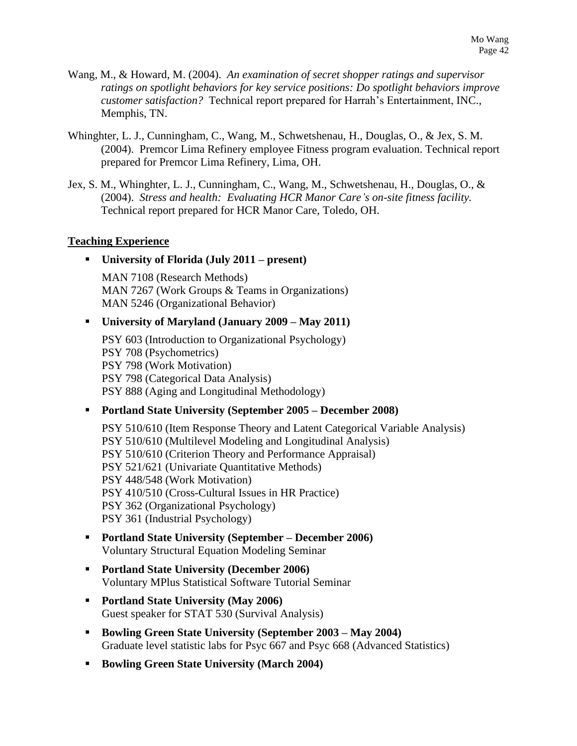Wang, M., & Howard, M. (2004). *An examination of secret shopper ratings and supervisor ratings on spotlight behaviors for key service positions: Do spotlight behaviors improve customer satisfaction?* Technical report prepared for Harrah's Entertainment, INC., Memphis, TN.

Whinghter, L. J., Cunningham, C., Wang, M., Schwetshenau, H., Douglas, O., & Jex, S. M. (2004). Premcor Lima Refinery employee Fitness program evaluation. Technical report prepared for Premcor Lima Refinery, Lima, OH.

Jex, S. M., Whinghter, L. J., Cunningham, C., Wang, M., Schwetshenau, H., Douglas, O., & (2004). *Stress and health: Evaluating HCR Manor Care's on-site fitness facility.* Technical report prepared for HCR Manor Care, Toledo, OH.

## Teaching Experience

- **University of Florida (July 2011 – present)**

  MAN 7108 (Research Methods)
  MAN 7267 (Work Groups & Teams in Organizations)
  MAN 5246 (Organizational Behavior)

- **University of Maryland (January 2009 – May 2011)**

  PSY 603 (Introduction to Organizational Psychology)
  PSY 708 (Psychometrics)
  PSY 798 (Work Motivation)
  PSY 798 (Categorical Data Analysis)
  PSY 888 (Aging and Longitudinal Methodology)

- **Portland State University (September 2005 – December 2008)**

  PSY 510/610 (Item Response Theory and Latent Categorical Variable Analysis)
  PSY 510/610 (Multilevel Modeling and Longitudinal Analysis)
  PSY 510/610 (Criterion Theory and Performance Appraisal)
  PSY 521/621 (Univariate Quantitative Methods)
  PSY 448/548 (Work Motivation)
  PSY 410/510 (Cross-Cultural Issues in HR Practice)
  PSY 362 (Organizational Psychology)
  PSY 361 (Industrial Psychology)

- **Portland State University (September – December 2006)**
  Voluntary Structural Equation Modeling Seminar

- **Portland State University (December 2006)**
  Voluntary MPlus Statistical Software Tutorial Seminar

- **Portland State University (May 2006)**
  Guest speaker for STAT 530 (Survival Analysis)

- **Bowling Green State University (September 2003 – May 2004)**
  Graduate level statistic labs for Psyc 667 and Psyc 668 (Advanced Statistics)

- **Bowling Green State University (March 2004)**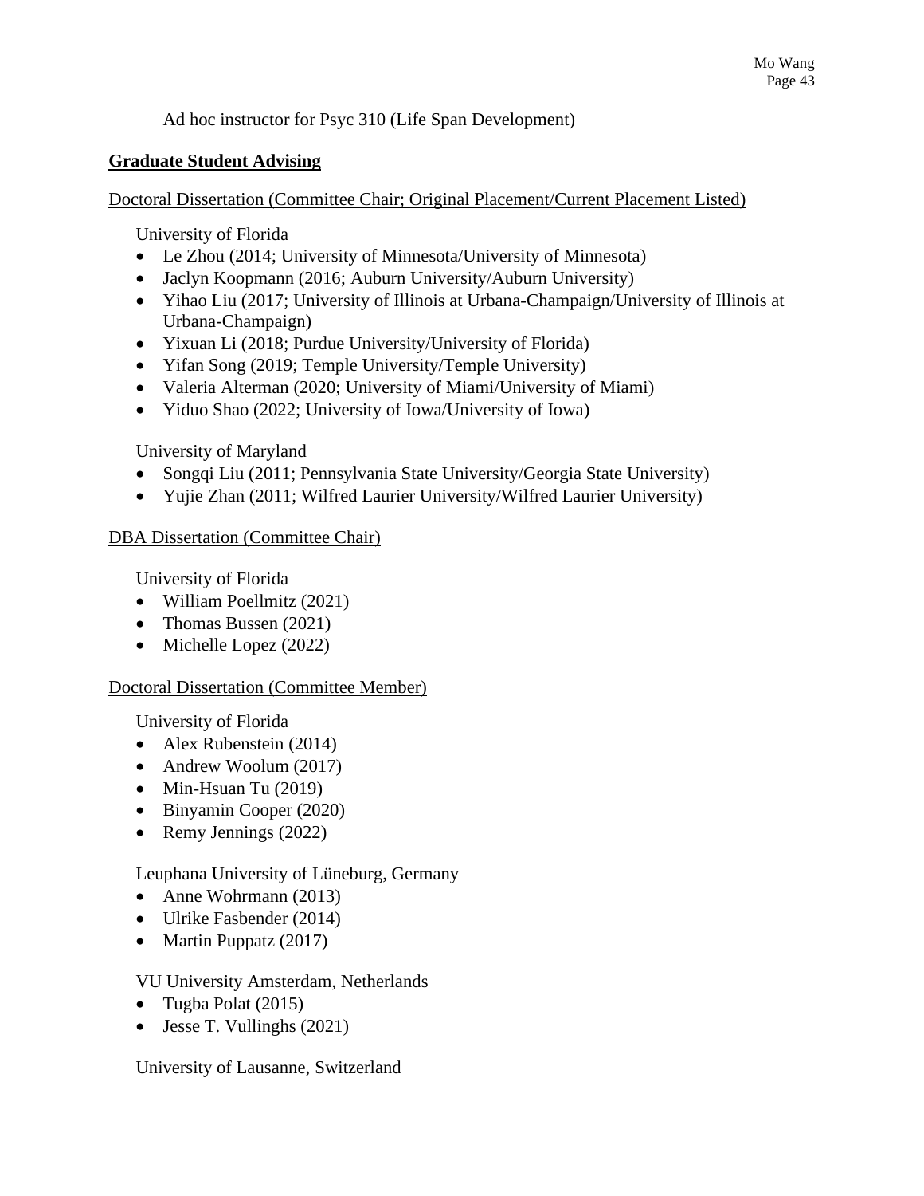Ad hoc instructor for Psyc 310 (Life Span Development)

**Graduate Student Advising**

Doctoral Dissertation (Committee Chair; Original Placement/Current Placement Listed)

University of Florida

- Le Zhou (2014; University of Minnesota/University of Minnesota)
- Jaclyn Koopmann (2016; Auburn University/Auburn University)
- Yihao Liu (2017; University of Illinois at Urbana-Champaign/University of Illinois at Urbana-Champaign)
- Yixuan Li (2018; Purdue University/University of Florida)
- Yifan Song (2019; Temple University/Temple University)
- Valeria Alterman (2020; University of Miami/University of Miami)
- Yiduo Shao (2022; University of Iowa/University of Iowa)

University of Maryland

- Songqi Liu (2011; Pennsylvania State University/Georgia State University)
- Yujie Zhan (2011; Wilfred Laurier University/Wilfred Laurier University)

DBA Dissertation (Committee Chair)

University of Florida

- William Poellmitz (2021)
- Thomas Bussen (2021)
- Michelle Lopez (2022)

Doctoral Dissertation (Committee Member)

University of Florida

- Alex Rubenstein (2014)
- Andrew Woolum (2017)
- Min-Hsuan Tu (2019)
- Binyamin Cooper (2020)
- Remy Jennings (2022)

Leuphana University of Lüneburg, Germany

- Anne Wohrmann (2013)
- Ulrike Fasbender (2014)
- Martin Puppatz (2017)

VU University Amsterdam, Netherlands

- Tugba Polat (2015)
- Jesse T. Vullinghs (2021)

University of Lausanne, Switzerland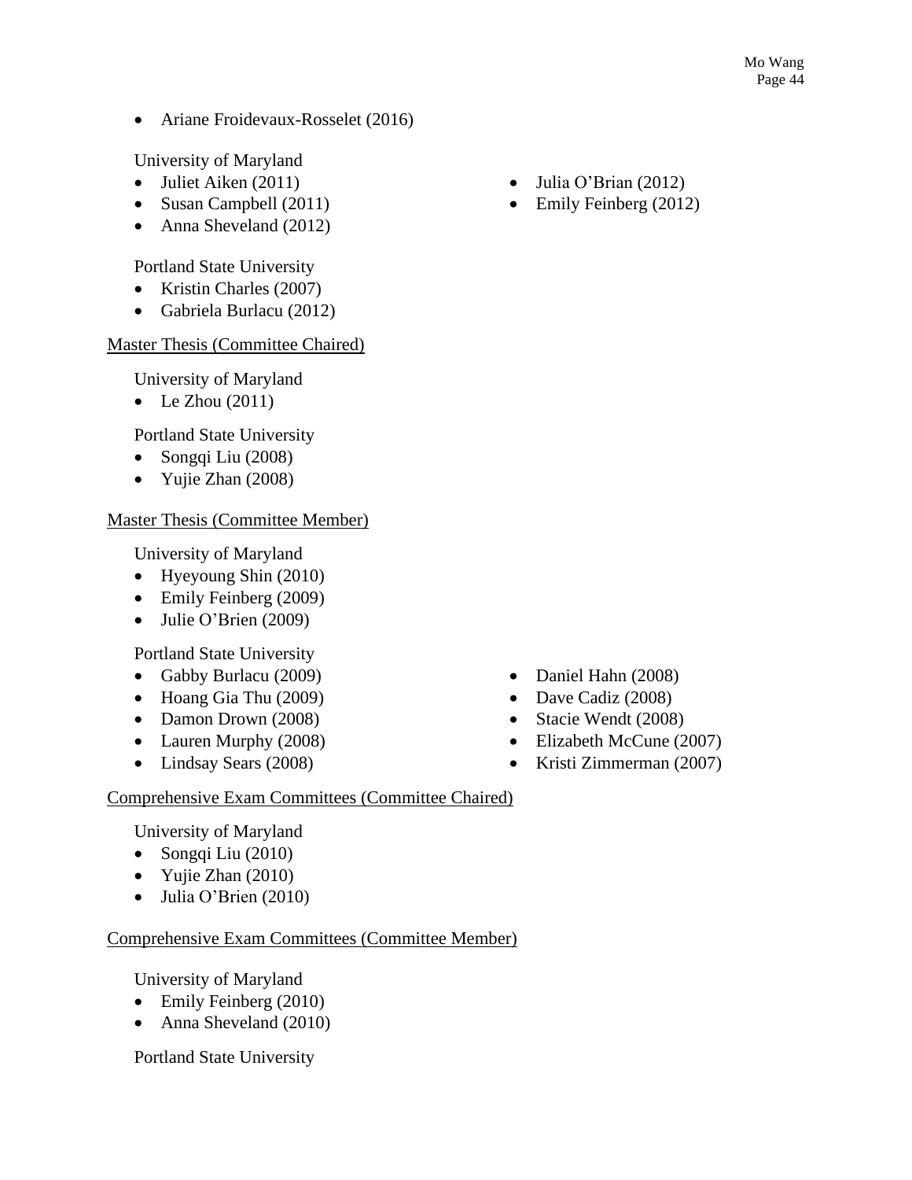- Ariane Froidevaux-Rosselet (2016)

University of Maryland

- Juliet Aiken (2011)
- Susan Campbell (2011)
- Anna Sheveland (2012)
- Julia O'Brian (2012)
- Emily Feinberg (2012)

Portland State University

- Kristin Charles (2007)
- Gabriela Burlacu (2012)

Master Thesis (Committee Chaired)

University of Maryland

- Le Zhou (2011)

Portland State University

- Songqi Liu (2008)
- Yujie Zhan (2008)

Master Thesis (Committee Member)

University of Maryland

- Hyeyoung Shin (2010)
- Emily Feinberg (2009)
- Julie O'Brien (2009)

Portland State University

- Gabby Burlacu (2009)
- Hoang Gia Thu (2009)
- Damon Drown (2008)
- Lauren Murphy (2008)
- Lindsay Sears (2008)
- Daniel Hahn (2008)
- Dave Cadiz (2008)
- Stacie Wendt (2008)
- Elizabeth McCune (2007)
- Kristi Zimmerman (2007)

Comprehensive Exam Committees (Committee Chaired)

University of Maryland

- Songqi Liu (2010)
- Yujie Zhan (2010)
- Julia O'Brien (2010)

Comprehensive Exam Committees (Committee Member)

University of Maryland

- Emily Feinberg (2010)
- Anna Sheveland (2010)

Portland State University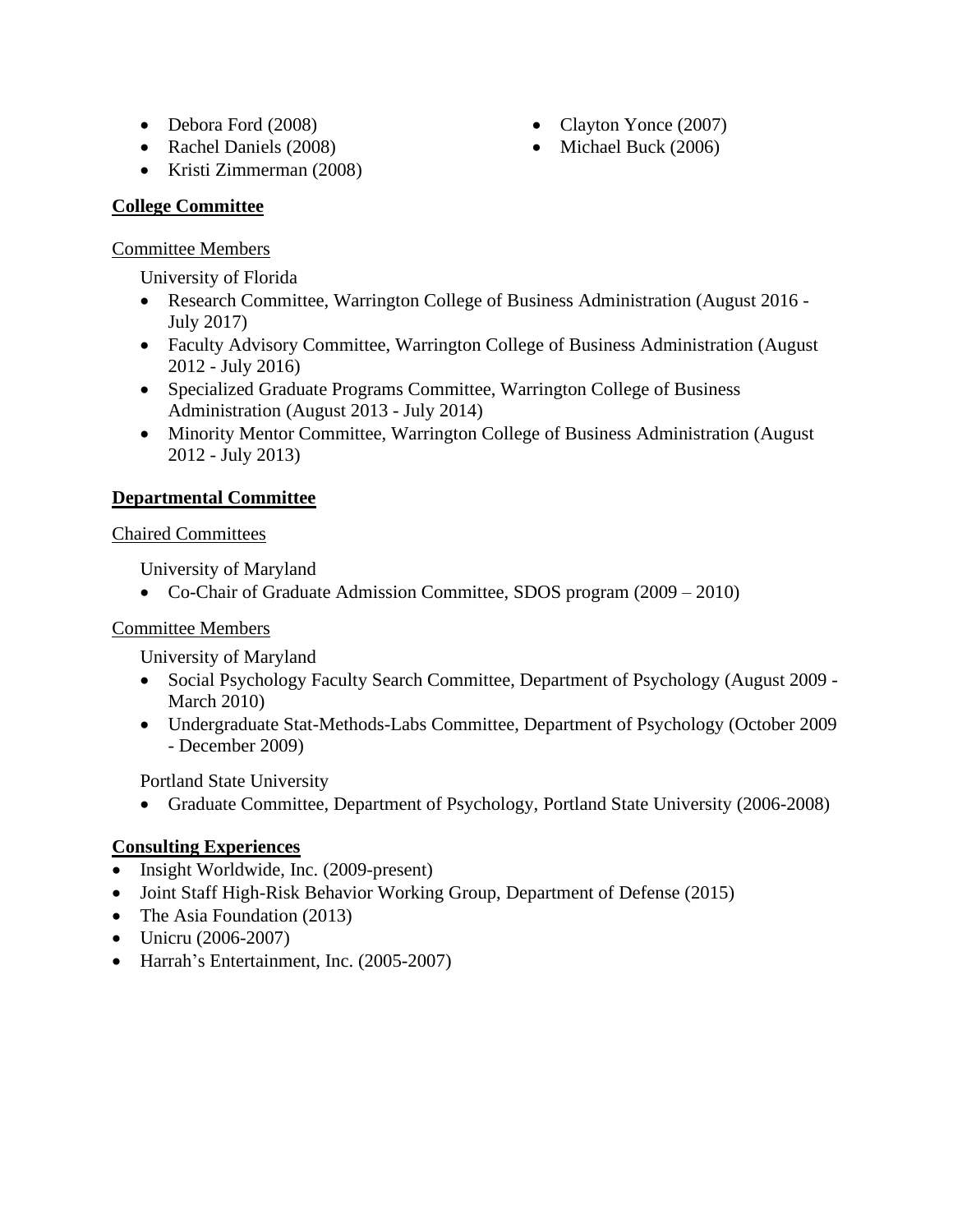- Debora Ford (2008)
- Rachel Daniels (2008)
- Kristi Zimmerman (2008)
- Clayton Yonce (2007)
- Michael Buck (2006)

**College Committee**

Committee Members

University of Florida

- Research Committee, Warrington College of Business Administration (August 2016 - July 2017)
- Faculty Advisory Committee, Warrington College of Business Administration (August 2012 - July 2016)
- Specialized Graduate Programs Committee, Warrington College of Business Administration (August 2013 - July 2014)
- Minority Mentor Committee, Warrington College of Business Administration (August 2012 - July 2013)

**Departmental Committee**

Chaired Committees

University of Maryland

- Co-Chair of Graduate Admission Committee, SDOS program (2009 – 2010)

Committee Members

University of Maryland

- Social Psychology Faculty Search Committee, Department of Psychology (August 2009 - March 2010)
- Undergraduate Stat-Methods-Labs Committee, Department of Psychology (October 2009 - December 2009)

Portland State University

- Graduate Committee, Department of Psychology, Portland State University (2006-2008)

**Consulting Experiences**

- Insight Worldwide, Inc. (2009-present)
- Joint Staff High-Risk Behavior Working Group, Department of Defense (2015)
- The Asia Foundation (2013)
- Unicru (2006-2007)
- Harrah's Entertainment, Inc. (2005-2007)